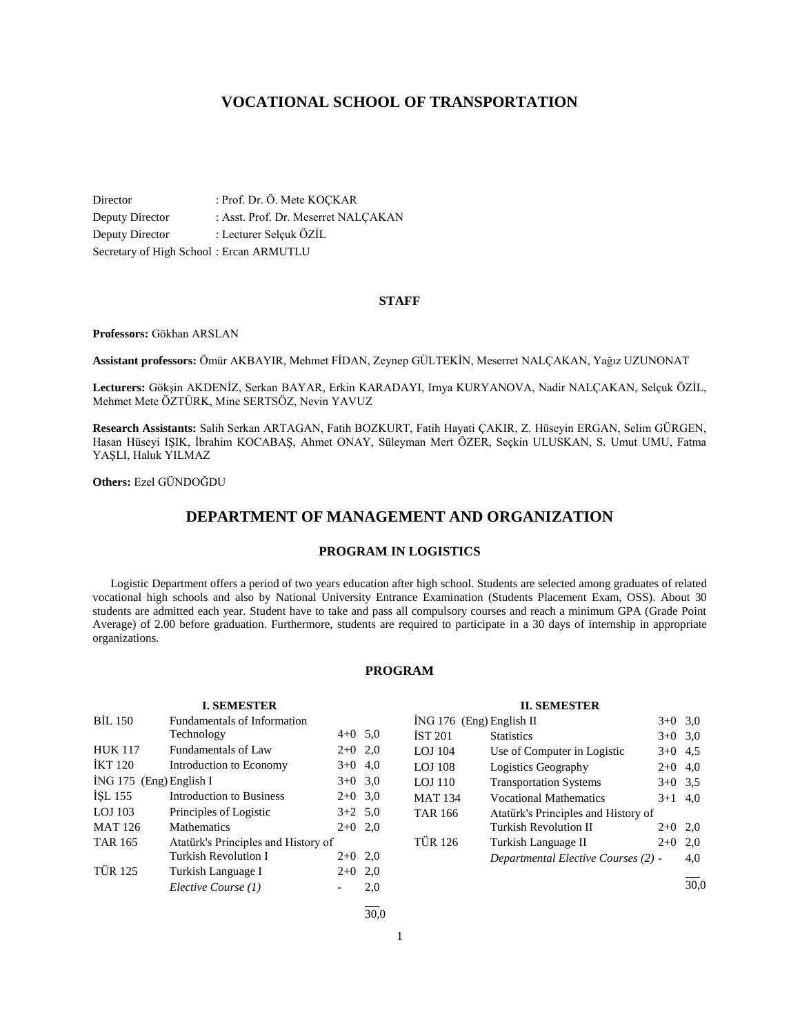# VOCATIONAL SCHOOL OF TRANSPORTATION

Director : Prof. Dr. Ö. Mete KOÇKAR
Deputy Director : Asst. Prof. Dr. Meserret NALÇAKAN
Deputy Director : Lecturer Selçuk ÖZİL
Secretary of High School : Ercan ARMUTLU

### STAFF

**Professors:** Gökhan ARSLAN

**Assistant professors:** Ömür AKBAYIR, Mehmet FİDAN, Zeynep GÜLTEKİN, Meserret NALÇAKAN, Yağız UZUNONAT

**Lecturers:** Gökşin AKDENİZ, Serkan BAYAR, Erkin KARADAYI, Irnya KURYANOVA, Nadir NALÇAKAN, Selçuk ÖZİL, Mehmet Mete ÖZTÜRK, Mine SERTSÖZ, Nevin YAVUZ

**Research Assistants:** Salih Serkan ARTAGAN, Fatih BOZKURT, Fatih Hayati ÇAKIR, Z. Hüseyin ERGAN, Selim GÜRGEN, Hasan Hüseyi IŞIK, İbrahim KOCABAŞ, Ahmet ONAY, Süleyman Mert ÖZER, Seçkin ULUSKAN, S. Umut UMU, Fatma YAŞLI, Haluk YILMAZ

**Others:** Ezel GÜNDOĞDU

## DEPARTMENT OF MANAGEMENT AND ORGANIZATION

### PROGRAM IN LOGISTICS

Logistic Department offers a period of two years education after high school. Students are selected among graduates of related vocational high schools and also by National University Entrance Examination (Students Placement Exam, OSS). About 30 students are admitted each year. Student have to take and pass all compulsory courses and reach a minimum GPA (Grade Point Average) of 2.00 before graduation. Furthermore, students are required to participate in a 30 days of internship in appropriate organizations.

### PROGRAM

**I. SEMESTER**

| Code | Course | | Credits |
|---|---|---|---|
| BİL 150 | Fundamentals of Information Technology | 4+0 | 5,0 |
| HUK 117 | Fundamentals of Law | 2+0 | 2,0 |
| İKT 120 | Introduction to Economy | 3+0 | 4,0 |
| İNG 175 (Eng) | English I | 3+0 | 3,0 |
| İŞL 155 | Introduction to Business | 2+0 | 3,0 |
| LOJ 103 | Principles of Logistic | 3+2 | 5,0 |
| MAT 126 | Mathematics | 2+0 | 2,0 |
| TAR 165 | Atatürk's Principles and History of Turkish Revolution I | 2+0 | 2,0 |
| TÜR 125 | Turkish Language I | 2+0 | 2,0 |
| | *Elective Course (1)* | - | 2,0 |
| | | | 30,0 |

**II. SEMESTER**

| Code | Course | | Credits |
|---|---|---|---|
| İNG 176 (Eng) | English II | 3+0 | 3,0 |
| İST 201 | Statistics | 3+0 | 3,0 |
| LOJ 104 | Use of Computer in Logistic | 3+0 | 4,5 |
| LOJ 108 | Logistics Geography | 2+0 | 4,0 |
| LOJ 110 | Transportation Systems | 3+0 | 3,5 |
| MAT 134 | Vocational Mathematics | 3+1 | 4,0 |
| TAR 166 | Atatürk's Principles and History of Turkish Revolution II | 2+0 | 2,0 |
| TÜR 126 | Turkish Language II | 2+0 | 2,0 |
| | *Departmental Elective Courses (2)* | - | 4,0 |
| | | | 30,0 |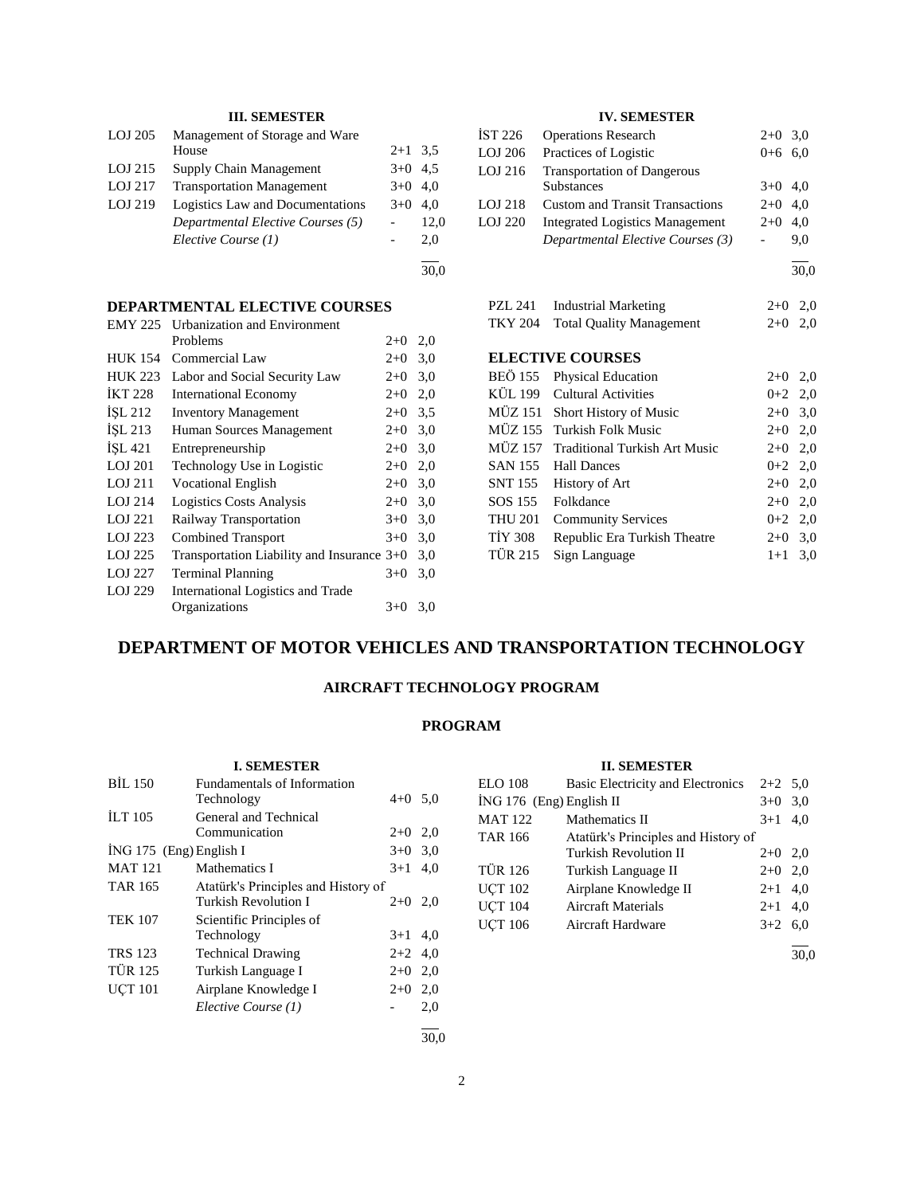### III. SEMESTER

| | | | |
|---|---|---|---|
| LOJ 205 | Management of Storage and Ware House | 2+1 | 3,5 |
| LOJ 215 | Supply Chain Management | 3+0 | 4,5 |
| LOJ 217 | Transportation Management | 3+0 | 4,0 |
| LOJ 219 | Logistics Law and Documentations | 3+0 | 4,0 |
| | *Departmental Elective Courses (5)* | - | 12,0 |
| | *Elective Course (1)* | - | 2,0 |
| | | | 30,0 |

### IV. SEMESTER

| | | | |
|---|---|---|---|
| İST 226 | Operations Research | 2+0 | 3,0 |
| LOJ 206 | Practices of Logistic | 0+6 | 6,0 |
| LOJ 216 | Transportation of Dangerous Substances | 3+0 | 4,0 |
| LOJ 218 | Custom and Transit Transactions | 2+0 | 4,0 |
| LOJ 220 | Integrated Logistics Management | 2+0 | 4,0 |
| | *Departmental Elective Courses (3)* | - | 9,0 |
| | | | 30,0 |

### DEPARTMENTAL ELECTIVE COURSES

| | | | |
|---|---|---|---|
| EMY 225 | Urbanization and Environment Problems | 2+0 | 2,0 |
| HUK 154 | Commercial Law | 2+0 | 3,0 |
| HUK 223 | Labor and Social Security Law | 2+0 | 3,0 |
| İKT 228 | International Economy | 2+0 | 2,0 |
| İŞL 212 | Inventory Management | 2+0 | 3,5 |
| İŞL 213 | Human Sources Management | 2+0 | 3,0 |
| İŞL 421 | Entrepreneurship | 2+0 | 3,0 |
| LOJ 201 | Technology Use in Logistic | 2+0 | 2,0 |
| LOJ 211 | Vocational English | 2+0 | 3,0 |
| LOJ 214 | Logistics Costs Analysis | 2+0 | 3,0 |
| LOJ 221 | Railway Transportation | 3+0 | 3,0 |
| LOJ 223 | Combined Transport | 3+0 | 3,0 |
| LOJ 225 | Transportation Liability and Insurance | 3+0 | 3,0 |
| LOJ 227 | Terminal Planning | 3+0 | 3,0 |
| LOJ 229 | International Logistics and Trade Organizations | 3+0 | 3,0 |
| PZL 241 | Industrial Marketing | 2+0 | 2,0 |
| TKY 204 | Total Quality Management | 2+0 | 2,0 |

### ELECTIVE COURSES

| | | | |
|---|---|---|---|
| BEÖ 155 | Physical Education | 2+0 | 2,0 |
| KÜL 199 | Cultural Activities | 0+2 | 2,0 |
| MÜZ 151 | Short History of Music | 2+0 | 3,0 |
| MÜZ 155 | Turkish Folk Music | 2+0 | 2,0 |
| MÜZ 157 | Traditional Turkish Art Music | 2+0 | 2,0 |
| SAN 155 | Hall Dances | 0+2 | 2,0 |
| SNT 155 | History of Art | 2+0 | 2,0 |
| SOS 155 | Folkdance | 2+0 | 2,0 |
| THU 201 | Community Services | 0+2 | 2,0 |
| TİY 308 | Republic Era Turkish Theatre | 2+0 | 3,0 |
| TÜR 215 | Sign Language | 1+1 | 3,0 |

# DEPARTMENT OF MOTOR VEHICLES AND TRANSPORTATION TECHNOLOGY

## AIRCRAFT TECHNOLOGY PROGRAM

## PROGRAM

### I. SEMESTER

| | | | |
|---|---|---|---|
| BİL 150 | Fundamentals of Information Technology | 4+0 | 5,0 |
| İLT 105 | General and Technical Communication | 2+0 | 2,0 |
| İNG 175 (Eng) | English I | 3+0 | 3,0 |
| MAT 121 | Mathematics I | 3+1 | 4,0 |
| TAR 165 | Atatürk's Principles and History of Turkish Revolution I | 2+0 | 2,0 |
| TEK 107 | Scientific Principles of Technology | 3+1 | 4,0 |
| TRS 123 | Technical Drawing | 2+2 | 4,0 |
| TÜR 125 | Turkish Language I | 2+0 | 2,0 |
| UÇT 101 | Airplane Knowledge I | 2+0 | 2,0 |
| | *Elective Course (1)* | - | 2,0 |
| | | | 30,0 |

### II. SEMESTER

| | | | |
|---|---|---|---|
| ELO 108 | Basic Electricity and Electronics | 2+2 | 5,0 |
| İNG 176 (Eng) | English II | 3+0 | 3,0 |
| MAT 122 | Mathematics II | 3+1 | 4,0 |
| TAR 166 | Atatürk's Principles and History of Turkish Revolution II | 2+0 | 2,0 |
| TÜR 126 | Turkish Language II | 2+0 | 2,0 |
| UÇT 102 | Airplane Knowledge II | 2+1 | 4,0 |
| UÇT 104 | Aircraft Materials | 2+1 | 4,0 |
| UÇT 106 | Aircraft Hardware | 3+2 | 6,0 |
| | | | 30,0 |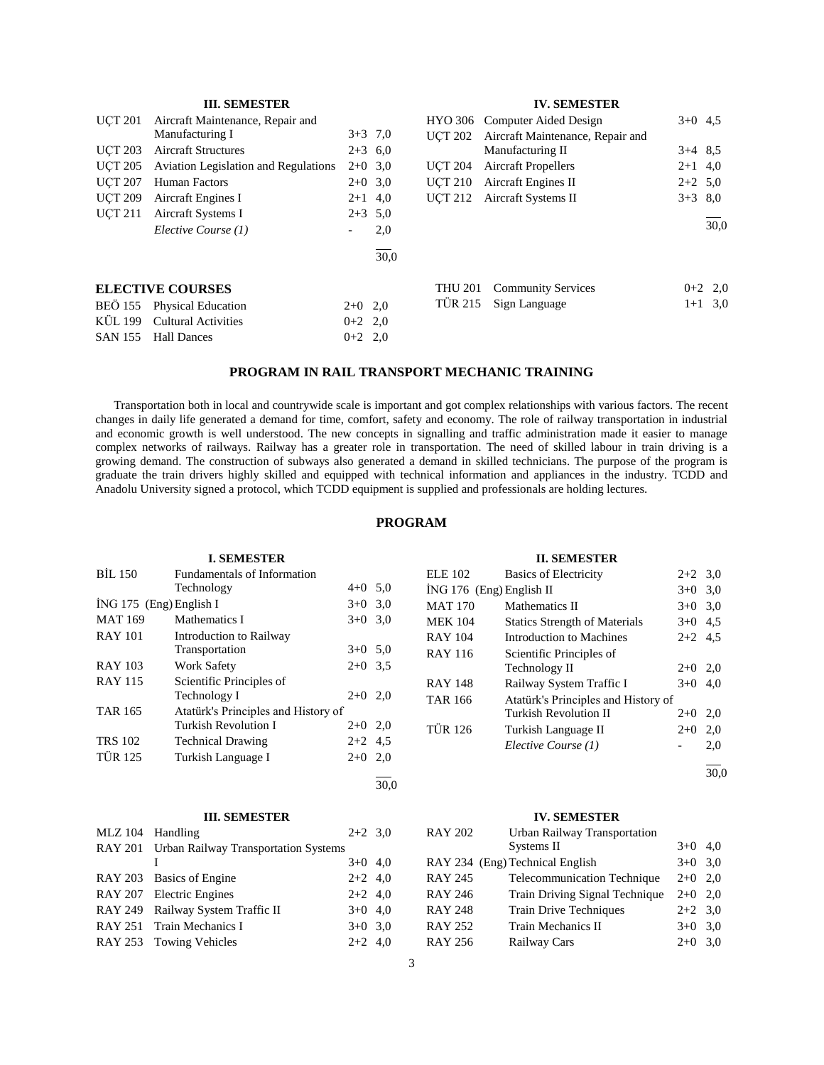### III. SEMESTER

| Code | Course | Hours | ECTS |
|---|---|---|---|
| UÇT 201 | Aircraft Maintenance, Repair and Manufacturing I | 3+3 | 7,0 |
| UÇT 203 | Aircraft Structures | 2+3 | 6,0 |
| UÇT 205 | Aviation Legislation and Regulations | 2+0 | 3,0 |
| UÇT 207 | Human Factors | 2+0 | 3,0 |
| UÇT 209 | Aircraft Engines I | 2+1 | 4,0 |
| UÇT 211 | Aircraft Systems I | 2+3 | 5,0 |
| | *Elective Course (1)* | - | 2,0 |
| | | | 30,0 |

### IV. SEMESTER

| Code | Course | Hours | ECTS |
|---|---|---|---|
| HYO 306 | Computer Aided Design | 3+0 | 4,5 |
| UÇT 202 | Aircraft Maintenance, Repair and Manufacturing II | 3+4 | 8,5 |
| UÇT 204 | Aircraft Propellers | 2+1 | 4,0 |
| UÇT 210 | Aircraft Engines II | 2+2 | 5,0 |
| UÇT 212 | Aircraft Systems II | 3+3 | 8,0 |
| | | | 30,0 |

### ELECTIVE COURSES

| Code | Course | Hours | ECTS |
|---|---|---|---|
| BEÖ 155 | Physical Education | 2+0 | 2,0 |
| KÜL 199 | Cultural Activities | 0+2 | 2,0 |
| SAN 155 | Hall Dances | 0+2 | 2,0 |
| THU 201 | Community Services | 0+2 | 2,0 |
| TÜR 215 | Sign Language | 1+1 | 3,0 |

## PROGRAM IN RAIL TRANSPORT MECHANIC TRAINING

Transportation both in local and countrywide scale is important and got complex relationships with various factors. The recent changes in daily life generated a demand for time, comfort, safety and economy. The role of railway transportation in industrial and economic growth is well understood. The new concepts in signalling and traffic administration made it easier to manage complex networks of railways. Railway has a greater role in transportation. The need of skilled labour in train driving is a growing demand. The construction of subways also generated a demand in skilled technicians. The purpose of the program is graduate the train drivers highly skilled and equipped with technical information and appliances in the industry. TCDD and Anadolu University signed a protocol, which TCDD equipment is supplied and professionals are holding lectures.

## PROGRAM

### I. SEMESTER

| Code | Course | Hours | ECTS |
|---|---|---|---|
| BİL 150 | Fundamentals of Information Technology | 4+0 | 5,0 |
| İNG 175 (Eng) | English I | 3+0 | 3,0 |
| MAT 169 | Mathematics I | 3+0 | 3,0 |
| RAY 101 | Introduction to Railway Transportation | 3+0 | 5,0 |
| RAY 103 | Work Safety | 2+0 | 3,5 |
| RAY 115 | Scientific Principles of Technology I | 2+0 | 2,0 |
| TAR 165 | Atatürk's Principles and History of Turkish Revolution I | 2+0 | 2,0 |
| TRS 102 | Technical Drawing | 2+2 | 4,5 |
| TÜR 125 | Turkish Language I | 2+0 | 2,0 |
| | | | 30,0 |

### II. SEMESTER

| Code | Course | Hours | ECTS |
|---|---|---|---|
| ELE 102 | Basics of Electricity | 2+2 | 3,0 |
| İNG 176 (Eng) | English II | 3+0 | 3,0 |
| MAT 170 | Mathematics II | 3+0 | 3,0 |
| MEK 104 | Statics Strength of Materials | 3+0 | 4,5 |
| RAY 104 | Introduction to Machines | 2+2 | 4,5 |
| RAY 116 | Scientific Principles of Technology II | 2+0 | 2,0 |
| RAY 148 | Railway System Traffic I | 3+0 | 4,0 |
| TAR 166 | Atatürk's Principles and History of Turkish Revolution II | 2+0 | 2,0 |
| TÜR 126 | Turkish Language II | 2+0 | 2,0 |
| | *Elective Course (1)* | - | 2,0 |
| | | | 30,0 |

### III. SEMESTER

| Code | Course | Hours | ECTS |
|---|---|---|---|
| MLZ 104 | Handling | 2+2 | 3,0 |
| RAY 201 | Urban Railway Transportation Systems I | 3+0 | 4,0 |
| RAY 203 | Basics of Engine | 2+2 | 4,0 |
| RAY 207 | Electric Engines | 2+2 | 4,0 |
| RAY 249 | Railway System Traffic II | 3+0 | 4,0 |
| RAY 251 | Train Mechanics I | 3+0 | 3,0 |
| RAY 253 | Towing Vehicles | 2+2 | 4,0 |

### IV. SEMESTER

| Code | Course | Hours | ECTS |
|---|---|---|---|
| RAY 202 | Urban Railway Transportation Systems II | 3+0 | 4,0 |
| RAY 234 (Eng) | Technical English | 3+0 | 3,0 |
| RAY 245 | Telecommunication Technique | 2+0 | 2,0 |
| RAY 246 | Train Driving Signal Technique | 2+0 | 2,0 |
| RAY 248 | Train Drive Techniques | 2+2 | 3,0 |
| RAY 252 | Train Mechanics II | 3+0 | 3,0 |
| RAY 256 | Railway Cars | 2+0 | 3,0 |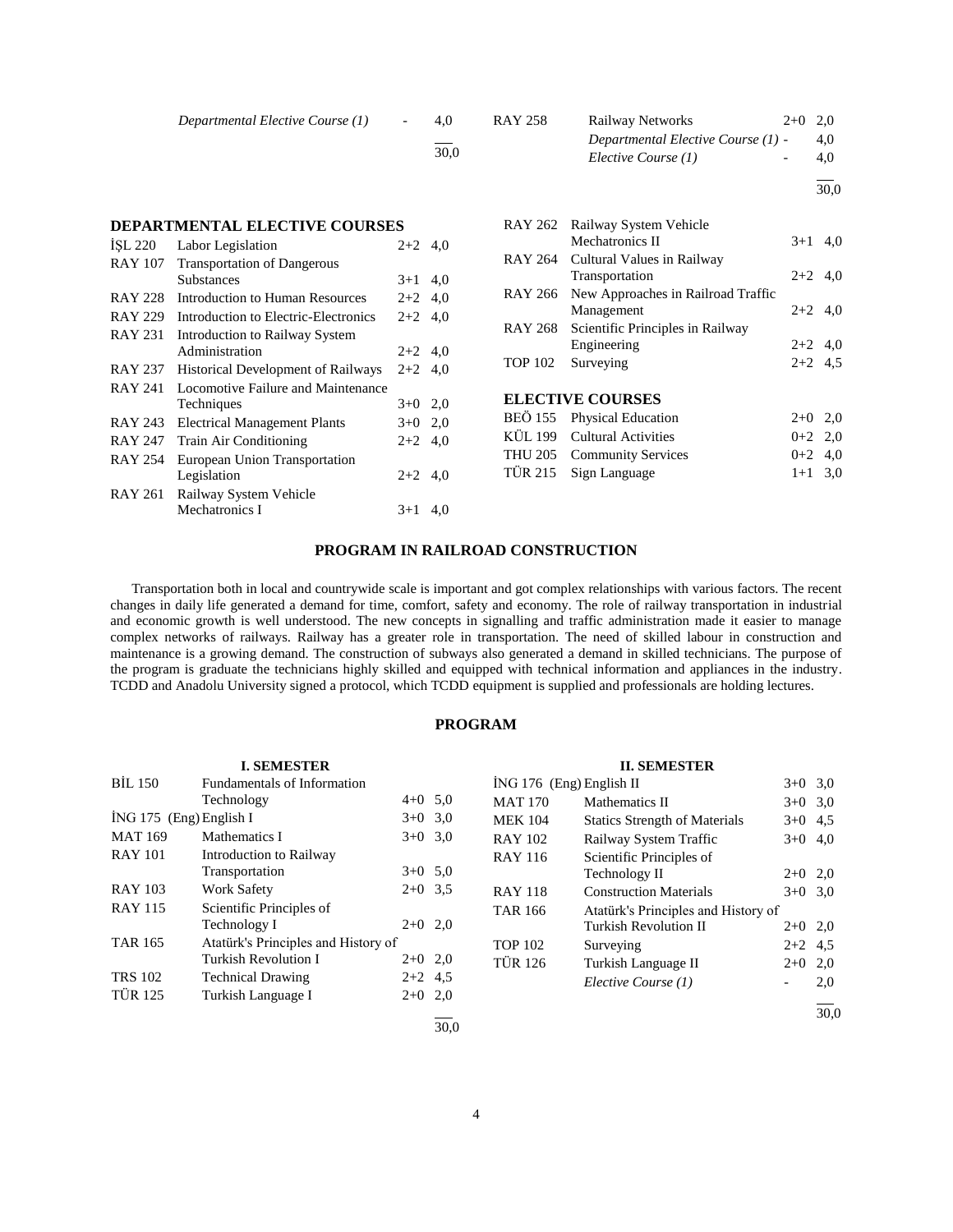| | | | |
|---|---|---|---|
| | *Departmental Elective Course (1)* | - | 4,0 |
| | | | 30,0 |

| | | | |
|---|---|---|---|
| RAY 258 | Railway Networks | 2+0 | 2,0 |
| | *Departmental Elective Course (1)* | - | 4,0 |
| | *Elective Course (1)* | - | 4,0 |
| | | | 30,0 |

## DEPARTMENTAL ELECTIVE COURSES

| | | | |
|---|---|---|---|
| İŞL 220 | Labor Legislation | 2+2 | 4,0 |
| RAY 107 | Transportation of Dangerous Substances | 3+1 | 4,0 |
| RAY 228 | Introduction to Human Resources | 2+2 | 4,0 |
| RAY 229 | Introduction to Electric-Electronics | 2+2 | 4,0 |
| RAY 231 | Introduction to Railway System Administration | 2+2 | 4,0 |
| RAY 237 | Historical Development of Railways | 2+2 | 4,0 |
| RAY 241 | Locomotive Failure and Maintenance Techniques | 3+0 | 2,0 |
| RAY 243 | Electrical Management Plants | 3+0 | 2,0 |
| RAY 247 | Train Air Conditioning | 2+2 | 4,0 |
| RAY 254 | European Union Transportation Legislation | 2+2 | 4,0 |
| RAY 261 | Railway System Vehicle Mechatronics I | 3+1 | 4,0 |
| RAY 262 | Railway System Vehicle Mechatronics II | 3+1 | 4,0 |
| RAY 264 | Cultural Values in Railway Transportation | 2+2 | 4,0 |
| RAY 266 | New Approaches in Railroad Traffic Management | 2+2 | 4,0 |
| RAY 268 | Scientific Principles in Railway Engineering | 2+2 | 4,0 |
| TOP 102 | Surveying | 2+2 | 4,5 |

## ELECTIVE COURSES

| | | | |
|---|---|---|---|
| BEÖ 155 | Physical Education | 2+0 | 2,0 |
| KÜL 199 | Cultural Activities | 0+2 | 2,0 |
| THU 205 | Community Services | 0+2 | 4,0 |
| TÜR 215 | Sign Language | 1+1 | 3,0 |

## PROGRAM IN RAILROAD CONSTRUCTION

Transportation both in local and countrywide scale is important and got complex relationships with various factors. The recent changes in daily life generated a demand for time, comfort, safety and economy. The role of railway transportation in industrial and economic growth is well understood. The new concepts in signalling and traffic administration made it easier to manage complex networks of railways. Railway has a greater role in transportation. The need of skilled labour in construction and maintenance is a growing demand. The construction of subways also generated a demand in skilled technicians. The purpose of the program is graduate the technicians highly skilled and equipped with technical information and appliances in the industry. TCDD and Anadolu University signed a protocol, which TCDD equipment is supplied and professionals are holding lectures.

## PROGRAM

### I. SEMESTER

| | | | |
|---|---|---|---|
| BİL 150 | Fundamentals of Information Technology | 4+0 | 5,0 |
| İNG 175 (Eng) | English I | 3+0 | 3,0 |
| MAT 169 | Mathematics I | 3+0 | 3,0 |
| RAY 101 | Introduction to Railway Transportation | 3+0 | 5,0 |
| RAY 103 | Work Safety | 2+0 | 3,5 |
| RAY 115 | Scientific Principles of Technology I | 2+0 | 2,0 |
| TAR 165 | Atatürk's Principles and History of Turkish Revolution I | 2+0 | 2,0 |
| TRS 102 | Technical Drawing | 2+2 | 4,5 |
| TÜR 125 | Turkish Language I | 2+0 | 2,0 |
| | | | 30,0 |

### II. SEMESTER

| | | | |
|---|---|---|---|
| İNG 176 (Eng) | English II | 3+0 | 3,0 |
| MAT 170 | Mathematics II | 3+0 | 3,0 |
| MEK 104 | Statics Strength of Materials | 3+0 | 4,5 |
| RAY 102 | Railway System Traffic | 3+0 | 4,0 |
| RAY 116 | Scientific Principles of Technology II | 2+0 | 2,0 |
| RAY 118 | Construction Materials | 3+0 | 3,0 |
| TAR 166 | Atatürk's Principles and History of Turkish Revolution II | 2+0 | 2,0 |
| TOP 102 | Surveying | 2+2 | 4,5 |
| TÜR 126 | Turkish Language II | 2+0 | 2,0 |
| | *Elective Course (1)* | - | 2,0 |
| | | | 30,0 |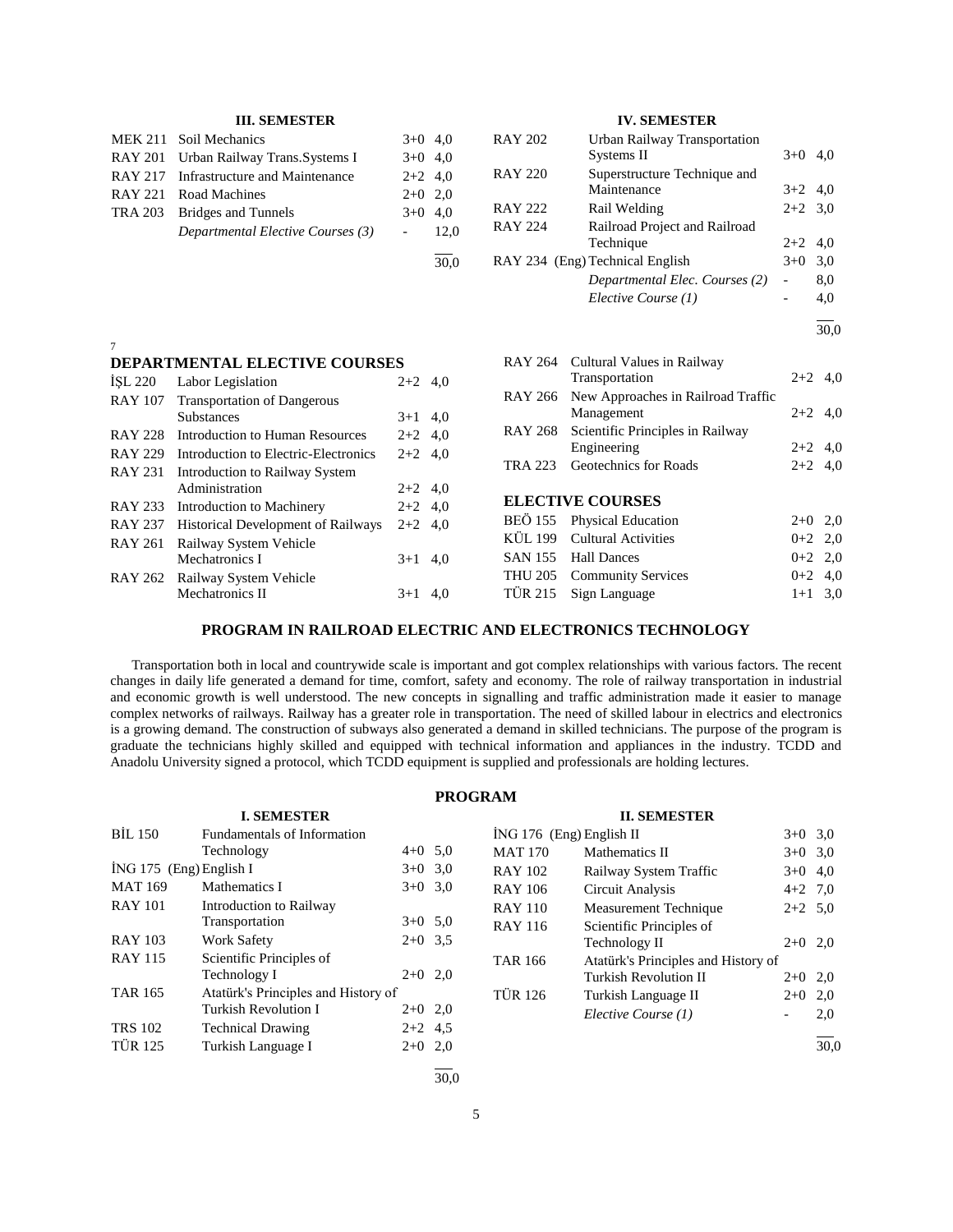### III. SEMESTER

| | | | |
|---|---|---|---|
| MEK 211 | Soil Mechanics | 3+0 | 4,0 |
| RAY 201 | Urban Railway Trans.Systems I | 3+0 | 4,0 |
| RAY 217 | Infrastructure and Maintenance | 2+2 | 4,0 |
| RAY 221 | Road Machines | 2+0 | 2,0 |
| TRA 203 | Bridges and Tunnels | 3+0 | 4,0 |
| | *Departmental Elective Courses (3)* | - | 12,0 |
| | | | 30,0 |

### IV. SEMESTER

| | | | |
|---|---|---|---|
| RAY 202 | Urban Railway Transportation Systems II | 3+0 | 4,0 |
| RAY 220 | Superstructure Technique and Maintenance | 3+2 | 4,0 |
| RAY 222 | Rail Welding | 2+2 | 3,0 |
| RAY 224 | Railroad Project and Railroad Technique | 2+2 | 4,0 |
| RAY 234 | (Eng) Technical English | 3+0 | 3,0 |
| | *Departmental Elec. Courses (2)* | - | 8,0 |
| | *Elective Course (1)* | - | 4,0 |
| | | | 30,0 |

7

### DEPARTMENTAL ELECTIVE COURSES

| | | | |
|---|---|---|---|
| İŞL 220 | Labor Legislation | 2+2 | 4,0 |
| RAY 107 | Transportation of Dangerous Substances | 3+1 | 4,0 |
| RAY 228 | Introduction to Human Resources | 2+2 | 4,0 |
| RAY 229 | Introduction to Electric-Electronics | 2+2 | 4,0 |
| RAY 231 | Introduction to Railway System Administration | 2+2 | 4,0 |
| RAY 233 | Introduction to Machinery | 2+2 | 4,0 |
| RAY 237 | Historical Development of Railways | 2+2 | 4,0 |
| RAY 261 | Railway System Vehicle Mechatronics I | 3+1 | 4,0 |
| RAY 262 | Railway System Vehicle Mechatronics II | 3+1 | 4,0 |
| RAY 264 | Cultural Values in Railway Transportation | 2+2 | 4,0 |
| RAY 266 | New Approaches in Railroad Traffic Management | 2+2 | 4,0 |
| RAY 268 | Scientific Principles in Railway Engineering | 2+2 | 4,0 |
| TRA 223 | Geotechnics for Roads | 2+2 | 4,0 |

### ELECTIVE COURSES

| | | | |
|---|---|---|---|
| BEÖ 155 | Physical Education | 2+0 | 2,0 |
| KÜL 199 | Cultural Activities | 0+2 | 2,0 |
| SAN 155 | Hall Dances | 0+2 | 2,0 |
| THU 205 | Community Services | 0+2 | 4,0 |
| TÜR 215 | Sign Language | 1+1 | 3,0 |

## PROGRAM IN RAILROAD ELECTRIC AND ELECTRONICS TECHNOLOGY

Transportation both in local and countrywide scale is important and got complex relationships with various factors. The recent changes in daily life generated a demand for time, comfort, safety and economy. The role of railway transportation in industrial and economic growth is well understood. The new concepts in signalling and traffic administration made it easier to manage complex networks of railways. Railway has a greater role in transportation. The need of skilled labour in electrics and electronics is a growing demand. The construction of subways also generated a demand in skilled technicians. The purpose of the program is graduate the technicians highly skilled and equipped with technical information and appliances in the industry. TCDD and Anadolu University signed a protocol, which TCDD equipment is supplied and professionals are holding lectures.

### PROGRAM

### I. SEMESTER

| | | | |
|---|---|---|---|
| BİL 150 | Fundamentals of Information Technology | 4+0 | 5,0 |
| İNG 175 | (Eng) English I | 3+0 | 3,0 |
| MAT 169 | Mathematics I | 3+0 | 3,0 |
| RAY 101 | Introduction to Railway Transportation | 3+0 | 5,0 |
| RAY 103 | Work Safety | 2+0 | 3,5 |
| RAY 115 | Scientific Principles of Technology I | 2+0 | 2,0 |
| TAR 165 | Atatürk's Principles and History of Turkish Revolution I | 2+0 | 2,0 |
| TRS 102 | Technical Drawing | 2+2 | 4,5 |
| TÜR 125 | Turkish Language I | 2+0 | 2,0 |
| | | | 30,0 |

### II. SEMESTER

| | | | |
|---|---|---|---|
| İNG 176 | (Eng) English II | 3+0 | 3,0 |
| MAT 170 | Mathematics II | 3+0 | 3,0 |
| RAY 102 | Railway System Traffic | 3+0 | 4,0 |
| RAY 106 | Circuit Analysis | 4+2 | 7,0 |
| RAY 110 | Measurement Technique | 2+2 | 5,0 |
| RAY 116 | Scientific Principles of Technology II | 2+0 | 2,0 |
| TAR 166 | Atatürk's Principles and History of Turkish Revolution II | 2+0 | 2,0 |
| TÜR 126 | Turkish Language II | 2+0 | 2,0 |
| | *Elective Course (1)* | - | 2,0 |
| | | | 30,0 |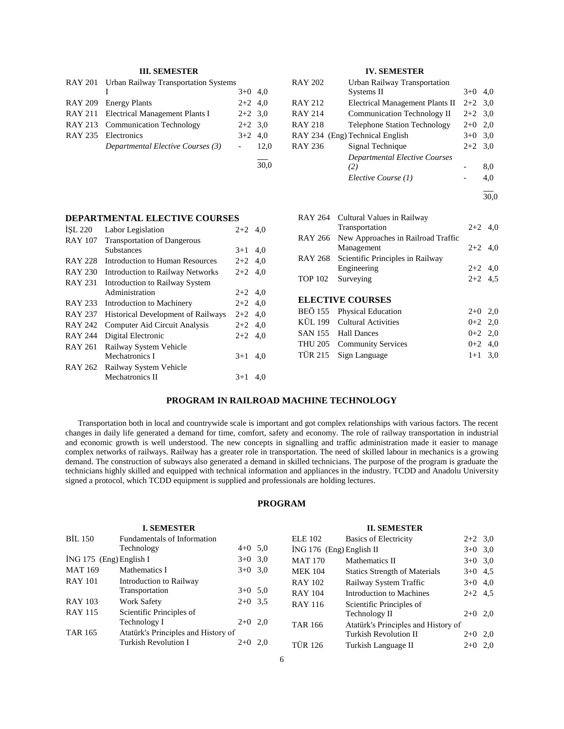### III. SEMESTER

| Code | Course | Hours | Credits |
|---|---|---|---|
| RAY 201 | Urban Railway Transportation Systems I | 3+0 | 4,0 |
| RAY 209 | Energy Plants | 2+2 | 4,0 |
| RAY 211 | Electrical Management Plants I | 2+2 | 3,0 |
| RAY 213 | Communication Technology | 2+2 | 3,0 |
| RAY 235 | Electronics | 3+2 | 4,0 |
| | *Departmental Elective Courses (3)* | - | 12,0 |
| | | | 30,0 |

### IV. SEMESTER

| Code | Course | Hours | Credits |
|---|---|---|---|
| RAY 202 | Urban Railway Transportation Systems II | 3+0 | 4,0 |
| RAY 212 | Electrical Management Plants II | 2+2 | 3,0 |
| RAY 214 | Communication Technology II | 2+2 | 3,0 |
| RAY 218 | Telephone Station Technology | 2+0 | 2,0 |
| RAY 234 (Eng) | Technical English | 3+0 | 3,0 |
| RAY 236 | Signal Technique | 2+2 | 3,0 |
| | *Departmental Elective Courses (2)* | - | 8,0 |
| | *Elective Course (1)* | - | 4,0 |
| | | | 30,0 |

### DEPARTMENTAL ELECTIVE COURSES

| Code | Course | Hours | Credits |
|---|---|---|---|
| İŞL 220 | Labor Legislation | 2+2 | 4,0 |
| RAY 107 | Transportation of Dangerous Substances | 3+1 | 4,0 |
| RAY 228 | Introduction to Human Resources | 2+2 | 4,0 |
| RAY 230 | Introduction to Railway Networks | 2+2 | 4,0 |
| RAY 231 | Introduction to Railway System Administration | 2+2 | 4,0 |
| RAY 233 | Introduction to Machinery | 2+2 | 4,0 |
| RAY 237 | Historical Development of Railways | 2+2 | 4,0 |
| RAY 242 | Computer Aid Circuit Analysis | 2+2 | 4,0 |
| RAY 244 | Digital Electronic | 2+2 | 4,0 |
| RAY 261 | Railway System Vehicle Mechatronics I | 3+1 | 4,0 |
| RAY 262 | Railway System Vehicle Mechatronics II | 3+1 | 4,0 |
| RAY 264 | Cultural Values in Railway Transportation | 2+2 | 4,0 |
| RAY 266 | New Approaches in Railroad Traffic Management | 2+2 | 4,0 |
| RAY 268 | Scientific Principles in Railway Engineering | 2+2 | 4,0 |
| TOP 102 | Surveying | 2+2 | 4,5 |

### ELECTIVE COURSES

| Code | Course | Hours | Credits |
|---|---|---|---|
| BEÖ 155 | Physical Education | 2+0 | 2,0 |
| KÜL 199 | Cultural Activities | 0+2 | 2,0 |
| SAN 155 | Hall Dances | 0+2 | 2,0 |
| THU 205 | Community Services | 0+2 | 4,0 |
| TÜR 215 | Sign Language | 1+1 | 3,0 |

## PROGRAM IN RAILROAD MACHINE TECHNOLOGY

Transportation both in local and countrywide scale is important and got complex relationships with various factors. The recent changes in daily life generated a demand for time, comfort, safety and economy. The role of railway transportation in industrial and economic growth is well understood. The new concepts in signalling and traffic administration made it easier to manage complex networks of railways. Railway has a greater role in transportation. The need of skilled labour in mechanics is a growing demand. The construction of subways also generated a demand in skilled technicians. The purpose of the program is graduate the technicians highly skilled and equipped with technical information and appliances in the industry. TCDD and Anadolu University signed a protocol, which TCDD equipment is supplied and professionals are holding lectures.

## PROGRAM

### I. SEMESTER

| Code | Course | Hours | Credits |
|---|---|---|---|
| BİL 150 | Fundamentals of Information Technology | 4+0 | 5,0 |
| İNG 175 (Eng) | English I | 3+0 | 3,0 |
| MAT 169 | Mathematics I | 3+0 | 3,0 |
| RAY 101 | Introduction to Railway Transportation | 3+0 | 5,0 |
| RAY 103 | Work Safety | 2+0 | 3,5 |
| RAY 115 | Scientific Principles of Technology I | 2+0 | 2,0 |
| TAR 165 | Atatürk's Principles and History of Turkish Revolution I | 2+0 | 2,0 |

### II. SEMESTER

| Code | Course | Hours | Credits |
|---|---|---|---|
| ELE 102 | Basics of Electricity | 2+2 | 3,0 |
| İNG 176 (Eng) | English II | 3+0 | 3,0 |
| MAT 170 | Mathematics II | 3+0 | 3,0 |
| MEK 104 | Statics Strength of Materials | 3+0 | 4,5 |
| RAY 102 | Railway System Traffic | 3+0 | 4,0 |
| RAY 104 | Introduction to Machines | 2+2 | 4,5 |
| RAY 116 | Scientific Principles of Technology II | 2+0 | 2,0 |
| TAR 166 | Atatürk's Principles and History of Turkish Revolution II | 2+0 | 2,0 |
| TÜR 126 | Turkish Language II | 2+0 | 2,0 |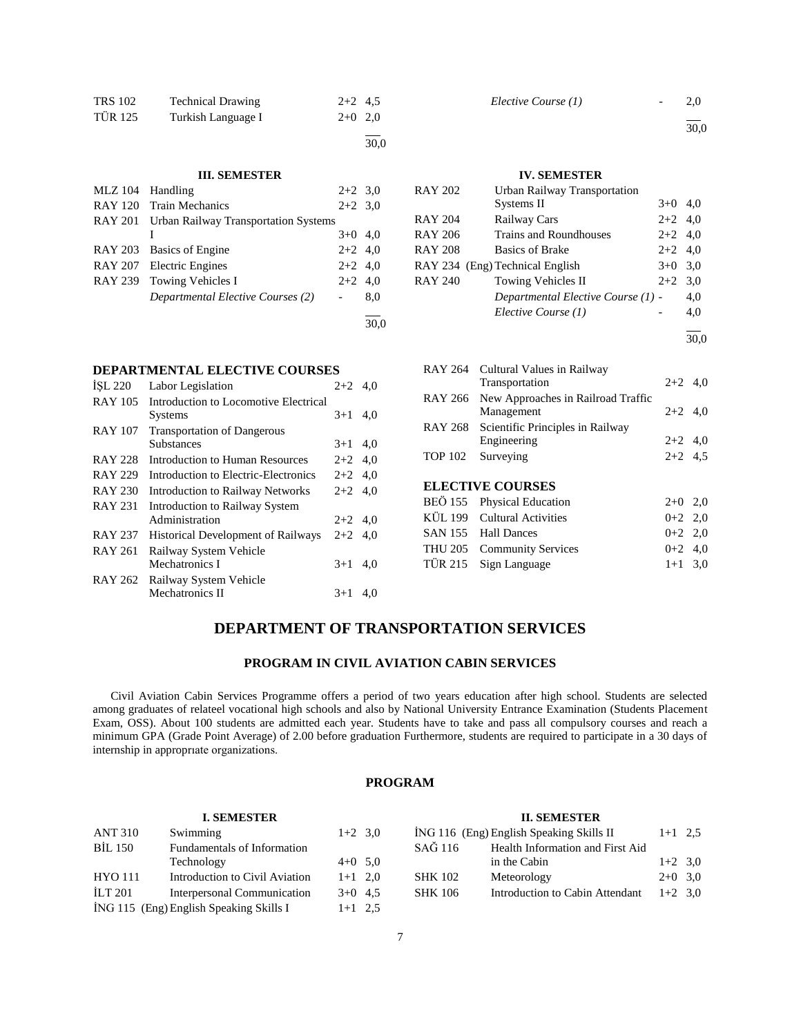| | | | |
|---|---|---|---|
| TRS 102 | Technical Drawing | 2+2 | 4,5 |
| TÜR 125 | Turkish Language I | 2+0 | 2,0 |
| | | | 30,0 |

| | | | |
|---|---|---|---|
| | *Elective Course (1)* | - | 2,0 |
| | | | 30,0 |

**III. SEMESTER**

| | | | |
|---|---|---|---|
| MLZ 104 | Handling | 2+2 | 3,0 |
| RAY 120 | Train Mechanics | 2+2 | 3,0 |
| RAY 201 | Urban Railway Transportation Systems I | 3+0 | 4,0 |
| RAY 203 | Basics of Engine | 2+2 | 4,0 |
| RAY 207 | Electric Engines | 2+2 | 4,0 |
| RAY 239 | Towing Vehicles I | 2+2 | 4,0 |
| | *Departmental Elective Courses (2)* | - | 8,0 |
| | | | 30,0 |

**IV. SEMESTER**

| | | | |
|---|---|---|---|
| RAY 202 | Urban Railway Transportation Systems II | 3+0 | 4,0 |
| RAY 204 | Railway Cars | 2+2 | 4,0 |
| RAY 206 | Trains and Roundhouses | 2+2 | 4,0 |
| RAY 208 | Basics of Brake | 2+2 | 4,0 |
| RAY 234 (Eng) | Technical English | 3+0 | 3,0 |
| RAY 240 | Towing Vehicles II | 2+2 | 3,0 |
| | *Departmental Elective Course (1)* | - | 4,0 |
| | *Elective Course (1)* | - | 4,0 |
| | | | 30,0 |

**DEPARTMENTAL ELECTIVE COURSES**

| | | | |
|---|---|---|---|
| İŞL 220 | Labor Legislation | 2+2 | 4,0 |
| RAY 105 | Introduction to Locomotive Electrical Systems | 3+1 | 4,0 |
| RAY 107 | Transportation of Dangerous Substances | 3+1 | 4,0 |
| RAY 228 | Introduction to Human Resources | 2+2 | 4,0 |
| RAY 229 | Introduction to Electric-Electronics | 2+2 | 4,0 |
| RAY 230 | Introduction to Railway Networks | 2+2 | 4,0 |
| RAY 231 | Introduction to Railway System Administration | 2+2 | 4,0 |
| RAY 237 | Historical Development of Railways | 2+2 | 4,0 |
| RAY 261 | Railway System Vehicle Mechatronics I | 3+1 | 4,0 |
| RAY 262 | Railway System Vehicle Mechatronics II | 3+1 | 4,0 |
| RAY 264 | Cultural Values in Railway Transportation | 2+2 | 4,0 |
| RAY 266 | New Approaches in Railroad Traffic Management | 2+2 | 4,0 |
| RAY 268 | Scientific Principles in Railway Engineering | 2+2 | 4,0 |
| TOP 102 | Surveying | 2+2 | 4,5 |

**ELECTIVE COURSES**

| | | | |
|---|---|---|---|
| BEÖ 155 | Physical Education | 2+0 | 2,0 |
| KÜL 199 | Cultural Activities | 0+2 | 2,0 |
| SAN 155 | Hall Dances | 0+2 | 2,0 |
| THU 205 | Community Services | 0+2 | 4,0 |
| TÜR 215 | Sign Language | 1+1 | 3,0 |

# DEPARTMENT OF TRANSPORTATION SERVICES

## PROGRAM IN CIVIL AVIATION CABIN SERVICES

Civil Aviation Cabin Services Programme offers a period of two years education after high school. Students are selected among graduates of relateel vocational high schools and also by National University Entrance Examination (Students Placement Exam, OSS). About 100 students are admitted each year. Students have to take and pass all compulsory courses and reach a minimum GPA (Grade Point Average) of 2.00 before graduation Furthermore, students are required to participate in a 30 days of internship in approprıate organizations.

### PROGRAM

**I. SEMESTER**

| | | | |
|---|---|---|---|
| ANT 310 | Swimming | 1+2 | 3,0 |
| BİL 150 | Fundamentals of Information Technology | 4+0 | 5,0 |
| HYO 111 | Introduction to Civil Aviation | 1+1 | 2,0 |
| İLT 201 | Interpersonal Communication | 3+0 | 4,5 |
| İNG 115 (Eng) | English Speaking Skills I | 1+1 | 2,5 |

**II. SEMESTER**

| | | | |
|---|---|---|---|
| İNG 116 (Eng) | English Speaking Skills II | 1+1 | 2,5 |
| SAĞ 116 | Health Information and First Aid in the Cabin | 1+2 | 3,0 |
| SHK 102 | Meteorology | 2+0 | 3,0 |
| SHK 106 | Introduction to Cabin Attendant | 1+2 | 3,0 |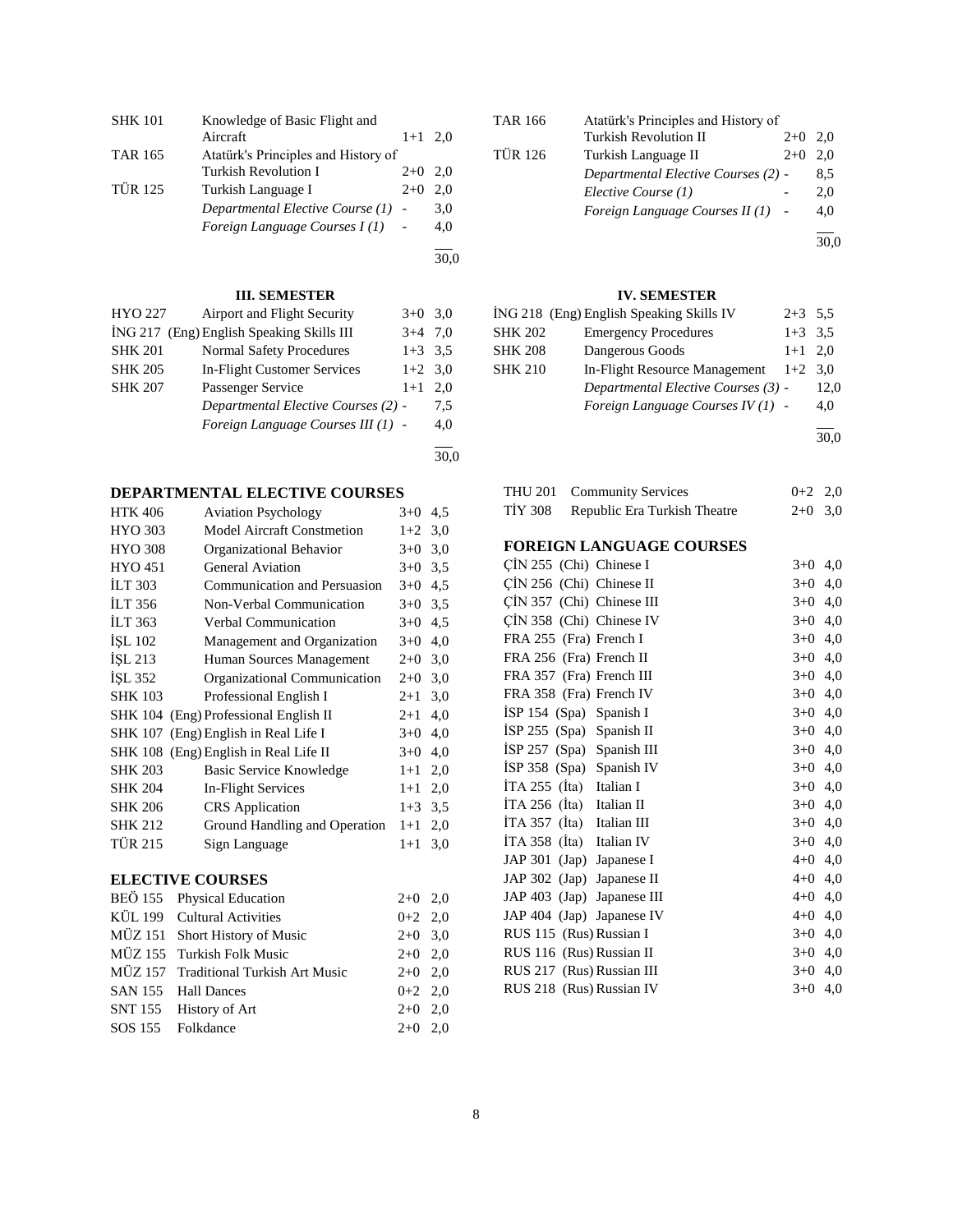| | | | |
|---|---|---|---|
| SHK 101 | Knowledge of Basic Flight and Aircraft | 1+1 | 2,0 |
| TAR 165 | Atatürk's Principles and History of Turkish Revolution I | 2+0 | 2,0 |
| TÜR 125 | Turkish Language I | 2+0 | 2,0 |
| | *Departmental Elective Course (1)* | - | 3,0 |
| | *Foreign Language Courses I (1)* | - | 4,0 |
| | | | 30,0 |

| | | | |
|---|---|---|---|
| TAR 166 | Atatürk's Principles and History of Turkish Revolution II | 2+0 | 2,0 |
| TÜR 126 | Turkish Language II | 2+0 | 2,0 |
| | *Departmental Elective Courses (2)* | - | 8,5 |
| | *Elective Course (1)* | - | 2,0 |
| | *Foreign Language Courses II (1)* | - | 4,0 |
| | | | 30,0 |

### III. SEMESTER

| | | | |
|---|---|---|---|
| HYO 227 | Airport and Flight Security | 3+0 | 3,0 |
| İNG 217 | (Eng) English Speaking Skills III | 3+4 | 7,0 |
| SHK 201 | Normal Safety Procedures | 1+3 | 3,5 |
| SHK 205 | In-Flight Customer Services | 1+2 | 3,0 |
| SHK 207 | Passenger Service | 1+1 | 2,0 |
| | *Departmental Elective Courses (2)* | - | 7,5 |
| | *Foreign Language Courses III (1)* | - | 4,0 |
| | | | 30,0 |

### IV. SEMESTER

| | | | |
|---|---|---|---|
| İNG 218 | (Eng) English Speaking Skills IV | 2+3 | 5,5 |
| SHK 202 | Emergency Procedures | 1+3 | 3,5 |
| SHK 208 | Dangerous Goods | 1+1 | 2,0 |
| SHK 210 | In-Flight Resource Management | 1+2 | 3,0 |
| | *Departmental Elective Courses (3)* | - | 12,0 |
| | *Foreign Language Courses IV (1)* | - | 4,0 |
| | | | 30,0 |

## DEPARTMENTAL ELECTIVE COURSES

| | | | |
|---|---|---|---|
| HTK 406 | Aviation Psychology | 3+0 | 4,5 |
| HYO 303 | Model Aircraft Constmetion | 1+2 | 3,0 |
| HYO 308 | Organizational Behavior | 3+0 | 3,0 |
| HYO 451 | General Aviation | 3+0 | 3,5 |
| İLT 303 | Communication and Persuasion | 3+0 | 4,5 |
| İLT 356 | Non-Verbal Communication | 3+0 | 3,5 |
| İLT 363 | Verbal Communication | 3+0 | 4,5 |
| İŞL 102 | Management and Organization | 3+0 | 4,0 |
| İŞL 213 | Human Sources Management | 2+0 | 3,0 |
| İŞL 352 | Organizational Communication | 2+0 | 3,0 |
| SHK 103 | Professional English I | 2+1 | 3,0 |
| SHK 104 | (Eng) Professional English II | 2+1 | 4,0 |
| SHK 107 | (Eng) English in Real Life I | 3+0 | 4,0 |
| SHK 108 | (Eng) English in Real Life II | 3+0 | 4,0 |
| SHK 203 | Basic Service Knowledge | 1+1 | 2,0 |
| SHK 204 | In-Flight Services | 1+1 | 2,0 |
| SHK 206 | CRS Application | 1+3 | 3,5 |
| SHK 212 | Ground Handling and Operation | 1+1 | 2,0 |
| TÜR 215 | Sign Language | 1+1 | 3,0 |

## ELECTIVE COURSES

| | | | |
|---|---|---|---|
| BEÖ 155 | Physical Education | 2+0 | 2,0 |
| KÜL 199 | Cultural Activities | 0+2 | 2,0 |
| MÜZ 151 | Short History of Music | 2+0 | 3,0 |
| MÜZ 155 | Turkish Folk Music | 2+0 | 2,0 |
| MÜZ 157 | Traditional Turkish Art Music | 2+0 | 2,0 |
| SAN 155 | Hall Dances | 0+2 | 2,0 |
| SNT 155 | History of Art | 2+0 | 2,0 |
| SOS 155 | Folkdance | 2+0 | 2,0 |
| THU 201 | Community Services | 0+2 | 2,0 |
| TİY 308 | Republic Era Turkish Theatre | 2+0 | 3,0 |

## FOREIGN LANGUAGE COURSES

| | | | |
|---|---|---|---|
| ÇİN 255 | (Chi) Chinese I | 3+0 | 4,0 |
| ÇİN 256 | (Chi) Chinese II | 3+0 | 4,0 |
| ÇİN 357 | (Chi) Chinese III | 3+0 | 4,0 |
| ÇİN 358 | (Chi) Chinese IV | 3+0 | 4,0 |
| FRA 255 | (Fra) French I | 3+0 | 4,0 |
| FRA 256 | (Fra) French II | 3+0 | 4,0 |
| FRA 357 | (Fra) French III | 3+0 | 4,0 |
| FRA 358 | (Fra) French IV | 3+0 | 4,0 |
| İSP 154 | (Spa) Spanish I | 3+0 | 4,0 |
| İSP 255 | (Spa) Spanish II | 3+0 | 4,0 |
| İSP 257 | (Spa) Spanish III | 3+0 | 4,0 |
| İSP 358 | (Spa) Spanish IV | 3+0 | 4,0 |
| İTA 255 | (İta) Italian I | 3+0 | 4,0 |
| İTA 256 | (İta) Italian II | 3+0 | 4,0 |
| İTA 357 | (İta) Italian III | 3+0 | 4,0 |
| İTA 358 | (İta) Italian IV | 3+0 | 4,0 |
| JAP 301 | (Jap) Japanese I | 4+0 | 4,0 |
| JAP 302 | (Jap) Japanese II | 4+0 | 4,0 |
| JAP 403 | (Jap) Japanese III | 4+0 | 4,0 |
| JAP 404 | (Jap) Japanese IV | 4+0 | 4,0 |
| RUS 115 | (Rus) Russian I | 3+0 | 4,0 |
| RUS 116 | (Rus) Russian II | 3+0 | 4,0 |
| RUS 217 | (Rus) Russian III | 3+0 | 4,0 |
| RUS 218 | (Rus) Russian IV | 3+0 | 4,0 |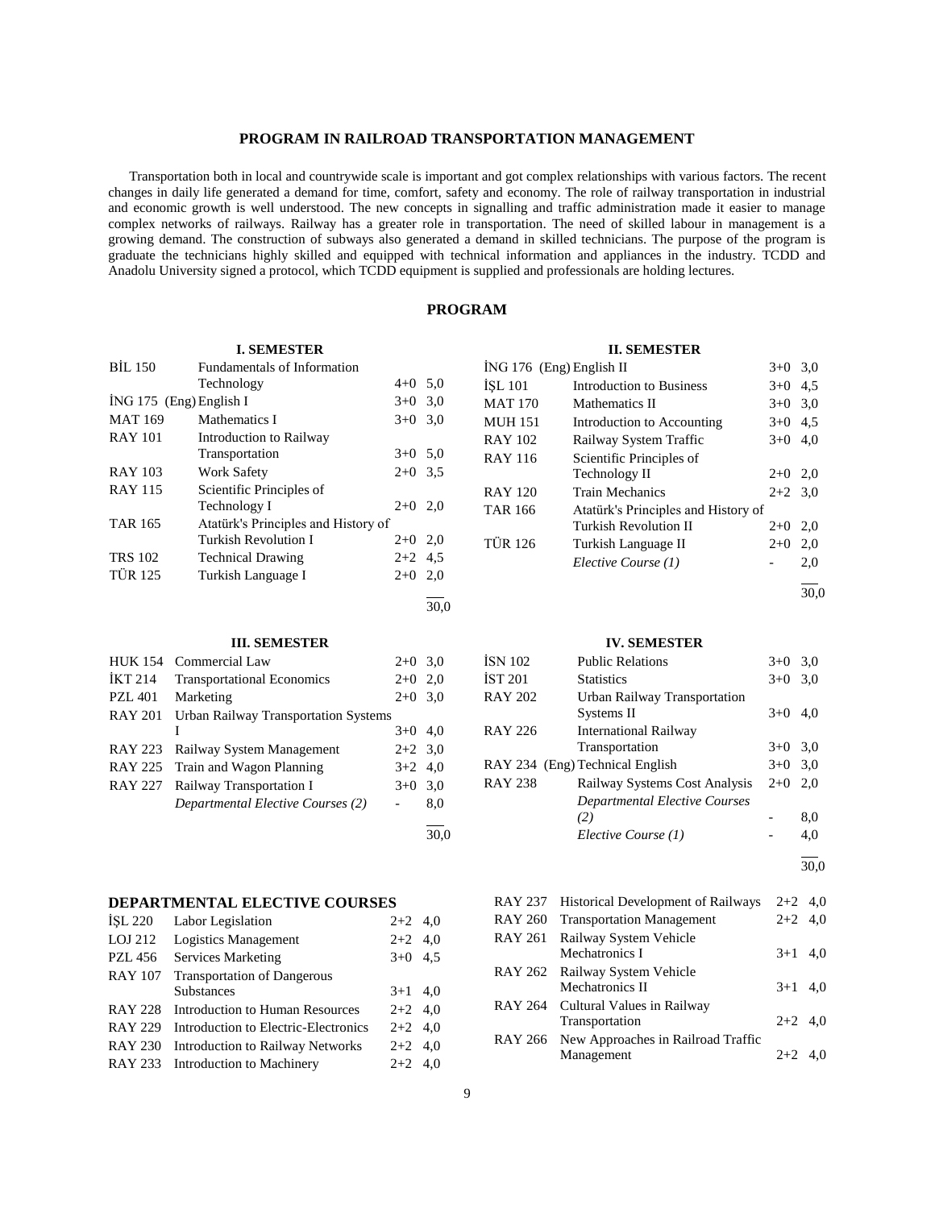## PROGRAM IN RAILROAD TRANSPORTATION MANAGEMENT

Transportation both in local and countrywide scale is important and got complex relationships with various factors. The recent changes in daily life generated a demand for time, comfort, safety and economy. The role of railway transportation in industrial and economic growth is well understood. The new concepts in signalling and traffic administration made it easier to manage complex networks of railways. Railway has a greater role in transportation. The need of skilled labour in management is a growing demand. The construction of subways also generated a demand in skilled technicians. The purpose of the program is graduate the technicians highly skilled and equipped with technical information and appliances in the industry. TCDD and Anadolu University signed a protocol, which TCDD equipment is supplied and professionals are holding lectures.

## PROGRAM

### I. SEMESTER

| Code | Course | | |
|---|---|---|---|
| BİL 150 | Fundamentals of Information Technology | 4+0 | 5,0 |
| İNG 175 (Eng) | English I | 3+0 | 3,0 |
| MAT 169 | Mathematics I | 3+0 | 3,0 |
| RAY 101 | Introduction to Railway Transportation | 3+0 | 5,0 |
| RAY 103 | Work Safety | 2+0 | 3,5 |
| RAY 115 | Scientific Principles of Technology I | 2+0 | 2,0 |
| TAR 165 | Atatürk's Principles and History of Turkish Revolution I | 2+0 | 2,0 |
| TRS 102 | Technical Drawing | 2+2 | 4,5 |
| TÜR 125 | Turkish Language I | 2+0 | 2,0 |
| | | | 30,0 |

### II. SEMESTER

| Code | Course | | |
|---|---|---|---|
| İNG 176 (Eng) | English II | 3+0 | 3,0 |
| İŞL 101 | Introduction to Business | 3+0 | 4,5 |
| MAT 170 | Mathematics II | 3+0 | 3,0 |
| MUH 151 | Introduction to Accounting | 3+0 | 4,5 |
| RAY 102 | Railway System Traffic | 3+0 | 4,0 |
| RAY 116 | Scientific Principles of Technology II | 2+0 | 2,0 |
| RAY 120 | Train Mechanics | 2+2 | 3,0 |
| TAR 166 | Atatürk's Principles and History of Turkish Revolution II | 2+0 | 2,0 |
| TÜR 126 | Turkish Language II | 2+0 | 2,0 |
| | *Elective Course (1)* | - | 2,0 |
| | | | 30,0 |

### III. SEMESTER

| Code | Course | | |
|---|---|---|---|
| HUK 154 | Commercial Law | 2+0 | 3,0 |
| İKT 214 | Transportational Economics | 2+0 | 2,0 |
| PZL 401 | Marketing | 2+0 | 3,0 |
| RAY 201 | Urban Railway Transportation Systems I | 3+0 | 4,0 |
| RAY 223 | Railway System Management | 2+2 | 3,0 |
| RAY 225 | Train and Wagon Planning | 3+2 | 4,0 |
| RAY 227 | Railway Transportation I | 3+0 | 3,0 |
| | *Departmental Elective Courses (2)* | - | 8,0 |
| | | | 30,0 |

### IV. SEMESTER

| Code | Course | | |
|---|---|---|---|
| İSN 102 | Public Relations | 3+0 | 3,0 |
| İST 201 | Statistics | 3+0 | 3,0 |
| RAY 202 | Urban Railway Transportation Systems II | 3+0 | 4,0 |
| RAY 226 | International Railway Transportation | 3+0 | 3,0 |
| RAY 234 (Eng) | Technical English | 3+0 | 3,0 |
| RAY 238 | Railway Systems Cost Analysis | 2+0 | 2,0 |
| | *Departmental Elective Courses (2)* | - | 8,0 |
| | *Elective Course (1)* | - | 4,0 |
| | | | 30,0 |

### DEPARTMENTAL ELECTIVE COURSES

| Code | Course | | |
|---|---|---|---|
| İŞL 220 | Labor Legislation | 2+2 | 4,0 |
| LOJ 212 | Logistics Management | 2+2 | 4,0 |
| PZL 456 | Services Marketing | 3+0 | 4,5 |
| RAY 107 | Transportation of Dangerous Substances | 3+1 | 4,0 |
| RAY 228 | Introduction to Human Resources | 2+2 | 4,0 |
| RAY 229 | Introduction to Electric-Electronics | 2+2 | 4,0 |
| RAY 230 | Introduction to Railway Networks | 2+2 | 4,0 |
| RAY 233 | Introduction to Machinery | 2+2 | 4,0 |
| RAY 237 | Historical Development of Railways | 2+2 | 4,0 |
| RAY 260 | Transportation Management | 2+2 | 4,0 |
| RAY 261 | Railway System Vehicle Mechatronics I | 3+1 | 4,0 |
| RAY 262 | Railway System Vehicle Mechatronics II | 3+1 | 4,0 |
| RAY 264 | Cultural Values in Railway Transportation | 2+2 | 4,0 |
| RAY 266 | New Approaches in Railroad Traffic Management | 2+2 | 4,0 |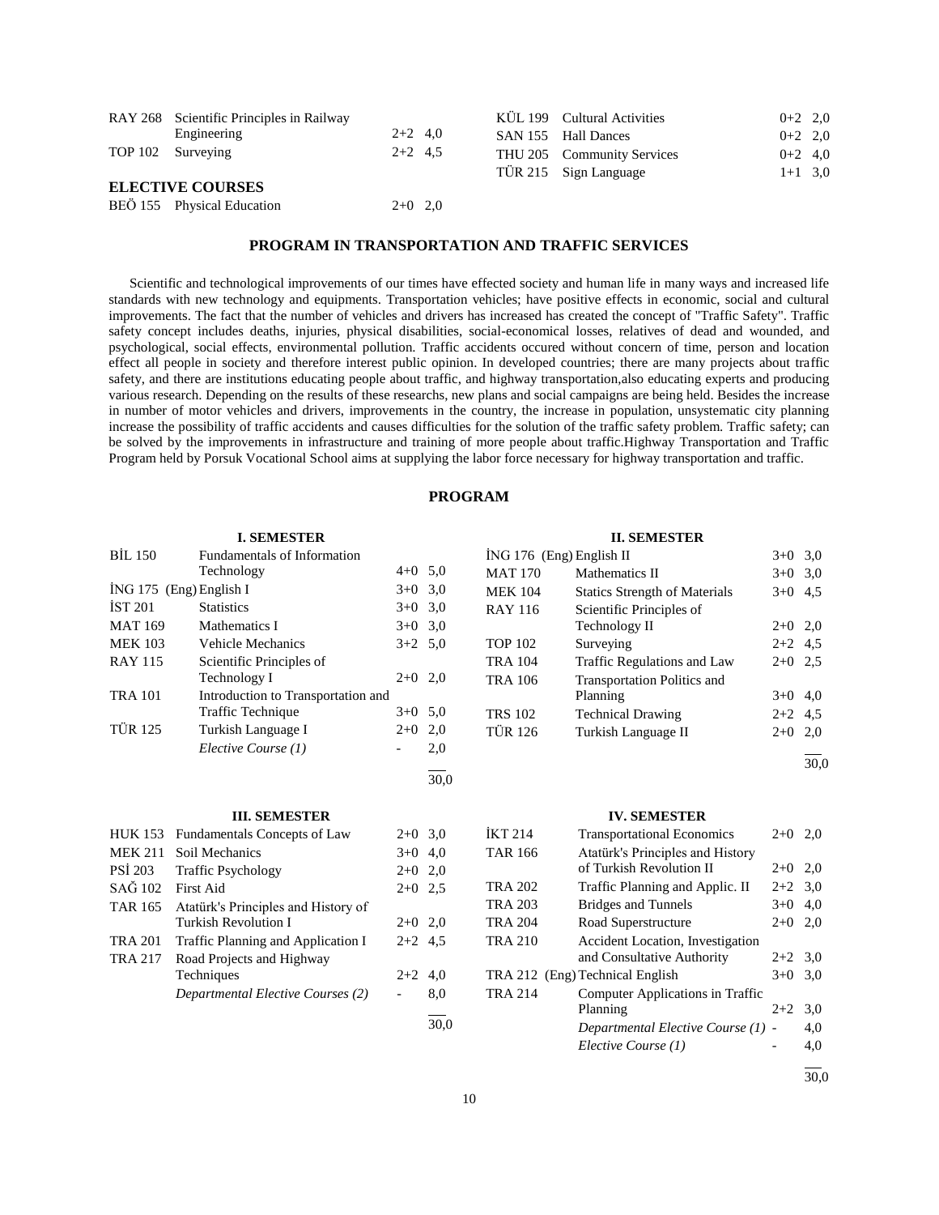| | | | |
|---|---|---|---|
| RAY 268 | Scientific Principles in Railway Engineering | 2+2 | 4,0 |
| TOP 102 | Surveying | 2+2 | 4,5 |

**ELECTIVE COURSES**

| | | | |
|---|---|---|---|
| BEÖ 155 | Physical Education | 2+0 | 2,0 |
| KÜL 199 | Cultural Activities | 0+2 | 2,0 |
| SAN 155 | Hall Dances | 0+2 | 2,0 |
| THU 205 | Community Services | 0+2 | 4,0 |
| TÜR 215 | Sign Language | 1+1 | 3,0 |

## PROGRAM IN TRANSPORTATION AND TRAFFIC SERVICES

Scientific and technological improvements of our times have effected society and human life in many ways and increased life standards with new technology and equipments. Transportation vehicles; have positive effects in economic, social and cultural improvements. The fact that the number of vehicles and drivers has increased has created the concept of "Traffic Safety". Traffic safety concept includes deaths, injuries, physical disabilities, social-economical losses, relatives of dead and wounded, and psychological, social effects, environmental pollution. Traffic accidents occured without concern of time, person and location effect all people in society and therefore interest public opinion. In developed countries; there are many projects about traffic safety, and there are institutions educating people about traffic, and highway transportation,also educating experts and producing various research. Depending on the results of these researchs, new plans and social campaigns are being held. Besides the increase in number of motor vehicles and drivers, improvements in the country, the increase in population, unsystematic city planning increase the possibility of traffic accidents and causes difficulties for the solution of the traffic safety problem. Traffic safety; can be solved by the improvements in infrastructure and training of more people about traffic.Highway Transportation and Traffic Program held by Porsuk Vocational School aims at supplying the labor force necessary for highway transportation and traffic.

### PROGRAM

**I. SEMESTER**

| | | | |
|---|---|---|---|
| BİL 150 | Fundamentals of Information Technology | 4+0 | 5,0 |
| İNG 175 (Eng) | English I | 3+0 | 3,0 |
| İST 201 | Statistics | 3+0 | 3,0 |
| MAT 169 | Mathematics I | 3+0 | 3,0 |
| MEK 103 | Vehicle Mechanics | 3+2 | 5,0 |
| RAY 115 | Scientific Principles of Technology I | 2+0 | 2,0 |
| TRA 101 | Introduction to Transportation and Traffic Technique | 3+0 | 5,0 |
| TÜR 125 | Turkish Language I | 2+0 | 2,0 |
| | *Elective Course (1)* | - | 2,0 |
| | | | 30,0 |

**II. SEMESTER**

| | | | |
|---|---|---|---|
| İNG 176 (Eng) | English II | 3+0 | 3,0 |
| MAT 170 | Mathematics II | 3+0 | 3,0 |
| MEK 104 | Statics Strength of Materials | 3+0 | 4,5 |
| RAY 116 | Scientific Principles of Technology II | 2+0 | 2,0 |
| TOP 102 | Surveying | 2+2 | 4,5 |
| TRA 104 | Traffic Regulations and Law | 2+0 | 2,5 |
| TRA 106 | Transportation Politics and Planning | 3+0 | 4,0 |
| TRS 102 | Technical Drawing | 2+2 | 4,5 |
| TÜR 126 | Turkish Language II | 2+0 | 2,0 |
| | | | 30,0 |

**III. SEMESTER**

| | | | |
|---|---|---|---|
| HUK 153 | Fundamentals Concepts of Law | 2+0 | 3,0 |
| MEK 211 | Soil Mechanics | 3+0 | 4,0 |
| PSİ 203 | Traffic Psychology | 2+0 | 2,0 |
| SAĞ 102 | First Aid | 2+0 | 2,5 |
| TAR 165 | Atatürk's Principles and History of Turkish Revolution I | 2+0 | 2,0 |
| TRA 201 | Traffic Planning and Application I | 2+2 | 4,5 |
| TRA 217 | Road Projects and Highway Techniques | 2+2 | 4,0 |
| | *Departmental Elective Courses (2)* | - | 8,0 |
| | | | 30,0 |

**IV. SEMESTER**

| | | | |
|---|---|---|---|
| İKT 214 | Transportational Economics | 2+0 | 2,0 |
| TAR 166 | Atatürk's Principles and History of Turkish Revolution II | 2+0 | 2,0 |
| TRA 202 | Traffic Planning and Applic. II | 2+2 | 3,0 |
| TRA 203 | Bridges and Tunnels | 3+0 | 4,0 |
| TRA 204 | Road Superstructure | 2+0 | 2,0 |
| TRA 210 | Accident Location, Investigation and Consultative Authority | 2+2 | 3,0 |
| TRA 212 (Eng) | Technical English | 3+0 | 3,0 |
| TRA 214 | Computer Applications in Traffic Planning | 2+2 | 3,0 |
| | *Departmental Elective Course (1)* | - | 4,0 |
| | *Elective Course (1)* | - | 4,0 |
| | | | 30,0 |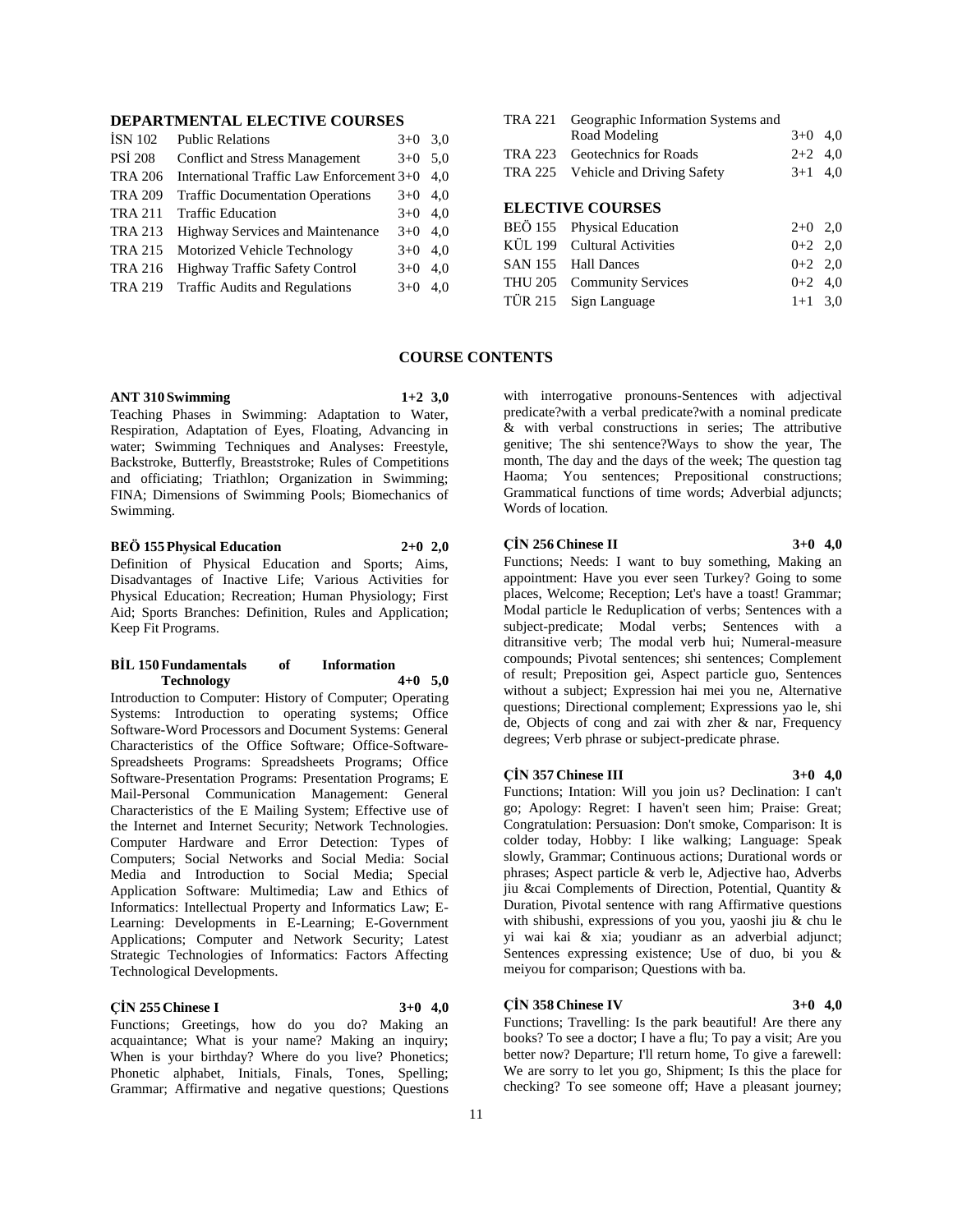## DEPARTMENTAL ELECTIVE COURSES

| | | | |
|---|---|---|---|
| İSN 102 | Public Relations | 3+0 | 3,0 |
| PSİ 208 | Conflict and Stress Management | 3+0 | 5,0 |
| TRA 206 | International Traffic Law Enforcement | 3+0 | 4,0 |
| TRA 209 | Traffic Documentation Operations | 3+0 | 4,0 |
| TRA 211 | Traffic Education | 3+0 | 4,0 |
| TRA 213 | Highway Services and Maintenance | 3+0 | 4,0 |
| TRA 215 | Motorized Vehicle Technology | 3+0 | 4,0 |
| TRA 216 | Highway Traffic Safety Control | 3+0 | 4,0 |
| TRA 219 | Traffic Audits and Regulations | 3+0 | 4,0 |
| TRA 221 | Geographic Information Systems and Road Modeling | 3+0 | 4,0 |
| TRA 223 | Geotechnics for Roads | 2+2 | 4,0 |
| TRA 225 | Vehicle and Driving Safety | 3+1 | 4,0 |

## ELECTIVE COURSES

| | | | |
|---|---|---|---|
| BEÖ 155 | Physical Education | 2+0 | 2,0 |
| KÜL 199 | Cultural Activities | 0+2 | 2,0 |
| SAN 155 | Hall Dances | 0+2 | 2,0 |
| THU 205 | Community Services | 0+2 | 4,0 |
| TÜR 215 | Sign Language | 1+1 | 3,0 |

## COURSE CONTENTS

**ANT 310 Swimming 1+2 3,0**

Teaching Phases in Swimming: Adaptation to Water, Respiration, Adaptation of Eyes, Floating, Advancing in water; Swimming Techniques and Analyses: Freestyle, Backstroke, Butterfly, Breaststroke; Rules of Competitions and officiating; Triathlon; Organization in Swimming; FINA; Dimensions of Swimming Pools; Biomechanics of Swimming.

**BEÖ 155 Physical Education 2+0 2,0**

Definition of Physical Education and Sports; Aims, Disadvantages of Inactive Life; Various Activities for Physical Education; Recreation; Human Physiology; First Aid; Sports Branches: Definition, Rules and Application; Keep Fit Programs.

**BİL 150 Fundamentals of Information Technology 4+0 5,0**

Introduction to Computer: History of Computer; Operating Systems: Introduction to operating systems; Office Software-Word Processors and Document Systems: General Characteristics of the Office Software; Office-Software-Spreadsheets Programs: Spreadsheets Programs; Office Software-Presentation Programs: Presentation Programs; E Mail-Personal Communication Management: General Characteristics of the E Mailing System; Effective use of the Internet and Internet Security; Network Technologies. Computer Hardware and Error Detection: Types of Computers; Social Networks and Social Media: Social Media and Introduction to Social Media; Special Application Software: Multimedia; Law and Ethics of Informatics: Intellectual Property and Informatics Law; E-Learning: Developments in E-Learning; E-Government Applications; Computer and Network Security; Latest Strategic Technologies of Informatics: Factors Affecting Technological Developments.

**ÇİN 255 Chinese I 3+0 4,0**

Functions; Greetings, how do you do? Making an acquaintance; What is your name? Making an inquiry; When is your birthday? Where do you live? Phonetics; Phonetic alphabet, Initials, Finals, Tones, Spelling; Grammar; Affirmative and negative questions; Questions with interrogative pronouns-Sentences with adjectival predicate?with a verbal predicate?with a nominal predicate & with verbal constructions in series; The attributive genitive; The shi sentence?Ways to show the year, The month, The day and the days of the week; The question tag Haoma; You sentences; Prepositional constructions; Grammatical functions of time words; Adverbial adjuncts; Words of location.

**ÇİN 256 Chinese II 3+0 4,0**

Functions; Needs: I want to buy something, Making an appointment: Have you ever seen Turkey? Going to some places, Welcome; Reception; Let's have a toast! Grammar; Modal particle le Reduplication of verbs; Sentences with a subject-predicate; Modal verbs; Sentences with a ditransitive verb; The modal verb hui; Numeral-measure compounds; Pivotal sentences; shi sentences; Complement of result; Preposition gei, Aspect particle guo, Sentences without a subject; Expression hai mei you ne, Alternative questions; Directional complement; Expressions yao le, shi de, Objects of cong and zai with zher & nar, Frequency degrees; Verb phrase or subject-predicate phrase.

**ÇİN 357 Chinese III 3+0 4,0**

Functions; Intation: Will you join us? Declination: I can't go; Apology: Regret: I haven't seen him; Praise: Great; Congratulation: Persuasion: Don't smoke, Comparison: It is colder today, Hobby: I like walking; Language: Speak slowly, Grammar; Continuous actions; Durational words or phrases; Aspect particle & verb le, Adjective hao, Adverbs jiu &cai Complements of Direction, Potential, Quantity & Duration, Pivotal sentence with rang Affirmative questions with shibushi, expressions of you you, yaoshi jiu & chu le yi wai kai & xia; youdianr as an adverbial adjunct; Sentences expressing existence; Use of duo, bi you & meiyou for comparison; Questions with ba.

**ÇİN 358 Chinese IV 3+0 4,0**

Functions; Travelling: Is the park beautiful! Are there any books? To see a doctor; I have a flu; To pay a visit; Are you better now? Departure; I'll return home, To give a farewell: We are sorry to let you go, Shipment; Is this the place for checking? To see someone off; Have a pleasant journey;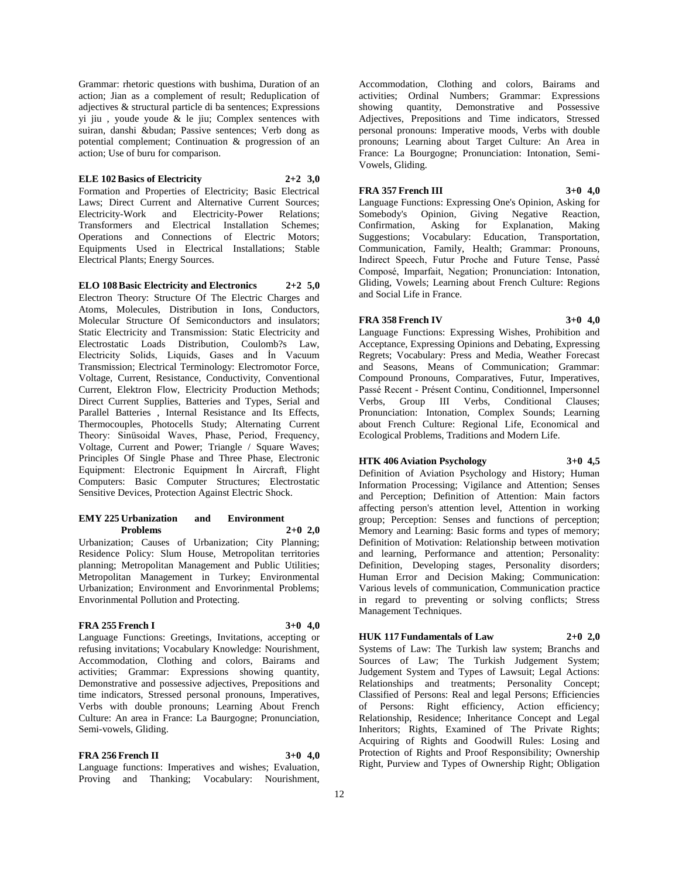Grammar: rhetoric questions with bushima, Duration of an action; Jian as a complement of result; Reduplication of adjectives & structural particle di ba sentences; Expressions yi jiu , youde youde & le jiu; Complex sentences with suiran, danshi &budan; Passive sentences; Verb dong as potential complement; Continuation & progression of an action; Use of buru for comparison.

**ELE 102 Basics of Electricity 2+2 3,0**

Formation and Properties of Electricity; Basic Electrical Laws; Direct Current and Alternative Current Sources; Electricity-Work and Electricity-Power Relations; Transformers and Electrical Installation Schemes; Operations and Connections of Electric Motors; Equipments Used in Electrical Installations; Stable Electrical Plants; Energy Sources.

**ELO 108 Basic Electricity and Electronics 2+2 5,0**

Electron Theory: Structure Of The Electric Charges and Atoms, Molecules, Distribution in Ions, Conductors, Molecular Structure Of Semiconductors and insulators; Static Electricity and Transmission: Static Electricity and Electrostatic Loads Distribution, Coulomb?s Law, Electricity Solids, Liquids, Gases and İn Vacuum Transmission; Electrical Terminology: Electromotor Force, Voltage, Current, Resistance, Conductivity, Conventional Current, Elektron Flow, Electricity Production Methods; Direct Current Supplies, Batteries and Types, Serial and Parallel Batteries , Internal Resistance and Its Effects, Thermocouples, Photocells Study; Alternating Current Theory: Sinüsoidal Waves, Phase, Period, Frequency, Voltage, Current and Power; Triangle / Square Waves; Principles Of Single Phase and Three Phase, Electronic Equipment: Electronic Equipment İn Aircraft, Flight Computers: Basic Computer Structures; Electrostatic Sensitive Devices, Protection Against Electric Shock.

**EMY 225 Urbanization and Environment Problems 2+0 2,0**

Urbanization; Causes of Urbanization; City Planning; Residence Policy: Slum House, Metropolitan territories planning; Metropolitan Management and Public Utilities; Metropolitan Management in Turkey; Environmental Urbanization; Environment and Envorinmental Problems; Envorinmental Pollution and Protecting.

**FRA 255 French I 3+0 4,0**

Language Functions: Greetings, Invitations, accepting or refusing invitations; Vocabulary Knowledge: Nourishment, Accommodation, Clothing and colors, Bairams and activities; Grammar: Expressions showing quantity, Demonstrative and possessive adjectives, Prepositions and time indicators, Stressed personal pronouns, Imperatives, Verbs with double pronouns; Learning About French Culture: An area in France: La Baurgogne; Pronunciation, Semi-vowels, Gliding.

**FRA 256 French II 3+0 4,0**

Language functions: Imperatives and wishes; Evaluation, Proving and Thanking; Vocabulary: Nourishment, Accommodation, Clothing and colors, Bairams and activities; Ordinal Numbers; Grammar: Expressions showing quantity, Demonstrative and Possessive Adjectives, Prepositions and Time indicators, Stressed personal pronouns: Imperative moods, Verbs with double pronouns; Learning about Target Culture: An Area in France: La Bourgogne; Pronunciation: Intonation, Semi-Vowels, Gliding.

**FRA 357 French III 3+0 4,0**

Language Functions: Expressing One's Opinion, Asking for Somebody's Opinion, Giving Negative Reaction, Confirmation, Asking for Explanation, Making Suggestions; Vocabulary: Education, Transportation, Communication, Family, Health; Grammar: Pronouns, Indirect Speech, Futur Proche and Future Tense, Passé Composé, Imparfait, Negation; Pronunciation: Intonation, Gliding, Vowels; Learning about French Culture: Regions and Social Life in France.

**FRA 358 French IV 3+0 4,0**

Language Functions: Expressing Wishes, Prohibition and Acceptance, Expressing Opinions and Debating, Expressing Regrets; Vocabulary: Press and Media, Weather Forecast and Seasons, Means of Communication; Grammar: Compound Pronouns, Comparatives, Futur, Imperatives, Passé Recent - Présent Continu, Conditionnel, Impersonnel Verbs, Group III Verbs, Conditional Clauses; Pronunciation: Intonation, Complex Sounds; Learning about French Culture: Regional Life, Economical and Ecological Problems, Traditions and Modern Life.

**HTK 406 Aviation Psychology 3+0 4,5**

Definition of Aviation Psychology and History; Human Information Processing; Vigilance and Attention; Senses and Perception; Definition of Attention: Main factors affecting person's attention level, Attention in working group; Perception: Senses and functions of perception; Memory and Learning: Basic forms and types of memory; Definition of Motivation: Relationship between motivation and learning, Performance and attention; Personality: Definition, Developing stages, Personality disorders; Human Error and Decision Making; Communication: Various levels of communication, Communication practice in regard to preventing or solving conflicts; Stress Management Techniques.

**HUK 117 Fundamentals of Law 2+0 2,0**

Systems of Law: The Turkish law system; Branchs and Sources of Law; The Turkish Judgement System; Judgement System and Types of Lawsuit; Legal Actions: Relationships and treatments; Personality Concept; Classified of Persons: Real and legal Persons; Efficiencies of Persons: Right efficiency, Action efficiency; Relationship, Residence; Inheritance Concept and Legal Inheritors; Rights, Examined of The Private Rights; Acquiring of Rights and Goodwill Rules: Losing and Protection of Rights and Proof Responsibility; Ownership Right, Purview and Types of Ownership Right; Obligation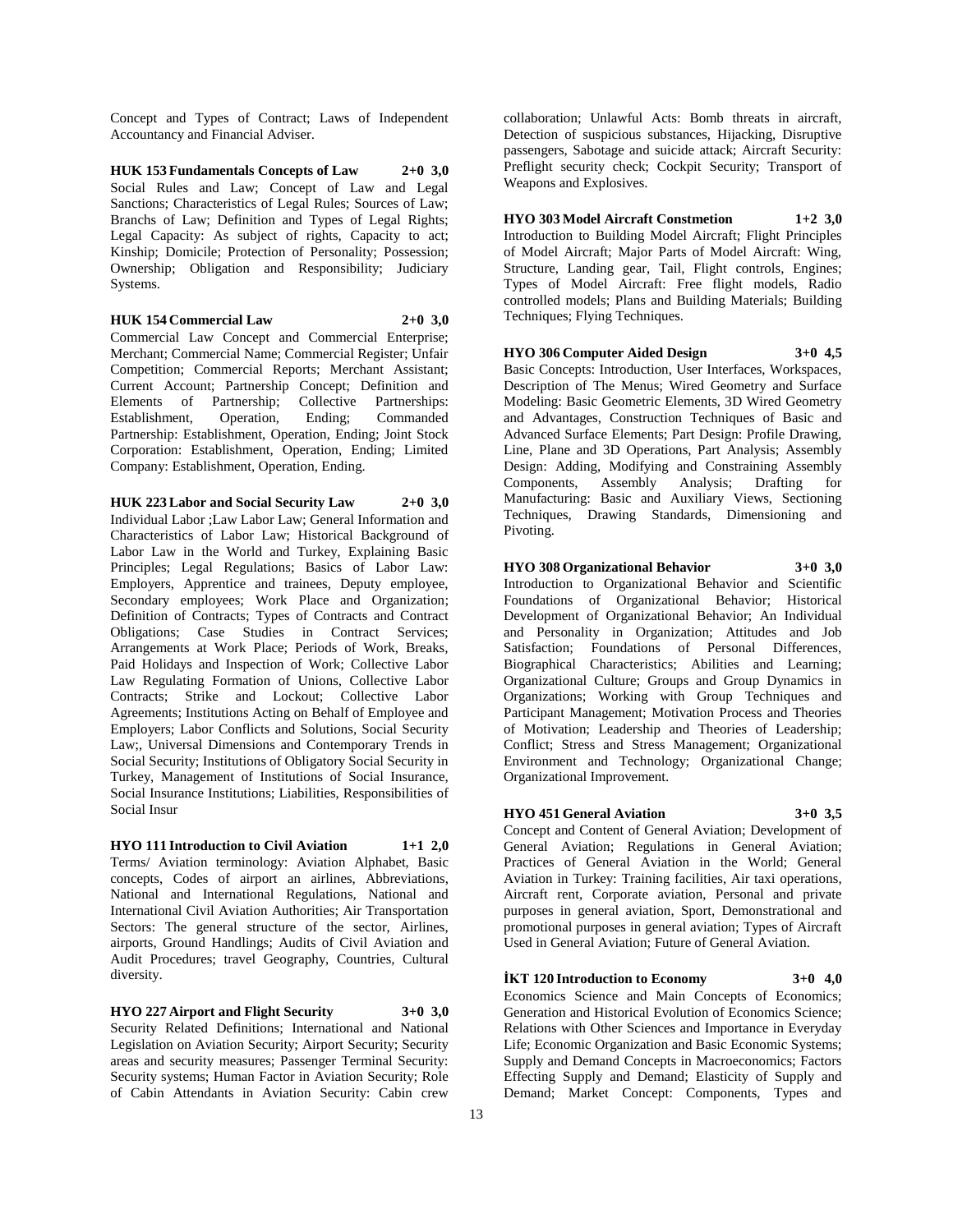Concept and Types of Contract; Laws of Independent Accountancy and Financial Adviser.

**HUK 153 Fundamentals Concepts of Law 2+0 3,0**
Social Rules and Law; Concept of Law and Legal Sanctions; Characteristics of Legal Rules; Sources of Law; Branchs of Law; Definition and Types of Legal Rights; Legal Capacity: As subject of rights, Capacity to act; Kinship; Domicile; Protection of Personality; Possession; Ownership; Obligation and Responsibility; Judiciary Systems.

**HUK 154 Commercial Law 2+0 3,0**
Commercial Law Concept and Commercial Enterprise; Merchant; Commercial Name; Commercial Register; Unfair Competition; Commercial Reports; Merchant Assistant; Current Account; Partnership Concept; Definition and Elements of Partnership; Collective Partnerships: Establishment, Operation, Ending; Commanded Partnership: Establishment, Operation, Ending; Joint Stock Corporation: Establishment, Operation, Ending; Limited Company: Establishment, Operation, Ending.

**HUK 223 Labor and Social Security Law 2+0 3,0**
Individual Labor ;Law Labor Law; General Information and Characteristics of Labor Law; Historical Background of Labor Law in the World and Turkey, Explaining Basic Principles; Legal Regulations; Basics of Labor Law: Employers, Apprentice and trainees, Deputy employee, Secondary employees; Work Place and Organization; Definition of Contracts; Types of Contracts and Contract Obligations; Case Studies in Contract Services; Arrangements at Work Place; Periods of Work, Breaks, Paid Holidays and Inspection of Work; Collective Labor Law Regulating Formation of Unions, Collective Labor Contracts; Strike and Lockout; Collective Labor Agreements; Institutions Acting on Behalf of Employee and Employers; Labor Conflicts and Solutions, Social Security Law;, Universal Dimensions and Contemporary Trends in Social Security; Institutions of Obligatory Social Security in Turkey, Management of Institutions of Social Insurance, Social Insurance Institutions; Liabilities, Responsibilities of Social Insur

**HYO 111 Introduction to Civil Aviation 1+1 2,0**
Terms/ Aviation terminology: Aviation Alphabet, Basic concepts, Codes of airport an airlines, Abbreviations, National and International Regulations, National and International Civil Aviation Authorities; Air Transportation Sectors: The general structure of the sector, Airlines, airports, Ground Handlings; Audits of Civil Aviation and Audit Procedures; travel Geography, Countries, Cultural diversity.

**HYO 227 Airport and Flight Security 3+0 3,0**
Security Related Definitions; International and National Legislation on Aviation Security; Airport Security; Security areas and security measures; Passenger Terminal Security: Security systems; Human Factor in Aviation Security; Role of Cabin Attendants in Aviation Security: Cabin crew collaboration; Unlawful Acts: Bomb threats in aircraft, Detection of suspicious substances, Hijacking, Disruptive passengers, Sabotage and suicide attack; Aircraft Security: Preflight security check; Cockpit Security; Transport of Weapons and Explosives.

**HYO 303 Model Aircraft Constmetion 1+2 3,0**
Introduction to Building Model Aircraft; Flight Principles of Model Aircraft; Major Parts of Model Aircraft: Wing, Structure, Landing gear, Tail, Flight controls, Engines; Types of Model Aircraft: Free flight models, Radio controlled models; Plans and Building Materials; Building Techniques; Flying Techniques.

**HYO 306 Computer Aided Design 3+0 4,5**
Basic Concepts: Introduction, User Interfaces, Workspaces, Description of The Menus; Wired Geometry and Surface Modeling: Basic Geometric Elements, 3D Wired Geometry and Advantages, Construction Techniques of Basic and Advanced Surface Elements; Part Design: Profile Drawing, Line, Plane and 3D Operations, Part Analysis; Assembly Design: Adding, Modifying and Constraining Assembly Components, Assembly Analysis; Drafting for Manufacturing: Basic and Auxiliary Views, Sectioning Techniques, Drawing Standards, Dimensioning and Pivoting.

**HYO 308 Organizational Behavior 3+0 3,0**
Introduction to Organizational Behavior and Scientific Foundations of Organizational Behavior; Historical Development of Organizational Behavior; An Individual and Personality in Organization; Attitudes and Job Satisfaction; Foundations of Personal Differences, Biographical Characteristics; Abilities and Learning; Organizational Culture; Groups and Group Dynamics in Organizations; Working with Group Techniques and Participant Management; Motivation Process and Theories of Motivation; Leadership and Theories of Leadership; Conflict; Stress and Stress Management; Organizational Environment and Technology; Organizational Change; Organizational Improvement.

**HYO 451 General Aviation 3+0 3,5**
Concept and Content of General Aviation; Development of General Aviation; Regulations in General Aviation; Practices of General Aviation in the World; General Aviation in Turkey: Training facilities, Air taxi operations, Aircraft rent, Corporate aviation, Personal and private purposes in general aviation, Sport, Demonstrational and promotional purposes in general aviation; Types of Aircraft Used in General Aviation; Future of General Aviation.

**İKT 120 Introduction to Economy 3+0 4,0**
Economics Science and Main Concepts of Economics; Generation and Historical Evolution of Economics Science; Relations with Other Sciences and Importance in Everyday Life; Economic Organization and Basic Economic Systems; Supply and Demand Concepts in Macroeconomics; Factors Effecting Supply and Demand; Elasticity of Supply and Demand; Market Concept: Components, Types and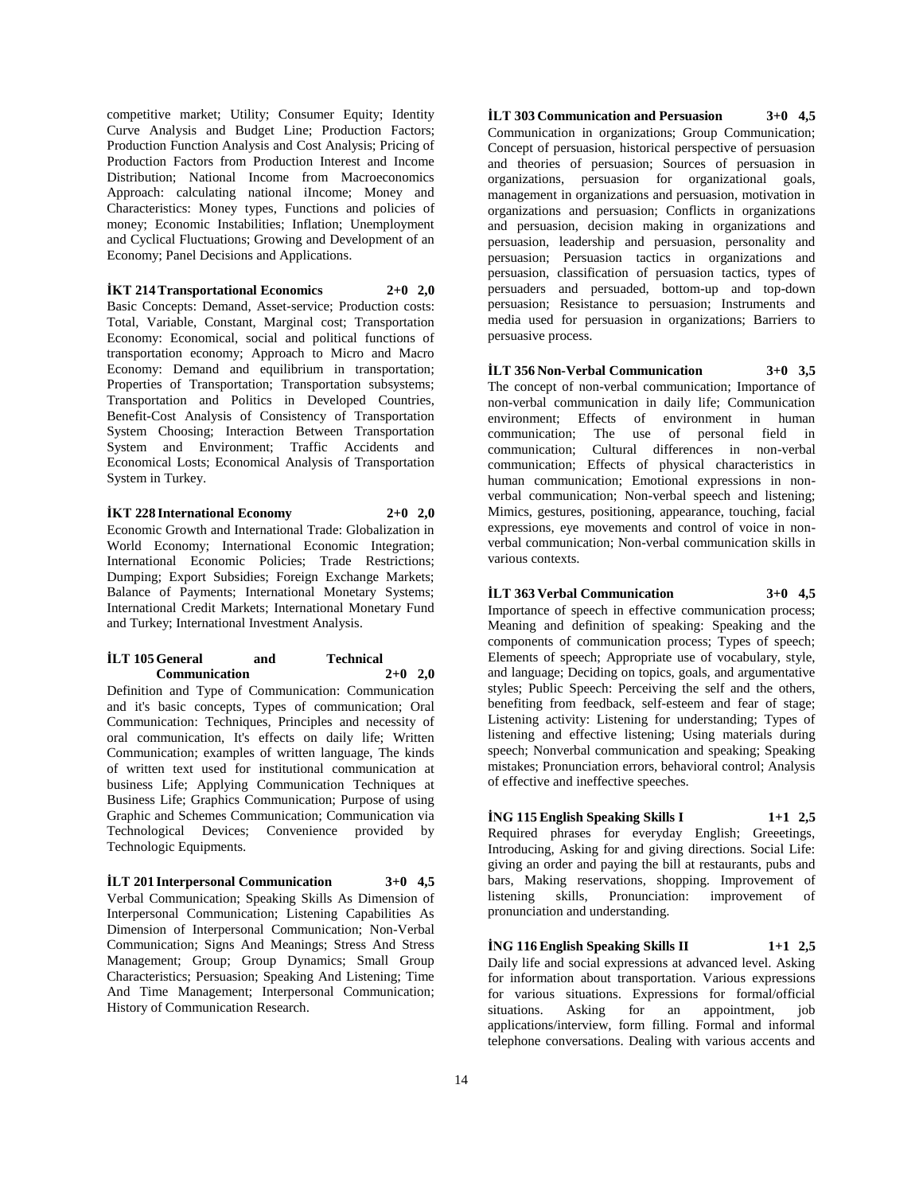competitive market; Utility; Consumer Equity; Identity Curve Analysis and Budget Line; Production Factors; Production Function Analysis and Cost Analysis; Pricing of Production Factors from Production Interest and Income Distribution; National Income from Macroeconomics Approach: calculating national iIncome; Money and Characteristics: Money types, Functions and policies of money; Economic Instabilities; Inflation; Unemployment and Cyclical Fluctuations; Growing and Development of an Economy; Panel Decisions and Applications.

**İKT 214 Transportational Economics 2+0 2,0**

Basic Concepts: Demand, Asset-service; Production costs: Total, Variable, Constant, Marginal cost; Transportation Economy: Economical, social and political functions of transportation economy; Approach to Micro and Macro Economy: Demand and equilibrium in transportation; Properties of Transportation; Transportation subsystems; Transportation and Politics in Developed Countries, Benefit-Cost Analysis of Consistency of Transportation System Choosing; Interaction Between Transportation System and Environment; Traffic Accidents and Economical Losts; Economical Analysis of Transportation System in Turkey.

**İKT 228 International Economy 2+0 2,0**

Economic Growth and International Trade: Globalization in World Economy; International Economic Integration; International Economic Policies; Trade Restrictions; Dumping; Export Subsidies; Foreign Exchange Markets; Balance of Payments; International Monetary Systems; International Credit Markets; International Monetary Fund and Turkey; International Investment Analysis.

**İLT 105 General and Technical Communication 2+0 2,0**

Definition and Type of Communication: Communication and it's basic concepts, Types of communication; Oral Communication: Techniques, Principles and necessity of oral communication, It's effects on daily life; Written Communication; examples of written language, The kinds of written text used for institutional communication at business Life; Applying Communication Techniques at Business Life; Graphics Communication; Purpose of using Graphic and Schemes Communication; Communication via Technological Devices; Convenience provided by Technologic Equipments.

**İLT 201 Interpersonal Communication 3+0 4,5**

Verbal Communication; Speaking Skills As Dimension of Interpersonal Communication; Listening Capabilities As Dimension of Interpersonal Communication; Non-Verbal Communication; Signs And Meanings; Stress And Stress Management; Group; Group Dynamics; Small Group Characteristics; Persuasion; Speaking And Listening; Time And Time Management; Interpersonal Communication; History of Communication Research.

**İLT 303 Communication and Persuasion 3+0 4,5**

Communication in organizations; Group Communication; Concept of persuasion, historical perspective of persuasion and theories of persuasion; Sources of persuasion in organizations, persuasion for organizational goals, management in organizations and persuasion, motivation in organizations and persuasion; Conflicts in organizations and persuasion, decision making in organizations and persuasion, leadership and persuasion, personality and persuasion; Persuasion tactics in organizations and persuasion, classification of persuasion tactics, types of persuaders and persuaded, bottom-up and top-down persuasion; Resistance to persuasion; Instruments and media used for persuasion in organizations; Barriers to persuasive process.

**İLT 356 Non-Verbal Communication 3+0 3,5**

The concept of non-verbal communication; Importance of non-verbal communication in daily life; Communication environment; Effects of environment in human communication; The use of personal field in communication; Cultural differences in non-verbal communication; Effects of physical characteristics in human communication; Emotional expressions in non-verbal communication; Non-verbal speech and listening; Mimics, gestures, positioning, appearance, touching, facial expressions, eye movements and control of voice in non-verbal communication; Non-verbal communication skills in various contexts.

**İLT 363 Verbal Communication 3+0 4,5**

Importance of speech in effective communication process; Meaning and definition of speaking: Speaking and the components of communication process; Types of speech; Elements of speech; Appropriate use of vocabulary, style, and language; Deciding on topics, goals, and argumentative styles; Public Speech: Perceiving the self and the others, benefiting from feedback, self-esteem and fear of stage; Listening activity: Listening for understanding; Types of listening and effective listening; Using materials during speech; Nonverbal communication and speaking; Speaking mistakes; Pronunciation errors, behavioral control; Analysis of effective and ineffective speeches.

**İNG 115 English Speaking Skills I 1+1 2,5**

Required phrases for everyday English; Greeetings, Introducing, Asking for and giving directions. Social Life: giving an order and paying the bill at restaurants, pubs and bars, Making reservations, shopping. Improvement of listening skills, Pronunciation: improvement of pronunciation and understanding.

**İNG 116 English Speaking Skills II 1+1 2,5**

Daily life and social expressions at advanced level. Asking for information about transportation. Various expressions for various situations. Expressions for formal/official situations. Asking for an appointment, job applications/interview, form filling. Formal and informal telephone conversations. Dealing with various accents and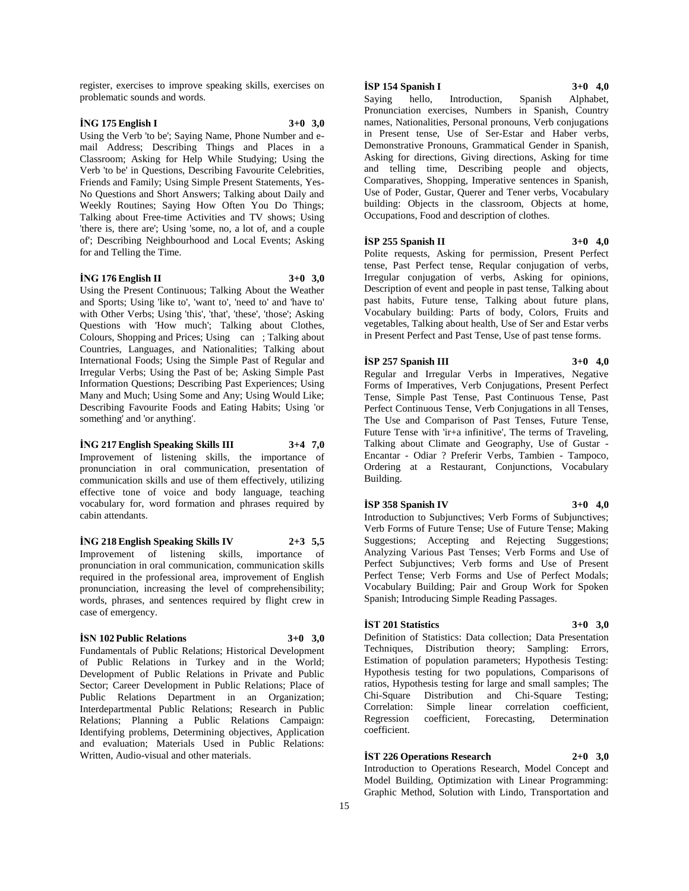register, exercises to improve speaking skills, exercises on problematic sounds and words.

**İNG 175 English I 3+0 3,0**

Using the Verb 'to be'; Saying Name, Phone Number and e-mail Address; Describing Things and Places in a Classroom; Asking for Help While Studying; Using the Verb 'to be' in Questions, Describing Favourite Celebrities, Friends and Family; Using Simple Present Statements, Yes-No Questions and Short Answers; Talking about Daily and Weekly Routines; Saying How Often You Do Things; Talking about Free-time Activities and TV shows; Using 'there is, there are'; Using 'some, no, a lot of, and a couple of'; Describing Neighbourhood and Local Events; Asking for and Telling the Time.

**İNG 176 English II 3+0 3,0**

Using the Present Continuous; Talking About the Weather and Sports; Using 'like to', 'want to', 'need to' and 'have to' with Other Verbs; Using 'this', 'that', 'these', 'those'; Asking Questions with 'How much'; Talking about Clothes, Colours, Shopping and Prices; Using can ; Talking about Countries, Languages, and Nationalities; Talking about International Foods; Using the Simple Past of Regular and Irregular Verbs; Using the Past of be; Asking Simple Past Information Questions; Describing Past Experiences; Using Many and Much; Using Some and Any; Using Would Like; Describing Favourite Foods and Eating Habits; Using 'or something' and 'or anything'.

**İNG 217 English Speaking Skills III 3+4 7,0**

Improvement of listening skills, the importance of pronunciation in oral communication, presentation of communication skills and use of them effectively, utilizing effective tone of voice and body language, teaching vocabulary for, word formation and phrases required by cabin attendants.

**İNG 218 English Speaking Skills IV 2+3 5,5**

Improvement of listening skills, importance of pronunciation in oral communication, communication skills required in the professional area, improvement of English pronunciation, increasing the level of comprehensibility; words, phrases, and sentences required by flight crew in case of emergency.

**İSN 102 Public Relations 3+0 3,0**

Fundamentals of Public Relations; Historical Development of Public Relations in Turkey and in the World; Development of Public Relations in Private and Public Sector; Career Development in Public Relations; Place of Public Relations Department in an Organization; Interdepartmental Public Relations; Research in Public Relations; Planning a Public Relations Campaign: Identifying problems, Determining objectives, Application and evaluation; Materials Used in Public Relations: Written, Audio-visual and other materials.

**İSP 154 Spanish I 3+0 4,0**

Saying hello, Introduction, Spanish Alphabet, Pronunciation exercises, Numbers in Spanish, Country names, Nationalities, Personal pronouns, Verb conjugations in Present tense, Use of Ser-Estar and Haber verbs, Demonstrative Pronouns, Grammatical Gender in Spanish, Asking for directions, Giving directions, Asking for time and telling time, Describing people and objects, Comparatives, Shopping, Imperative sentences in Spanish, Use of Poder, Gustar, Querer and Tener verbs, Vocabulary building: Objects in the classroom, Objects at home, Occupations, Food and description of clothes.

**İSP 255 Spanish II 3+0 4,0**

Polite requests, Asking for permission, Present Perfect tense, Past Perfect tense, Reqular conjugation of verbs, Irregular conjugation of verbs, Asking for opinions, Description of event and people in past tense, Talking about past habits, Future tense, Talking about future plans, Vocabulary building: Parts of body, Colors, Fruits and vegetables, Talking about health, Use of Ser and Estar verbs in Present Perfect and Past Tense, Use of past tense forms.

**İSP 257 Spanish III 3+0 4,0**

Regular and Irregular Verbs in Imperatives, Negative Forms of Imperatives, Verb Conjugations, Present Perfect Tense, Simple Past Tense, Past Continuous Tense, Past Perfect Continuous Tense, Verb Conjugations in all Tenses, The Use and Comparison of Past Tenses, Future Tense, Future Tense with 'ir+a infinitive', The terms of Traveling, Talking about Climate and Geography, Use of Gustar - Encantar - Odiar ? Preferir Verbs, Tambien - Tampoco, Ordering at a Restaurant, Conjunctions, Vocabulary Building.

**İSP 358 Spanish IV 3+0 4,0**

Introduction to Subjunctives; Verb Forms of Subjunctives; Verb Forms of Future Tense; Use of Future Tense; Making Suggestions; Accepting and Rejecting Suggestions; Analyzing Various Past Tenses; Verb Forms and Use of Perfect Subjunctives; Verb forms and Use of Present Perfect Tense; Verb Forms and Use of Perfect Modals; Vocabulary Building; Pair and Group Work for Spoken Spanish; Introducing Simple Reading Passages.

**İST 201 Statistics 3+0 3,0**

Definition of Statistics: Data collection; Data Presentation Techniques, Distribution theory; Sampling: Errors, Estimation of population parameters; Hypothesis Testing: Hypothesis testing for two populations, Comparisons of ratios, Hypothesis testing for large and small samples; The Chi-Square Distribution and Chi-Square Testing; Correlation: Simple linear correlation coefficient, Regression coefficient, Forecasting, Determination coefficient.

**İST 226 Operations Research 2+0 3,0**

Introduction to Operations Research, Model Concept and Model Building, Optimization with Linear Programming: Graphic Method, Solution with Lindo, Transportation and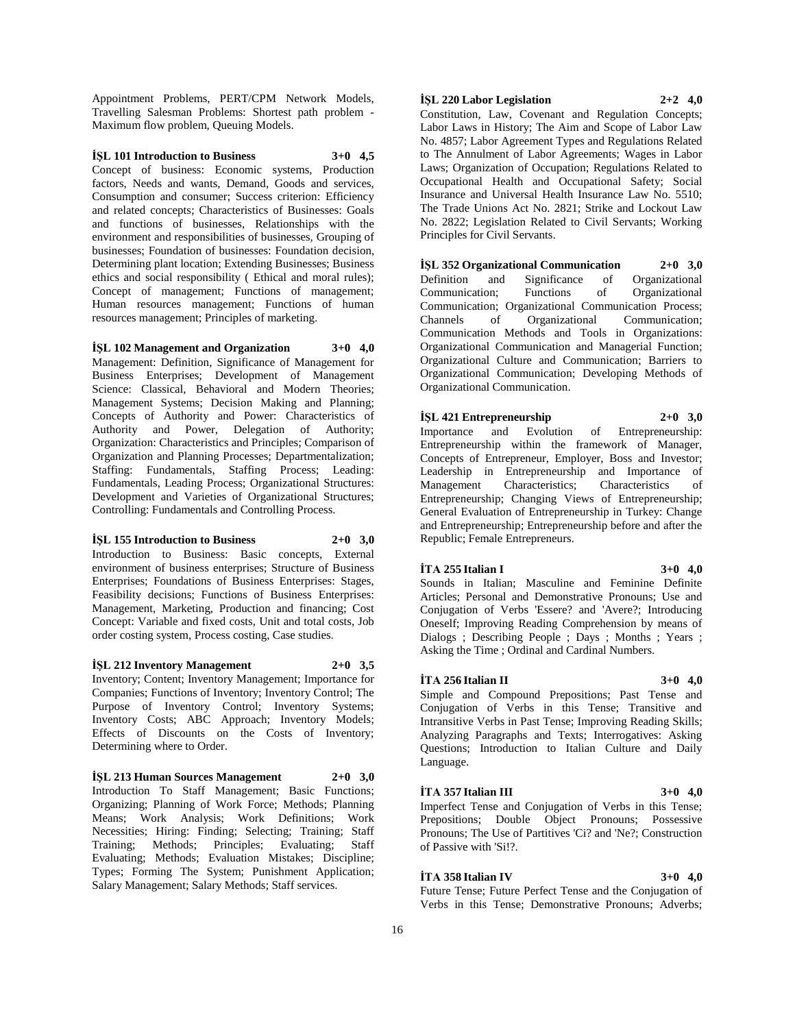Appointment Problems, PERT/CPM Network Models, Travelling Salesman Problems: Shortest path problem - Maximum flow problem, Queuing Models.

**İŞL 101 Introduction to Business 3+0 4,5**

Concept of business: Economic systems, Production factors, Needs and wants, Demand, Goods and services, Consumption and consumer; Success criterion: Efficiency and related concepts; Characteristics of Businesses: Goals and functions of businesses, Relationships with the environment and responsibilities of businesses, Grouping of businesses; Foundation of businesses: Foundation decision, Determining plant location; Extending Businesses; Business ethics and social responsibility ( Ethical and moral rules); Concept of management; Functions of management; Human resources management; Functions of human resources management; Principles of marketing.

**İŞL 102 Management and Organization 3+0 4,0**

Management: Definition, Significance of Management for Business Enterprises; Development of Management Science: Classical, Behavioral and Modern Theories; Management Systems; Decision Making and Planning; Concepts of Authority and Power: Characteristics of Authority and Power, Delegation of Authority; Organization: Characteristics and Principles; Comparison of Organization and Planning Processes; Departmentalization; Staffing: Fundamentals, Staffing Process; Leading: Fundamentals, Leading Process; Organizational Structures: Development and Varieties of Organizational Structures; Controlling: Fundamentals and Controlling Process.

**İŞL 155 Introduction to Business 2+0 3,0**

Introduction to Business: Basic concepts, External environment of business enterprises; Structure of Business Enterprises; Foundations of Business Enterprises: Stages, Feasibility decisions; Functions of Business Enterprises: Management, Marketing, Production and financing; Cost Concept: Variable and fixed costs, Unit and total costs, Job order costing system, Process costing, Case studies.

**İŞL 212 Inventory Management 2+0 3,5**

Inventory; Content; Inventory Management; Importance for Companies; Functions of Inventory; Inventory Control; The Purpose of Inventory Control; Inventory Systems; Inventory Costs; ABC Approach; Inventory Models; Effects of Discounts on the Costs of Inventory; Determining where to Order.

**İŞL 213 Human Sources Management 2+0 3,0**

Introduction To Staff Management; Basic Functions; Organizing; Planning of Work Force; Methods; Planning Means; Work Analysis; Work Definitions; Work Necessities; Hiring: Finding; Selecting; Training; Staff Training; Methods; Principles; Evaluating; Staff Evaluating; Methods; Evaluation Mistakes; Discipline; Types; Forming The System; Punishment Application; Salary Management; Salary Methods; Staff services.

**İŞL 220 Labor Legislation 2+2 4,0**

Constitution, Law, Covenant and Regulation Concepts; Labor Laws in History; The Aim and Scope of Labor Law No. 4857; Labor Agreement Types and Regulations Related to The Annulment of Labor Agreements; Wages in Labor Laws; Organization of Occupation; Regulations Related to Occupational Health and Occupational Safety; Social Insurance and Universal Health Insurance Law No. 5510; The Trade Unions Act No. 2821; Strike and Lockout Law No. 2822; Legislation Related to Civil Servants; Working Principles for Civil Servants.

**İŞL 352 Organizational Communication 2+0 3,0**

Definition and Significance of Organizational Communication; Functions of Organizational Communication; Organizational Communication Process; Channels of Organizational Communication; Communication Methods and Tools in Organizations: Organizational Communication and Managerial Function; Organizational Culture and Communication; Barriers to Organizational Communication; Developing Methods of Organizational Communication.

**İŞL 421 Entrepreneurship 2+0 3,0**

Importance and Evolution of Entrepreneurship: Entrepreneurship within the framework of Manager, Concepts of Entrepreneur, Employer, Boss and Investor; Leadership in Entrepreneurship and Importance of Management Characteristics; Characteristics of Entrepreneurship; Changing Views of Entrepreneurship; General Evaluation of Entrepreneurship in Turkey: Change and Entrepreneurship; Entrepreneurship before and after the Republic; Female Entrepreneurs.

**İTA 255 Italian I 3+0 4,0**

Sounds in Italian; Masculine and Feminine Definite Articles; Personal and Demonstrative Pronouns; Use and Conjugation of Verbs 'Essere? and 'Avere?; Introducing Oneself; Improving Reading Comprehension by means of Dialogs ; Describing People ; Days ; Months ; Years ; Asking the Time ; Ordinal and Cardinal Numbers.

**İTA 256 Italian II 3+0 4,0**

Simple and Compound Prepositions; Past Tense and Conjugation of Verbs in this Tense; Transitive and Intransitive Verbs in Past Tense; Improving Reading Skills; Analyzing Paragraphs and Texts; Interrogatives: Asking Questions; Introduction to Italian Culture and Daily Language.

**İTA 357 Italian III 3+0 4,0**

Imperfect Tense and Conjugation of Verbs in this Tense; Prepositions; Double Object Pronouns; Possessive Pronouns; The Use of Partitives 'Ci? and 'Ne?; Construction of Passive with 'Si!?.

**İTA 358 Italian IV 3+0 4,0**

Future Tense; Future Perfect Tense and the Conjugation of Verbs in this Tense; Demonstrative Pronouns; Adverbs;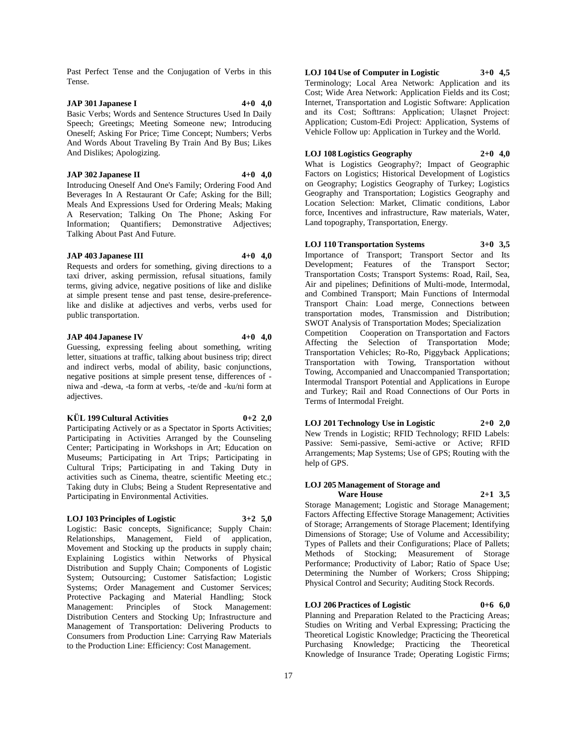Past Perfect Tense and the Conjugation of Verbs in this Tense.

**JAP 301 Japanese I 4+0 4,0**

Basic Verbs; Words and Sentence Structures Used In Daily Speech; Greetings; Meeting Someone new; Introducing Oneself; Asking For Price; Time Concept; Numbers; Verbs And Words About Traveling By Train And By Bus; Likes And Dislikes; Apologizing.

**JAP 302 Japanese II 4+0 4,0**

Introducing Oneself And One's Family; Ordering Food And Beverages In A Restaurant Or Cafe; Asking for the Bill; Meals And Expressions Used for Ordering Meals; Making A Reservation; Talking On The Phone; Asking For Information; Quantifiers; Demonstrative Adjectives; Talking About Past And Future.

**JAP 403 Japanese III 4+0 4,0**

Requests and orders for something, giving directions to a taxi driver, asking permission, refusal situations, family terms, giving advice, negative positions of like and dislike at simple present tense and past tense, desire-preference-like and dislike at adjectives and verbs, verbs used for public transportation.

**JAP 404 Japanese IV 4+0 4,0**

Guessing, expressing feeling about something, writing letter, situations at traffic, talking about business trip; direct and indirect verbs, modal of ability, basic conjunctions, negative positions at simple present tense, differences of -niwa and -dewa, -ta form at verbs, -te/de and -ku/ni form at adjectives.

**KÜL 199 Cultural Activities 0+2 2,0**

Participating Actively or as a Spectator in Sports Activities; Participating in Activities Arranged by the Counseling Center; Participating in Workshops in Art; Education on Museums; Participating in Art Trips; Participating in Cultural Trips; Participating in and Taking Duty in activities such as Cinema, theatre, scientific Meeting etc.; Taking duty in Clubs; Being a Student Representative and Participating in Environmental Activities.

**LOJ 103 Principles of Logistic 3+2 5,0**

Logistic: Basic concepts, Significance; Supply Chain: Relationships, Management, Field of application, Movement and Stocking up the products in supply chain; Explaining Logistics within Networks of Physical Distribution and Supply Chain; Components of Logistic System; Outsourcing; Customer Satisfaction; Logistic Systems; Order Management and Customer Services; Protective Packaging and Material Handling; Stock Management: Principles of Stock Management: Distribution Centers and Stocking Up; Infrastructure and Management of Transportation: Delivering Products to Consumers from Production Line: Carrying Raw Materials to the Production Line: Efficiency: Cost Management.

**LOJ 104 Use of Computer in Logistic 3+0 4,5**

Terminology; Local Area Network: Application and its Cost; Wide Area Network: Application Fields and its Cost; Internet, Transportation and Logistic Software: Application and its Cost; Softtrans: Application; Ulaşnet Project: Application; Custom-Edi Project: Application, Systems of Vehicle Follow up: Application in Turkey and the World.

**LOJ 108 Logistics Geography 2+0 4,0**

What is Logistics Geography?; Impact of Geographic Factors on Logistics; Historical Development of Logistics on Geography; Logistics Geography of Turkey; Logistics Geography and Transportation; Logistics Geography and Location Selection: Market, Climatic conditions, Labor force, Incentives and infrastructure, Raw materials, Water, Land topography, Transportation, Energy.

**LOJ 110 Transportation Systems 3+0 3,5**

Importance of Transport; Transport Sector and Its Development; Features of the Transport Sector; Transportation Costs; Transport Systems: Road, Rail, Sea, Air and pipelines; Definitions of Multi-mode, Intermodal, and Combined Transport; Main Functions of Intermodal Transport Chain: Load merge, Connections between transportation modes, Transmission and Distribution; SWOT Analysis of Transportation Modes; Specialization Competition Cooperation on Transportation and Factors Affecting the Selection of Transportation Mode; Transportation Vehicles; Ro-Ro, Piggyback Applications; Transportation with Towing, Transportation without Towing, Accompanied and Unaccompanied Transportation; Intermodal Transport Potential and Applications in Europe and Turkey; Rail and Road Connections of Our Ports in Terms of Intermodal Freight.

**LOJ 201 Technology Use in Logistic 2+0 2,0**

New Trends in Logistic; RFID Technology; RFID Labels: Passive: Semi-passive, Semi-active or Active; RFID Arrangements; Map Systems; Use of GPS; Routing with the help of GPS.

**LOJ 205 Management of Storage and Ware House 2+1 3,5**

Storage Management; Logistic and Storage Management; Factors Affecting Effective Storage Management; Activities of Storage; Arrangements of Storage Placement; Identifying Dimensions of Storage; Use of Volume and Accessibility; Types of Pallets and their Configurations; Place of Pallets; Methods of Stocking; Measurement of Storage Performance; Productivity of Labor; Ratio of Space Use; Determining the Number of Workers; Cross Shipping; Physical Control and Security; Auditing Stock Records.

**LOJ 206 Practices of Logistic 0+6 6,0**

Planning and Preparation Related to the Practicing Areas; Studies on Writing and Verbal Expressing; Practicing the Theoretical Logistic Knowledge; Practicing the Theoretical Purchasing Knowledge; Practicing the Theoretical Knowledge of Insurance Trade; Operating Logistic Firms;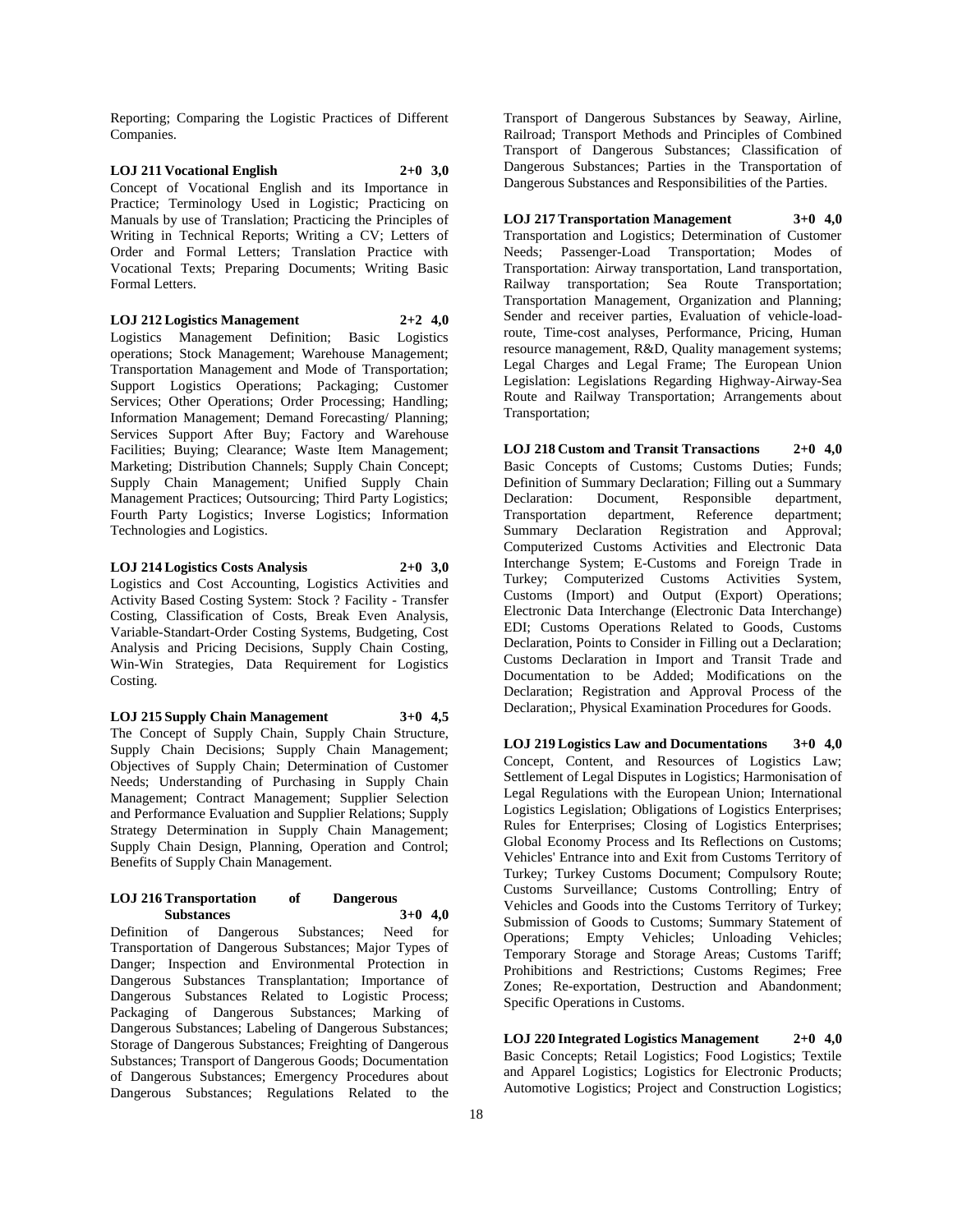Reporting; Comparing the Logistic Practices of Different Companies.

**LOJ 211 Vocational English 2+0 3,0**

Concept of Vocational English and its Importance in Practice; Terminology Used in Logistic; Practicing on Manuals by use of Translation; Practicing the Principles of Writing in Technical Reports; Writing a CV; Letters of Order and Formal Letters; Translation Practice with Vocational Texts; Preparing Documents; Writing Basic Formal Letters.

**LOJ 212 Logistics Management 2+2 4,0**

Logistics Management Definition; Basic Logistics operations; Stock Management; Warehouse Management; Transportation Management and Mode of Transportation; Support Logistics Operations; Packaging; Customer Services; Other Operations; Order Processing; Handling; Information Management; Demand Forecasting/ Planning; Services Support After Buy; Factory and Warehouse Facilities; Buying; Clearance; Waste Item Management; Marketing; Distribution Channels; Supply Chain Concept; Supply Chain Management; Unified Supply Chain Management Practices; Outsourcing; Third Party Logistics; Fourth Party Logistics; Inverse Logistics; Information Technologies and Logistics.

**LOJ 214 Logistics Costs Analysis 2+0 3,0**

Logistics and Cost Accounting, Logistics Activities and Activity Based Costing System: Stock ? Facility - Transfer Costing, Classification of Costs, Break Even Analysis, Variable-Standart-Order Costing Systems, Budgeting, Cost Analysis and Pricing Decisions, Supply Chain Costing, Win-Win Strategies, Data Requirement for Logistics Costing.

**LOJ 215 Supply Chain Management 3+0 4,5**

The Concept of Supply Chain, Supply Chain Structure, Supply Chain Decisions; Supply Chain Management; Objectives of Supply Chain; Determination of Customer Needs; Understanding of Purchasing in Supply Chain Management; Contract Management; Supplier Selection and Performance Evaluation and Supplier Relations; Supply Strategy Determination in Supply Chain Management; Supply Chain Design, Planning, Operation and Control; Benefits of Supply Chain Management.

**LOJ 216 Transportation of Dangerous Substances 3+0 4,0**

Definition of Dangerous Substances; Need for Transportation of Dangerous Substances; Major Types of Danger; Inspection and Environmental Protection in Dangerous Substances Transplantation; Importance of Dangerous Substances Related to Logistic Process; Packaging of Dangerous Substances; Marking of Dangerous Substances; Labeling of Dangerous Substances; Storage of Dangerous Substances; Freighting of Dangerous Substances; Transport of Dangerous Goods; Documentation of Dangerous Substances; Emergency Procedures about Dangerous Substances; Regulations Related to the Transport of Dangerous Substances by Seaway, Airline, Railroad; Transport Methods and Principles of Combined Transport of Dangerous Substances; Classification of Dangerous Substances; Parties in the Transportation of Dangerous Substances and Responsibilities of the Parties.

**LOJ 217 Transportation Management 3+0 4,0**

Transportation and Logistics; Determination of Customer Needs; Passenger-Load Transportation; Modes of Transportation: Airway transportation, Land transportation, Railway transportation; Sea Route Transportation; Transportation Management, Organization and Planning; Sender and receiver parties, Evaluation of vehicle-load-route, Time-cost analyses, Performance, Pricing, Human resource management, R&D, Quality management systems; Legal Charges and Legal Frame; The European Union Legislation: Legislations Regarding Highway-Airway-Sea Route and Railway Transportation; Arrangements about Transportation;

**LOJ 218 Custom and Transit Transactions 2+0 4,0**

Basic Concepts of Customs; Customs Duties; Funds; Definition of Summary Declaration; Filling out a Summary Declaration: Document, Responsible department, Transportation department, Reference department; Summary Declaration Registration and Approval; Computerized Customs Activities and Electronic Data Interchange System; E-Customs and Foreign Trade in Turkey; Computerized Customs Activities System, Customs (Import) and Output (Export) Operations; Electronic Data Interchange (Electronic Data Interchange) EDI; Customs Operations Related to Goods, Customs Declaration, Points to Consider in Filling out a Declaration; Customs Declaration in Import and Transit Trade and Documentation to be Added; Modifications on the Declaration; Registration and Approval Process of the Declaration;, Physical Examination Procedures for Goods.

**LOJ 219 Logistics Law and Documentations 3+0 4,0**

Concept, Content, and Resources of Logistics Law; Settlement of Legal Disputes in Logistics; Harmonisation of Legal Regulations with the European Union; International Logistics Legislation; Obligations of Logistics Enterprises; Rules for Enterprises; Closing of Logistics Enterprises; Global Economy Process and Its Reflections on Customs; Vehicles' Entrance into and Exit from Customs Territory of Turkey; Turkey Customs Document; Compulsory Route; Customs Surveillance; Customs Controlling; Entry of Vehicles and Goods into the Customs Territory of Turkey; Submission of Goods to Customs; Summary Statement of Operations; Empty Vehicles; Unloading Vehicles; Temporary Storage and Storage Areas; Customs Tariff; Prohibitions and Restrictions; Customs Regimes; Free Zones; Re-exportation, Destruction and Abandonment; Specific Operations in Customs.

**LOJ 220 Integrated Logistics Management 2+0 4,0**

Basic Concepts; Retail Logistics; Food Logistics; Textile and Apparel Logistics; Logistics for Electronic Products; Automotive Logistics; Project and Construction Logistics;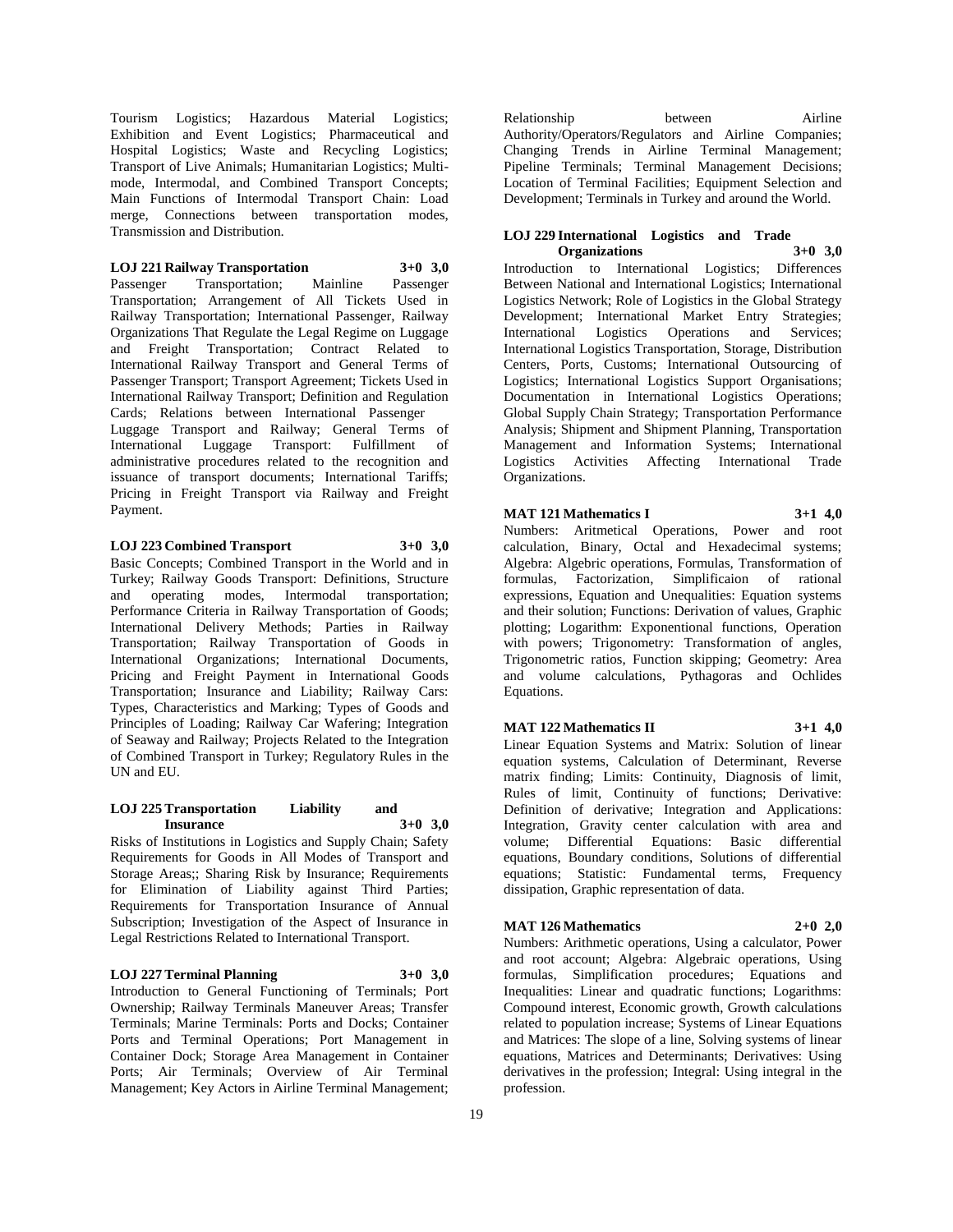Tourism Logistics; Hazardous Material Logistics; Exhibition and Event Logistics; Pharmaceutical and Hospital Logistics; Waste and Recycling Logistics; Transport of Live Animals; Humanitarian Logistics; Multi-mode, Intermodal, and Combined Transport Concepts; Main Functions of Intermodal Transport Chain: Load merge, Connections between transportation modes, Transmission and Distribution.

**LOJ 221 Railway Transportation 3+0 3,0**

Passenger Transportation; Mainline Passenger Transportation; Arrangement of All Tickets Used in Railway Transportation; International Passenger, Railway Organizations That Regulate the Legal Regime on Luggage and Freight Transportation; Contract Related to International Railway Transport and General Terms of Passenger Transport; Transport Agreement; Tickets Used in International Railway Transport; Definition and Regulation Cards; Relations between International Passenger Luggage Transport and Railway; General Terms of International Luggage Transport: Fulfillment of administrative procedures related to the recognition and issuance of transport documents; International Tariffs; Pricing in Freight Transport via Railway and Freight Payment.

**LOJ 223 Combined Transport 3+0 3,0**

Basic Concepts; Combined Transport in the World and in Turkey; Railway Goods Transport: Definitions, Structure and operating modes, Intermodal transportation; Performance Criteria in Railway Transportation of Goods; International Delivery Methods; Parties in Railway Transportation; Railway Transportation of Goods in International Organizations; International Documents, Pricing and Freight Payment in International Goods Transportation; Insurance and Liability; Railway Cars: Types, Characteristics and Marking; Types of Goods and Principles of Loading; Railway Car Wafering; Integration of Seaway and Railway; Projects Related to the Integration of Combined Transport in Turkey; Regulatory Rules in the UN and EU.

**LOJ 225 Transportation Liability and Insurance 3+0 3,0**

Risks of Institutions in Logistics and Supply Chain; Safety Requirements for Goods in All Modes of Transport and Storage Areas;; Sharing Risk by Insurance; Requirements for Elimination of Liability against Third Parties; Requirements for Transportation Insurance of Annual Subscription; Investigation of the Aspect of Insurance in Legal Restrictions Related to International Transport.

**LOJ 227 Terminal Planning 3+0 3,0**

Introduction to General Functioning of Terminals; Port Ownership; Railway Terminals Maneuver Areas; Transfer Terminals; Marine Terminals: Ports and Docks; Container Ports and Terminal Operations; Port Management in Container Dock; Storage Area Management in Container Ports; Air Terminals; Overview of Air Terminal Management; Key Actors in Airline Terminal Management; Relationship between Airline Authority/Operators/Regulators and Airline Companies; Changing Trends in Airline Terminal Management; Pipeline Terminals; Terminal Management Decisions; Location of Terminal Facilities; Equipment Selection and Development; Terminals in Turkey and around the World.

**LOJ 229 International Logistics and Trade Organizations 3+0 3,0**

Introduction to International Logistics; Differences Between National and International Logistics; International Logistics Network; Role of Logistics in the Global Strategy Development; International Market Entry Strategies; International Logistics Operations and Services; International Logistics Transportation, Storage, Distribution Centers, Ports, Customs; International Outsourcing of Logistics; International Logistics Support Organisations; Documentation in International Logistics Operations; Global Supply Chain Strategy; Transportation Performance Analysis; Shipment and Shipment Planning, Transportation Management and Information Systems; International Logistics Activities Affecting International Trade Organizations.

**MAT 121 Mathematics I 3+1 4,0**

Numbers: Aritmetical Operations, Power and root calculation, Binary, Octal and Hexadecimal systems; Algebra: Algebric operations, Formulas, Transformation of formulas, Factorization, Simplificaion of rational expressions, Equation and Unequalities: Equation systems and their solution; Functions: Derivation of values, Graphic plotting; Logarithm: Exponentional functions, Operation with powers; Trigonometry: Transformation of angles, Trigonometric ratios, Function skipping; Geometry: Area and volume calculations, Pythagoras and Ochlides Equations.

**MAT 122 Mathematics II 3+1 4,0**

Linear Equation Systems and Matrix: Solution of linear equation systems, Calculation of Determinant, Reverse matrix finding; Limits: Continuity, Diagnosis of limit, Rules of limit, Continuity of functions; Derivative: Definition of derivative; Integration and Applications: Integration, Gravity center calculation with area and volume; Differential Equations: Basic differential equations, Boundary conditions, Solutions of differential equations; Statistic: Fundamental terms, Frequency dissipation, Graphic representation of data.

**MAT 126 Mathematics 2+0 2,0**

Numbers: Arithmetic operations, Using a calculator, Power and root account; Algebra: Algebraic operations, Using formulas, Simplification procedures; Equations and Inequalities: Linear and quadratic functions; Logarithms: Compound interest, Economic growth, Growth calculations related to population increase; Systems of Linear Equations and Matrices: The slope of a line, Solving systems of linear equations, Matrices and Determinants; Derivatives: Using derivatives in the profession; Integral: Using integral in the profession.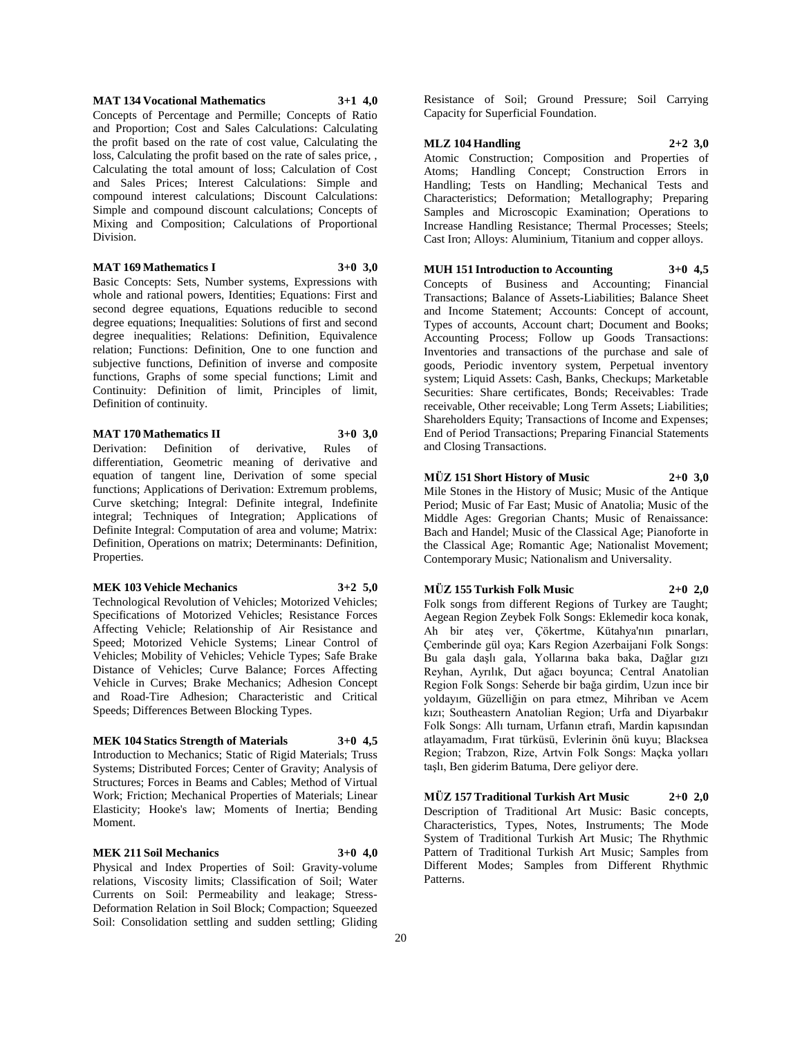**MAT 134 Vocational Mathematics 3+1 4,0**

Concepts of Percentage and Permille; Concepts of Ratio and Proportion; Cost and Sales Calculations: Calculating the profit based on the rate of cost value, Calculating the loss, Calculating the profit based on the rate of sales price, , Calculating the total amount of loss; Calculation of Cost and Sales Prices; Interest Calculations: Simple and compound interest calculations; Discount Calculations: Simple and compound discount calculations; Concepts of Mixing and Composition; Calculations of Proportional Division.

**MAT 169 Mathematics I 3+0 3,0**

Basic Concepts: Sets, Number systems, Expressions with whole and rational powers, Identities; Equations: First and second degree equations, Equations reducible to second degree equations; Inequalities: Solutions of first and second degree inequalities; Relations: Definition, Equivalence relation; Functions: Definition, One to one function and subjective functions, Definition of inverse and composite functions, Graphs of some special functions; Limit and Continuity: Definition of limit, Principles of limit, Definition of continuity.

**MAT 170 Mathematics II 3+0 3,0**

Derivation: Definition of derivative, Rules of differentiation, Geometric meaning of derivative and equation of tangent line, Derivation of some special functions; Applications of Derivation: Extremum problems, Curve sketching; Integral: Definite integral, Indefinite integral; Techniques of Integration; Applications of Definite Integral: Computation of area and volume; Matrix: Definition, Operations on matrix; Determinants: Definition, Properties.

**MEK 103 Vehicle Mechanics 3+2 5,0**

Technological Revolution of Vehicles; Motorized Vehicles; Specifications of Motorized Vehicles; Resistance Forces Affecting Vehicle; Relationship of Air Resistance and Speed; Motorized Vehicle Systems; Linear Control of Vehicles; Mobility of Vehicles; Vehicle Types; Safe Brake Distance of Vehicles; Curve Balance; Forces Affecting Vehicle in Curves; Brake Mechanics; Adhesion Concept and Road-Tire Adhesion; Characteristic and Critical Speeds; Differences Between Blocking Types.

**MEK 104 Statics Strength of Materials 3+0 4,5**

Introduction to Mechanics; Static of Rigid Materials; Truss Systems; Distributed Forces; Center of Gravity; Analysis of Structures; Forces in Beams and Cables; Method of Virtual Work; Friction; Mechanical Properties of Materials; Linear Elasticity; Hooke's law; Moments of Inertia; Bending Moment.

**MEK 211 Soil Mechanics 3+0 4,0**

Physical and Index Properties of Soil: Gravity-volume relations, Viscosity limits; Classification of Soil; Water Currents on Soil: Permeability and leakage; Stress-Deformation Relation in Soil Block; Compaction; Squeezed Soil: Consolidation settling and sudden settling; Gliding Resistance of Soil; Ground Pressure; Soil Carrying Capacity for Superficial Foundation.

**MLZ 104 Handling 2+2 3,0**

Atomic Construction; Composition and Properties of Atoms; Handling Concept; Construction Errors in Handling; Tests on Handling; Mechanical Tests and Characteristics; Deformation; Metallography; Preparing Samples and Microscopic Examination; Operations to Increase Handling Resistance; Thermal Processes; Steels; Cast Iron; Alloys: Aluminium, Titanium and copper alloys.

**MUH 151 Introduction to Accounting 3+0 4,5**

Concepts of Business and Accounting; Financial Transactions; Balance of Assets-Liabilities; Balance Sheet and Income Statement; Accounts: Concept of account, Types of accounts, Account chart; Document and Books; Accounting Process; Follow up Goods Transactions: Inventories and transactions of the purchase and sale of goods, Periodic inventory system, Perpetual inventory system; Liquid Assets: Cash, Banks, Checkups; Marketable Securities: Share certificates, Bonds; Receivables: Trade receivable, Other receivable; Long Term Assets; Liabilities; Shareholders Equity; Transactions of Income and Expenses; End of Period Transactions; Preparing Financial Statements and Closing Transactions.

**MÜZ 151 Short History of Music 2+0 3,0**

Mile Stones in the History of Music; Music of the Antique Period; Music of Far East; Music of Anatolia; Music of the Middle Ages: Gregorian Chants; Music of Renaissance: Bach and Handel; Music of the Classical Age; Pianoforte in the Classical Age; Romantic Age; Nationalist Movement; Contemporary Music; Nationalism and Universality.

**MÜZ 155 Turkish Folk Music 2+0 2,0**

Folk songs from different Regions of Turkey are Taught; Aegean Region Zeybek Folk Songs: Eklemedir koca konak, Ah bir ateş ver, Çökertme, Kütahya'nın pınarları, Çemberinde gül oya; Kars Region Azerbaijani Folk Songs: Bu gala daşlı gala, Yollarına baka baka, Dağlar gızı Reyhan, Ayrılık, Dut ağacı boyunca; Central Anatolian Region Folk Songs: Seherde bir bağa girdim, Uzun ince bir yoldayım, Güzelliğin on para etmez, Mihriban ve Acem kızı; Southeastern Anatolian Region; Urfa and Diyarbakır Folk Songs: Allı turnam, Urfanın etrafı, Mardin kapısından atlayamadım, Fırat türküsü, Evlerinin önü kuyu; Blacksea Region; Trabzon, Rize, Artvin Folk Songs: Maçka yolları taşlı, Ben giderim Batuma, Dere geliyor dere.

**MÜZ 157 Traditional Turkish Art Music 2+0 2,0**

Description of Traditional Art Music: Basic concepts, Characteristics, Types, Notes, Instruments; The Mode System of Traditional Turkish Art Music; The Rhythmic Pattern of Traditional Turkish Art Music; Samples from Different Modes; Samples from Different Rhythmic Patterns.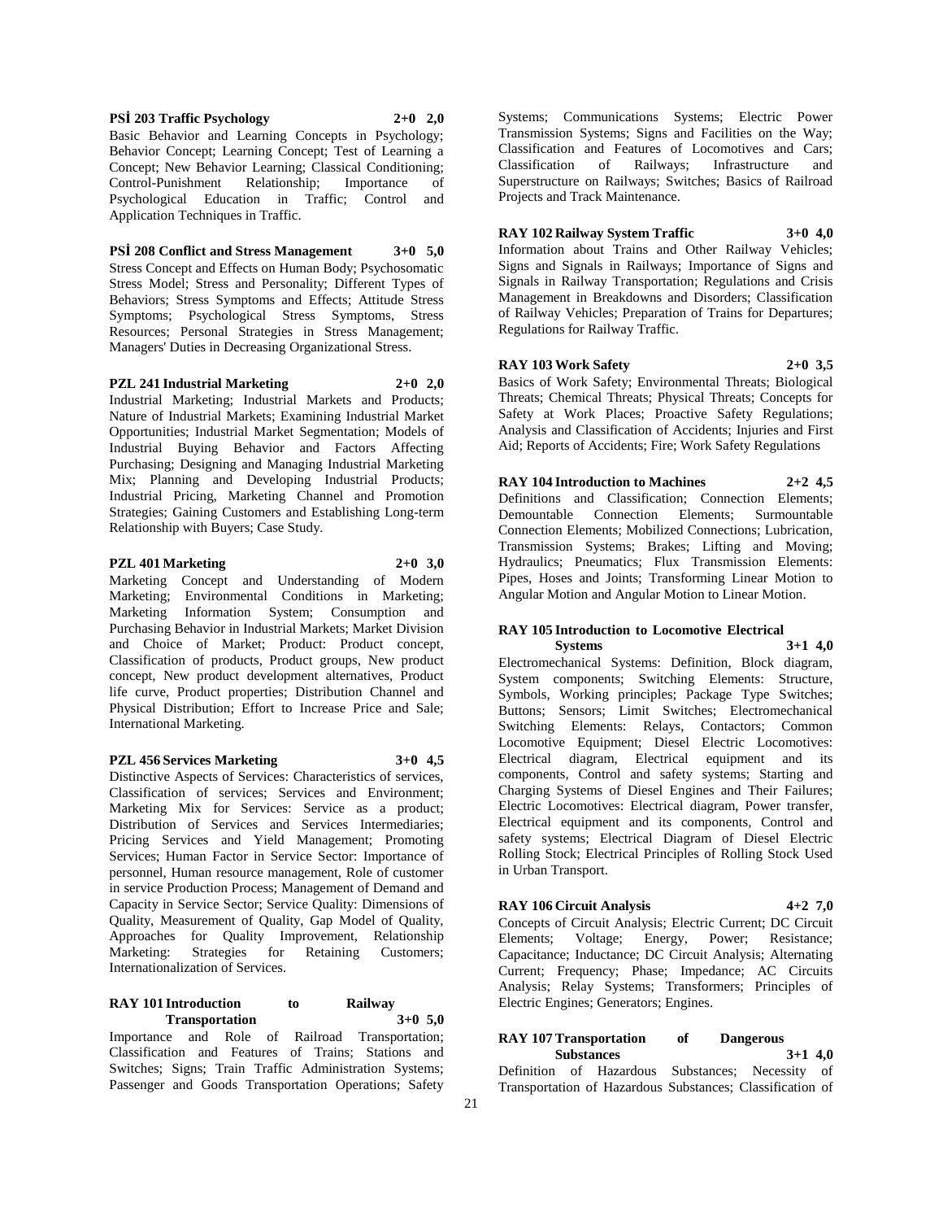**PSİ 203 Traffic Psychology 2+0 2,0**

Basic Behavior and Learning Concepts in Psychology; Behavior Concept; Learning Concept; Test of Learning a Concept; New Behavior Learning; Classical Conditioning; Control-Punishment Relationship; Importance of Psychological Education in Traffic; Control and Application Techniques in Traffic.

**PSİ 208 Conflict and Stress Management 3+0 5,0**

Stress Concept and Effects on Human Body; Psychosomatic Stress Model; Stress and Personality; Different Types of Behaviors; Stress Symptoms and Effects; Attitude Stress Symptoms; Psychological Stress Symptoms, Stress Resources; Personal Strategies in Stress Management; Managers' Duties in Decreasing Organizational Stress.

**PZL 241 Industrial Marketing 2+0 2,0**

Industrial Marketing; Industrial Markets and Products; Nature of Industrial Markets; Examining Industrial Market Opportunities; Industrial Market Segmentation; Models of Industrial Buying Behavior and Factors Affecting Purchasing; Designing and Managing Industrial Marketing Mix; Planning and Developing Industrial Products; Industrial Pricing, Marketing Channel and Promotion Strategies; Gaining Customers and Establishing Long-term Relationship with Buyers; Case Study.

**PZL 401 Marketing 2+0 3,0**

Marketing Concept and Understanding of Modern Marketing; Environmental Conditions in Marketing; Marketing Information System; Consumption and Purchasing Behavior in Industrial Markets; Market Division and Choice of Market; Product: Product concept, Classification of products, Product groups, New product concept, New product development alternatives, Product life curve, Product properties; Distribution Channel and Physical Distribution; Effort to Increase Price and Sale; International Marketing.

**PZL 456 Services Marketing 3+0 4,5**

Distinctive Aspects of Services: Characteristics of services, Classification of services; Services and Environment; Marketing Mix for Services: Service as a product; Distribution of Services and Services Intermediaries; Pricing Services and Yield Management; Promoting Services; Human Factor in Service Sector: Importance of personnel, Human resource management, Role of customer in service Production Process; Management of Demand and Capacity in Service Sector; Service Quality: Dimensions of Quality, Measurement of Quality, Gap Model of Quality, Approaches for Quality Improvement, Relationship Marketing: Strategies for Retaining Customers; Internationalization of Services.

**RAY 101 Introduction to Railway Transportation 3+0 5,0**

Importance and Role of Railroad Transportation; Classification and Features of Trains; Stations and Switches; Signs; Train Traffic Administration Systems; Passenger and Goods Transportation Operations; Safety Systems; Communications Systems; Electric Power Transmission Systems; Signs and Facilities on the Way; Classification and Features of Locomotives and Cars; Classification of Railways; Infrastructure and Superstructure on Railways; Switches; Basics of Railroad Projects and Track Maintenance.

**RAY 102 Railway System Traffic 3+0 4,0**

Information about Trains and Other Railway Vehicles; Signs and Signals in Railways; Importance of Signs and Signals in Railway Transportation; Regulations and Crisis Management in Breakdowns and Disorders; Classification of Railway Vehicles; Preparation of Trains for Departures; Regulations for Railway Traffic.

**RAY 103 Work Safety 2+0 3,5**

Basics of Work Safety; Environmental Threats; Biological Threats; Chemical Threats; Physical Threats; Concepts for Safety at Work Places; Proactive Safety Regulations; Analysis and Classification of Accidents; Injuries and First Aid; Reports of Accidents; Fire; Work Safety Regulations

**RAY 104 Introduction to Machines 2+2 4,5**

Definitions and Classification; Connection Elements; Demountable Connection Elements; Surmountable Connection Elements; Mobilized Connections; Lubrication, Transmission Systems; Brakes; Lifting and Moving; Hydraulics; Pneumatics; Flux Transmission Elements: Pipes, Hoses and Joints; Transforming Linear Motion to Angular Motion and Angular Motion to Linear Motion.

**RAY 105 Introduction to Locomotive Electrical Systems 3+1 4,0**

Electromechanical Systems: Definition, Block diagram, System components; Switching Elements: Structure, Symbols, Working principles; Package Type Switches; Buttons; Sensors; Limit Switches; Electromechanical Switching Elements: Relays, Contactors; Common Locomotive Equipment; Diesel Electric Locomotives: Electrical diagram, Electrical equipment and its components, Control and safety systems; Starting and Charging Systems of Diesel Engines and Their Failures; Electric Locomotives: Electrical diagram, Power transfer, Electrical equipment and its components, Control and safety systems; Electrical Diagram of Diesel Electric Rolling Stock; Electrical Principles of Rolling Stock Used in Urban Transport.

**RAY 106 Circuit Analysis 4+2 7,0**

Concepts of Circuit Analysis; Electric Current; DC Circuit Elements; Voltage; Energy, Power; Resistance; Capacitance; Inductance; DC Circuit Analysis; Alternating Current; Frequency; Phase; Impedance; AC Circuits Analysis; Relay Systems; Transformers; Principles of Electric Engines; Generators; Engines.

**RAY 107 Transportation of Dangerous Substances 3+1 4,0**

Definition of Hazardous Substances; Necessity of Transportation of Hazardous Substances; Classification of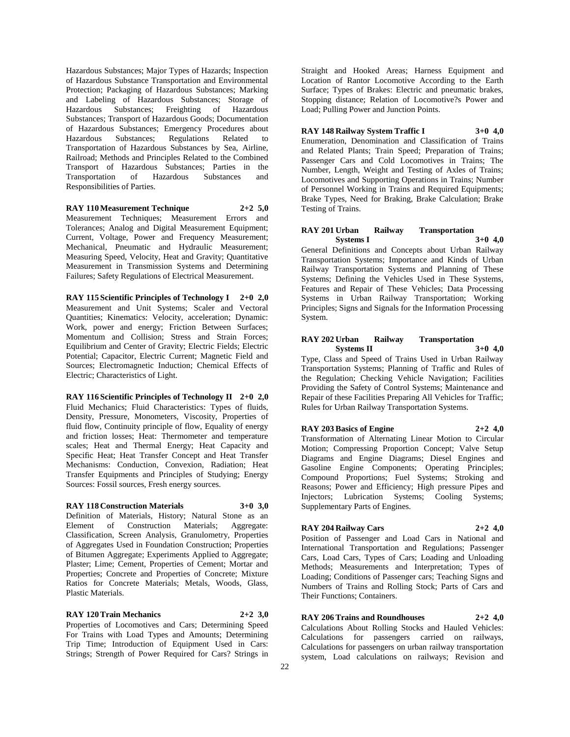Hazardous Substances; Major Types of Hazards; Inspection of Hazardous Substance Transportation and Environmental Protection; Packaging of Hazardous Substances; Marking and Labeling of Hazardous Substances; Storage of Hazardous Substances; Freighting of Hazardous Substances; Transport of Hazardous Goods; Documentation of Hazardous Substances; Emergency Procedures about Hazardous Substances; Regulations Related to Transportation of Hazardous Substances by Sea, Airline, Railroad; Methods and Principles Related to the Combined Transport of Hazardous Substances; Parties in the Transportation of Hazardous Substances and Responsibilities of Parties.

**RAY 110 Measurement Technique 2+2 5,0**
Measurement Techniques; Measurement Errors and Tolerances; Analog and Digital Measurement Equipment; Current, Voltage, Power and Frequency Measurement; Mechanical, Pneumatic and Hydraulic Measurement; Measuring Speed, Velocity, Heat and Gravity; Quantitative Measurement in Transmission Systems and Determining Failures; Safety Regulations of Electrical Measurement.

**RAY 115 Scientific Principles of Technology I 2+0 2,0**
Measurement and Unit Systems; Scaler and Vectoral Quantities; Kinematics: Velocity, acceleration; Dynamic: Work, power and energy; Friction Between Surfaces; Momentum and Collision; Stress and Strain Forces; Equilibrium and Center of Gravity; Electric Fields; Electric Potential; Capacitor, Electric Current; Magnetic Field and Sources; Electromagnetic Induction; Chemical Effects of Electric; Characteristics of Light.

**RAY 116 Scientific Principles of Technology II 2+0 2,0**
Fluid Mechanics; Fluid Characteristics: Types of fluids, Density, Pressure, Monometers, Viscosity, Properties of fluid flow, Continuity principle of flow, Equality of energy and friction losses; Heat: Thermometer and temperature scales; Heat and Thermal Energy; Heat Capacity and Specific Heat; Heat Transfer Concept and Heat Transfer Mechanisms: Conduction, Convexion, Radiation; Heat Transfer Equipments and Principles of Studying; Energy Sources: Fossil sources, Fresh energy sources.

**RAY 118 Construction Materials 3+0 3,0**
Definition of Materials, History; Natural Stone as an Element of Construction Materials; Aggregate: Classification, Screen Analysis, Granulometry, Properties of Aggregates Used in Foundation Construction; Properties of Bitumen Aggregate; Experiments Applied to Aggregate; Plaster; Lime; Cement, Properties of Cement; Mortar and Properties; Concrete and Properties of Concrete; Mixture Ratios for Concrete Materials; Metals, Woods, Glass, Plastic Materials.

**RAY 120 Train Mechanics 2+2 3,0**
Properties of Locomotives and Cars; Determining Speed For Trains with Load Types and Amounts; Determining Trip Time; Introduction of Equipment Used in Cars: Strings; Strength of Power Required for Cars? Strings in Straight and Hooked Areas; Harness Equipment and Location of Rantor Locomotive According to the Earth Surface; Types of Brakes: Electric and pneumatic brakes, Stopping distance; Relation of Locomotive?s Power and Load; Pulling Power and Junction Points.

**RAY 148 Railway System Traffic I 3+0 4,0**
Enumeration, Denomination and Classification of Trains and Related Plants; Train Speed; Preparation of Trains; Passenger Cars and Cold Locomotives in Trains; The Number, Length, Weight and Testing of Axles of Trains; Locomotives and Supporting Operations in Trains; Number of Personnel Working in Trains and Required Equipments; Brake Types, Need for Braking, Brake Calculation; Brake Testing of Trains.

**RAY 201 Urban Railway Transportation Systems I 3+0 4,0**
General Definitions and Concepts about Urban Railway Transportation Systems; Importance and Kinds of Urban Railway Transportation Systems and Planning of These Systems; Defining the Vehicles Used in These Systems, Features and Repair of These Vehicles; Data Processing Systems in Urban Railway Transportation; Working Principles; Signs and Signals for the Information Processing System.

**RAY 202 Urban Railway Transportation Systems II 3+0 4,0**
Type, Class and Speed of Trains Used in Urban Railway Transportation Systems; Planning of Traffic and Rules of the Regulation; Checking Vehicle Navigation; Facilities Providing the Safety of Control Systems; Maintenance and Repair of these Facilities Preparing All Vehicles for Traffic; Rules for Urban Railway Transportation Systems.

**RAY 203 Basics of Engine 2+2 4,0**
Transformation of Alternating Linear Motion to Circular Motion; Compressing Proportion Concept; Valve Setup Diagrams and Engine Diagrams; Diesel Engines and Gasoline Engine Components; Operating Principles; Compound Proportions; Fuel Systems; Stroking and Reasons; Power and Efficiency; High pressure Pipes and Injectors; Lubrication Systems; Cooling Systems; Supplementary Parts of Engines.

**RAY 204 Railway Cars 2+2 4,0**
Position of Passenger and Load Cars in National and International Transportation and Regulations; Passenger Cars, Load Cars, Types of Cars; Loading and Unloading Methods; Measurements and Interpretation; Types of Loading; Conditions of Passenger cars; Teaching Signs and Numbers of Trains and Rolling Stock; Parts of Cars and Their Functions; Containers.

**RAY 206 Trains and Roundhouses 2+2 4,0**
Calculations About Rolling Stocks and Hauled Vehicles: Calculations for passengers carried on railways, Calculations for passengers on urban railway transportation system, Load calculations on railways; Revision and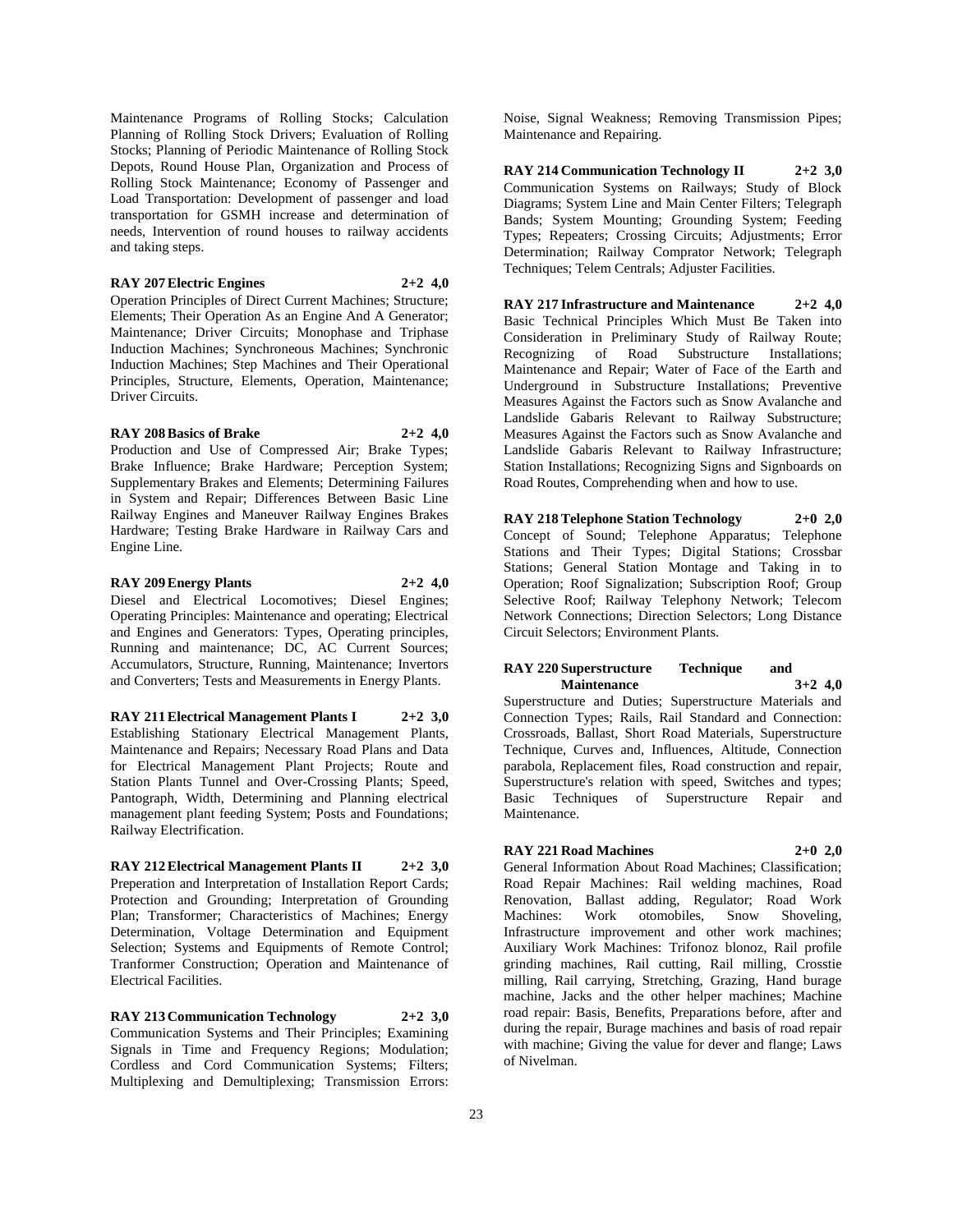Maintenance Programs of Rolling Stocks; Calculation Planning of Rolling Stock Drivers; Evaluation of Rolling Stocks; Planning of Periodic Maintenance of Rolling Stock Depots, Round House Plan, Organization and Process of Rolling Stock Maintenance; Economy of Passenger and Load Transportation: Development of passenger and load transportation for GSMH increase and determination of needs, Intervention of round houses to railway accidents and taking steps.

**RAY 207 Electric Engines 2+2 4,0**

Operation Principles of Direct Current Machines; Structure; Elements; Their Operation As an Engine And A Generator; Maintenance; Driver Circuits; Monophase and Triphase Induction Machines; Synchroneous Machines; Synchronic Induction Machines; Step Machines and Their Operational Principles, Structure, Elements, Operation, Maintenance; Driver Circuits.

**RAY 208 Basics of Brake 2+2 4,0**

Production and Use of Compressed Air; Brake Types; Brake Influence; Brake Hardware; Perception System; Supplementary Brakes and Elements; Determining Failures in System and Repair; Differences Between Basic Line Railway Engines and Maneuver Railway Engines Brakes Hardware; Testing Brake Hardware in Railway Cars and Engine Line.

**RAY 209 Energy Plants 2+2 4,0**

Diesel and Electrical Locomotives; Diesel Engines; Operating Principles: Maintenance and operating; Electrical and Engines and Generators: Types, Operating principles, Running and maintenance; DC, AC Current Sources; Accumulators, Structure, Running, Maintenance; Invertors and Converters; Tests and Measurements in Energy Plants.

**RAY 211 Electrical Management Plants I 2+2 3,0**

Establishing Stationary Electrical Management Plants, Maintenance and Repairs; Necessary Road Plans and Data for Electrical Management Plant Projects; Route and Station Plants Tunnel and Over-Crossing Plants; Speed, Pantograph, Width, Determining and Planning electrical management plant feeding System; Posts and Foundations; Railway Electrification.

**RAY 212 Electrical Management Plants II 2+2 3,0**

Preperation and Interpretation of Installation Report Cards; Protection and Grounding; Interpretation of Grounding Plan; Transformer; Characteristics of Machines; Energy Determination, Voltage Determination and Equipment Selection; Systems and Equipments of Remote Control; Tranformer Construction; Operation and Maintenance of Electrical Facilities.

**RAY 213 Communication Technology 2+2 3,0**

Communication Systems and Their Principles; Examining Signals in Time and Frequency Regions; Modulation; Cordless and Cord Communication Systems; Filters; Multiplexing and Demultiplexing; Transmission Errors: Noise, Signal Weakness; Removing Transmission Pipes; Maintenance and Repairing.

**RAY 214 Communication Technology II 2+2 3,0**

Communication Systems on Railways; Study of Block Diagrams; System Line and Main Center Filters; Telegraph Bands; System Mounting; Grounding System; Feeding Types; Repeaters; Crossing Circuits; Adjustments; Error Determination; Railway Comprator Network; Telegraph Techniques; Telem Centrals; Adjuster Facilities.

**RAY 217 Infrastructure and Maintenance 2+2 4,0**

Basic Technical Principles Which Must Be Taken into Consideration in Preliminary Study of Railway Route; Recognizing of Road Substructure Installations; Maintenance and Repair; Water of Face of the Earth and Underground in Substructure Installations; Preventive Measures Against the Factors such as Snow Avalanche and Landslide Gabaris Relevant to Railway Substructure; Measures Against the Factors such as Snow Avalanche and Landslide Gabaris Relevant to Railway Infrastructure; Station Installations; Recognizing Signs and Signboards on Road Routes, Comprehending when and how to use.

**RAY 218 Telephone Station Technology 2+0 2,0**

Concept of Sound; Telephone Apparatus; Telephone Stations and Their Types; Digital Stations; Crossbar Stations; General Station Montage and Taking in to Operation; Roof Signalization; Subscription Roof; Group Selective Roof; Railway Telephony Network; Telecom Network Connections; Direction Selectors; Long Distance Circuit Selectors; Environment Plants.

**RAY 220 Superstructure Technique and Maintenance 3+2 4,0**

Superstructure and Duties; Superstructure Materials and Connection Types; Rails, Rail Standard and Connection: Crossroads, Ballast, Short Road Materials, Superstructure Technique, Curves and, Influences, Altitude, Connection parabola, Replacement files, Road construction and repair, Superstructure's relation with speed, Switches and types; Basic Techniques of Superstructure Repair and Maintenance.

**RAY 221 Road Machines 2+0 2,0**

General Information About Road Machines; Classification; Road Repair Machines: Rail welding machines, Road Renovation, Ballast adding, Regulator; Road Work Machines: Work otomobiles, Snow Shoveling, Infrastructure improvement and other work machines; Auxiliary Work Machines: Trifonoz blonoz, Rail profile grinding machines, Rail cutting, Rail milling, Crosstie milling, Rail carrying, Stretching, Grazing, Hand burage machine, Jacks and the other helper machines; Machine road repair: Basis, Benefits, Preparations before, after and during the repair, Burage machines and basis of road repair with machine; Giving the value for dever and flange; Laws of Nivelman.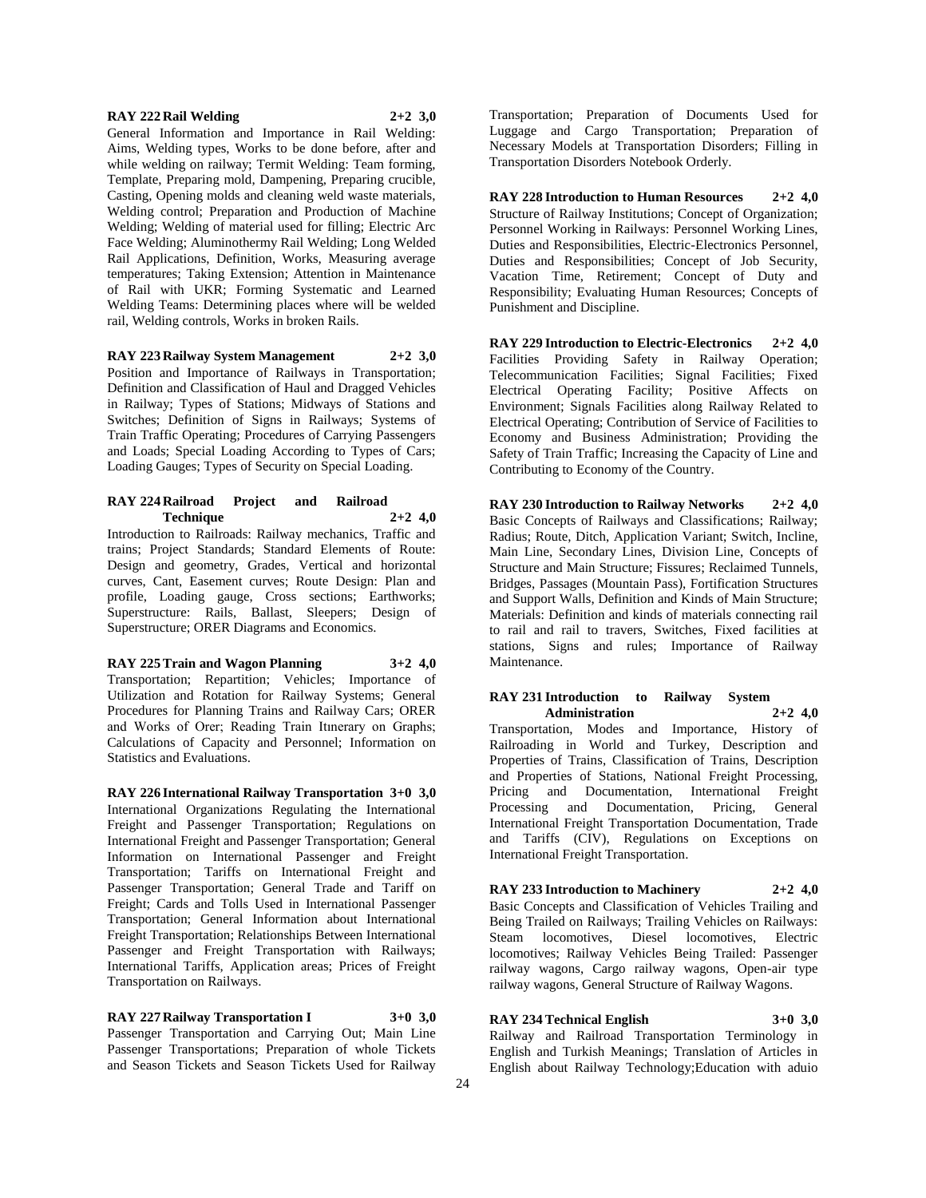**RAY 222 Rail Welding 2+2 3,0**

General Information and Importance in Rail Welding: Aims, Welding types, Works to be done before, after and while welding on railway; Termit Welding: Team forming, Template, Preparing mold, Dampening, Preparing crucible, Casting, Opening molds and cleaning weld waste materials, Welding control; Preparation and Production of Machine Welding; Welding of material used for filling; Electric Arc Face Welding; Aluminothermy Rail Welding; Long Welded Rail Applications, Definition, Works, Measuring average temperatures; Taking Extension; Attention in Maintenance of Rail with UKR; Forming Systematic and Learned Welding Teams: Determining places where will be welded rail, Welding controls, Works in broken Rails.

**RAY 223 Railway System Management 2+2 3,0**

Position and Importance of Railways in Transportation; Definition and Classification of Haul and Dragged Vehicles in Railway; Types of Stations; Midways of Stations and Switches; Definition of Signs in Railways; Systems of Train Traffic Operating; Procedures of Carrying Passengers and Loads; Special Loading According to Types of Cars; Loading Gauges; Types of Security on Special Loading.

**RAY 224 Railroad Project and Railroad Technique 2+2 4,0**

Introduction to Railroads: Railway mechanics, Traffic and trains; Project Standards; Standard Elements of Route: Design and geometry, Grades, Vertical and horizontal curves, Cant, Easement curves; Route Design: Plan and profile, Loading gauge, Cross sections; Earthworks; Superstructure: Rails, Ballast, Sleepers; Design of Superstructure; ORER Diagrams and Economics.

**RAY 225 Train and Wagon Planning 3+2 4,0**

Transportation; Repartition; Vehicles; Importance of Utilization and Rotation for Railway Systems; General Procedures for Planning Trains and Railway Cars; ORER and Works of Orer; Reading Train Itınerary on Graphs; Calculations of Capacity and Personnel; Information on Statistics and Evaluations.

**RAY 226 International Railway Transportation 3+0 3,0**

International Organizations Regulating the International Freight and Passenger Transportation; Regulations on International Freight and Passenger Transportation; General Information on International Passenger and Freight Transportation; Tariffs on International Freight and Passenger Transportation; General Trade and Tariff on Freight; Cards and Tolls Used in International Passenger Transportation; General Information about International Freight Transportation; Relationships Between International Passenger and Freight Transportation with Railways; International Tariffs, Application areas; Prices of Freight Transportation on Railways.

**RAY 227 Railway Transportation I 3+0 3,0**

Passenger Transportation and Carrying Out; Main Line Passenger Transportations; Preparation of whole Tickets and Season Tickets and Season Tickets Used for Railway Transportation; Preparation of Documents Used for Luggage and Cargo Transportation; Preparation of Necessary Models at Transportation Disorders; Filling in Transportation Disorders Notebook Orderly.

**RAY 228 Introduction to Human Resources 2+2 4,0**

Structure of Railway Institutions; Concept of Organization; Personnel Working in Railways: Personnel Working Lines, Duties and Responsibilities, Electric-Electronics Personnel, Duties and Responsibilities; Concept of Job Security, Vacation Time, Retirement; Concept of Duty and Responsibility; Evaluating Human Resources; Concepts of Punishment and Discipline.

**RAY 229 Introduction to Electric-Electronics 2+2 4,0**

Facilities Providing Safety in Railway Operation; Telecommunication Facilities; Signal Facilities; Fixed Electrical Operating Facility; Positive Affects on Environment; Signals Facilities along Railway Related to Electrical Operating; Contribution of Service of Facilities to Economy and Business Administration; Providing the Safety of Train Traffic; Increasing the Capacity of Line and Contributing to Economy of the Country.

**RAY 230 Introduction to Railway Networks 2+2 4,0**

Basic Concepts of Railways and Classifications; Railway; Radius; Route, Ditch, Application Variant; Switch, Incline, Main Line, Secondary Lines, Division Line, Concepts of Structure and Main Structure; Fissures; Reclaimed Tunnels, Bridges, Passages (Mountain Pass), Fortification Structures and Support Walls, Definition and Kinds of Main Structure; Materials: Definition and kinds of materials connecting rail to rail and rail to travers, Switches, Fixed facilities at stations, Signs and rules; Importance of Railway Maintenance.

**RAY 231 Introduction to Railway System Administration 2+2 4,0**

Transportation, Modes and Importance, History of Railroading in World and Turkey, Description and Properties of Trains, Classification of Trains, Description and Properties of Stations, National Freight Processing, Pricing and Documentation, International Freight Processing and Documentation, Pricing, General International Freight Transportation Documentation, Trade and Tariffs (CIV), Regulations on Exceptions on International Freight Transportation.

**RAY 233 Introduction to Machinery 2+2 4,0**

Basic Concepts and Classification of Vehicles Trailing and Being Trailed on Railways; Trailing Vehicles on Railways: Steam locomotives, Diesel locomotives, Electric locomotives; Railway Vehicles Being Trailed: Passenger railway wagons, Cargo railway wagons, Open-air type railway wagons, General Structure of Railway Wagons.

**RAY 234 Technical English 3+0 3,0**

Railway and Railroad Transportation Terminology in English and Turkish Meanings; Translation of Articles in English about Railway Technology;Education with aduio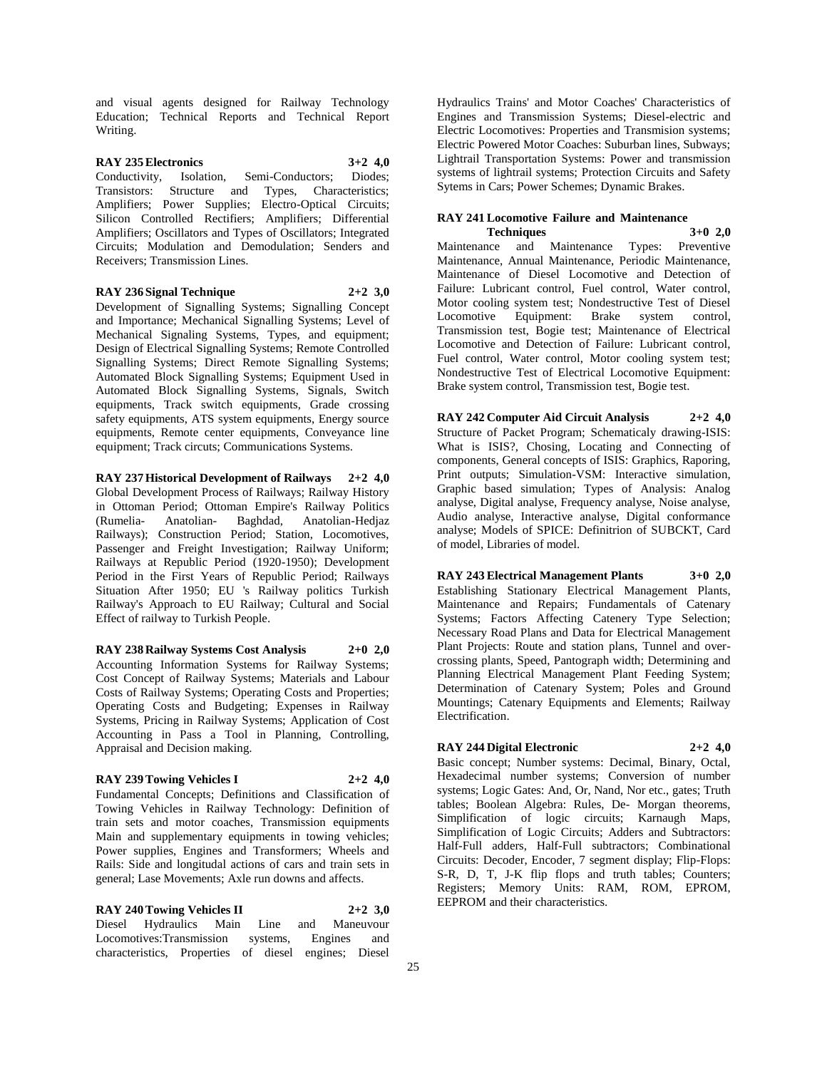and visual agents designed for Railway Technology Education; Technical Reports and Technical Report Writing.

**RAY 235 Electronics 3+2 4,0**
Conductivity, Isolation, Semi-Conductors; Diodes; Transistors: Structure and Types, Characteristics; Amplifiers; Power Supplies; Electro-Optical Circuits; Silicon Controlled Rectifiers; Amplifiers; Differential Amplifiers; Oscillators and Types of Oscillators; Integrated Circuits; Modulation and Demodulation; Senders and Receivers; Transmission Lines.

**RAY 236 Signal Technique 2+2 3,0**
Development of Signalling Systems; Signalling Concept and Importance; Mechanical Signalling Systems; Level of Mechanical Signaling Systems, Types, and equipment; Design of Electrical Signalling Systems; Remote Controlled Signalling Systems; Direct Remote Signalling Systems; Automated Block Signalling Systems; Equipment Used in Automated Block Signalling Systems, Signals, Switch equipments, Track switch equipments, Grade crossing safety equipments, ATS system equipments, Energy source equipments, Remote center equipments, Conveyance line equipment; Track circuts; Communications Systems.

**RAY 237 Historical Development of Railways 2+2 4,0**
Global Development Process of Railways; Railway History in Ottoman Period; Ottoman Empire's Railway Politics (Rumelia- Anatolian- Baghdad, Anatolian-Hedjaz Railways); Construction Period; Station, Locomotives, Passenger and Freight Investigation; Railway Uniform; Railways at Republic Period (1920-1950); Development Period in the First Years of Republic Period; Railways Situation After 1950; EU 's Railway politics Turkish Railway's Approach to EU Railway; Cultural and Social Effect of railway to Turkish People.

**RAY 238 Railway Systems Cost Analysis 2+0 2,0**
Accounting Information Systems for Railway Systems; Cost Concept of Railway Systems; Materials and Labour Costs of Railway Systems; Operating Costs and Properties; Operating Costs and Budgeting; Expenses in Railway Systems, Pricing in Railway Systems; Application of Cost Accounting in Pass a Tool in Planning, Controlling, Appraisal and Decision making.

**RAY 239 Towing Vehicles I 2+2 4,0**
Fundamental Concepts; Definitions and Classification of Towing Vehicles in Railway Technology: Definition of train sets and motor coaches, Transmission equipments Main and supplementary equipments in towing vehicles; Power supplies, Engines and Transformers; Wheels and Rails: Side and longitudal actions of cars and train sets in general; Lase Movements; Axle run downs and affects.

**RAY 240 Towing Vehicles II 2+2 3,0**
Diesel Hydraulics Main Line and Maneuvour Locomotives:Transmission systems, Engines and characteristics, Properties of diesel engines; Diesel Hydraulics Trains' and Motor Coaches' Characteristics of Engines and Transmission Systems; Diesel-electric and Electric Locomotives: Properties and Transmision systems; Electric Powered Motor Coaches: Suburban lines, Subways; Lightrail Transportation Systems: Power and transmission systems of lightrail systems; Protection Circuits and Safety Sytems in Cars; Power Schemes; Dynamic Brakes.

**RAY 241 Locomotive Failure and Maintenance Techniques 3+0 2,0**
Maintenance and Maintenance Types: Preventive Maintenance, Annual Maintenance, Periodic Maintenance, Maintenance of Diesel Locomotive and Detection of Failure: Lubricant control, Fuel control, Water control, Motor cooling system test; Nondestructive Test of Diesel Locomotive Equipment: Brake system control, Transmission test, Bogie test; Maintenance of Electrical Locomotive and Detection of Failure: Lubricant control, Fuel control, Water control, Motor cooling system test; Nondestructive Test of Electrical Locomotive Equipment: Brake system control, Transmission test, Bogie test.

**RAY 242 Computer Aid Circuit Analysis 2+2 4,0**
Structure of Packet Program; Schematicaly drawing-ISIS: What is ISIS?, Chosing, Locating and Connecting of components, General concepts of ISIS: Graphics, Raporing, Print outputs; Simulation-VSM: Interactive simulation, Graphic based simulation; Types of Analysis: Analog analyse, Digital analyse, Frequency analyse, Noise analyse, Audio analyse, Interactive analyse, Digital conformance analyse; Models of SPICE: Definitrion of SUBCKT, Card of model, Libraries of model.

**RAY 243 Electrical Management Plants 3+0 2,0**
Establishing Stationary Electrical Management Plants, Maintenance and Repairs; Fundamentals of Catenary Systems; Factors Affecting Catenery Type Selection; Necessary Road Plans and Data for Electrical Management Plant Projects: Route and station plans, Tunnel and over-crossing plants, Speed, Pantograph width; Determining and Planning Electrical Management Plant Feeding System; Determination of Catenary System; Poles and Ground Mountings; Catenary Equipments and Elements; Railway Electrification.

**RAY 244 Digital Electronic 2+2 4,0**
Basic concept; Number systems: Decimal, Binary, Octal, Hexadecimal number systems; Conversion of number systems; Logic Gates: And, Or, Nand, Nor etc., gates; Truth tables; Boolean Algebra: Rules, De- Morgan theorems, Simplification of logic circuits; Karnaugh Maps, Simplification of Logic Circuits; Adders and Subtractors: Half-Full adders, Half-Full subtractors; Combinational Circuits: Decoder, Encoder, 7 segment display; Flip-Flops: S-R, D, T, J-K flip flops and truth tables; Counters; Registers; Memory Units: RAM, ROM, EPROM, EEPROM and their characteristics.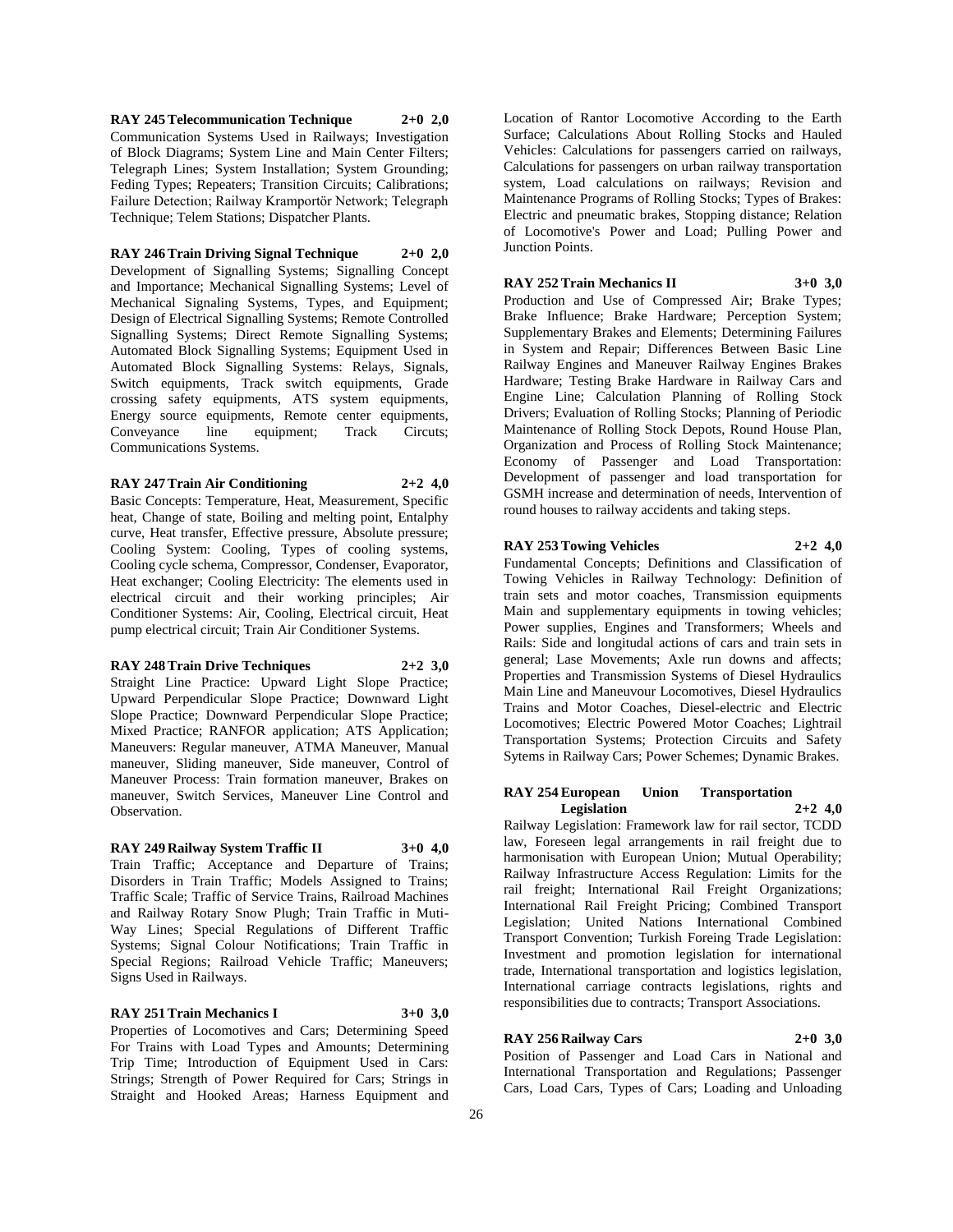**RAY 245 Telecommunication Technique 2+0 2,0**
Communication Systems Used in Railways; Investigation of Block Diagrams; System Line and Main Center Filters; Telegraph Lines; System Installation; System Grounding; Feding Types; Repeaters; Transition Circuits; Calibrations; Failure Detection; Railway Kramportör Network; Telegraph Technique; Telem Stations; Dispatcher Plants.

**RAY 246 Train Driving Signal Technique 2+0 2,0**
Development of Signalling Systems; Signalling Concept and Importance; Mechanical Signalling Systems; Level of Mechanical Signaling Systems, Types, and Equipment; Design of Electrical Signalling Systems; Remote Controlled Signalling Systems; Direct Remote Signalling Systems; Automated Block Signalling Systems; Equipment Used in Automated Block Signalling Systems: Relays, Signals, Switch equipments, Track switch equipments, Grade crossing safety equipments, ATS system equipments, Energy source equipments, Remote center equipments, Conveyance line equipment; Track Circuits; Communications Systems.

**RAY 247 Train Air Conditioning 2+2 4,0**
Basic Concepts: Temperature, Heat, Measurement, Specific heat, Change of state, Boiling and melting point, Entalphy curve, Heat transfer, Effective pressure, Absolute pressure; Cooling System: Cooling, Types of cooling systems, Cooling cycle schema, Compressor, Condenser, Evaporator, Heat exchanger; Cooling Electricity: The elements used in electrical circuit and their working principles; Air Conditioner Systems: Air, Cooling, Electrical circuit, Heat pump electrical circuit; Train Air Conditioner Systems.

**RAY 248 Train Drive Techniques 2+2 3,0**
Straight Line Practice: Upward Light Slope Practice; Upward Perpendicular Slope Practice; Downward Light Slope Practice; Downward Perpendicular Slope Practice; Mixed Practice; RANFOR application; ATS Application; Maneuvers: Regular maneuver, ATMA Maneuver, Manual maneuver, Sliding maneuver, Side maneuver, Control of Maneuver Process: Train formation maneuver, Brakes on maneuver, Switch Services, Maneuver Line Control and Observation.

**RAY 249 Railway System Traffic II 3+0 4,0**
Train Traffic; Acceptance and Departure of Trains; Disorders in Train Traffic; Models Assigned to Trains; Traffic Scale; Traffic of Service Trains, Railroad Machines and Railway Rotary Snow Plugh; Train Traffic in Muti-Way Lines; Special Regulations of Different Traffic Systems; Signal Colour Notifications; Train Traffic in Special Regions; Railroad Vehicle Traffic; Maneuvers; Signs Used in Railways.

**RAY 251 Train Mechanics I 3+0 3,0**
Properties of Locomotives and Cars; Determining Speed For Trains with Load Types and Amounts; Determining Trip Time; Introduction of Equipment Used in Cars: Strings; Strength of Power Required for Cars; Strings in Straight and Hooked Areas; Harness Equipment and Location of Rantor Locomotive According to the Earth Surface; Calculations About Rolling Stocks and Hauled Vehicles: Calculations for passengers carried on railways, Calculations for passengers on urban railway transportation system, Load calculations on railways; Revision and Maintenance Programs of Rolling Stocks; Types of Brakes: Electric and pneumatic brakes, Stopping distance; Relation of Locomotive's Power and Load; Pulling Power and Junction Points.

**RAY 252 Train Mechanics II 3+0 3,0**
Production and Use of Compressed Air; Brake Types; Brake Influence; Brake Hardware; Perception System; Supplementary Brakes and Elements; Determining Failures in System and Repair; Differences Between Basic Line Railway Engines and Maneuver Railway Engines Brakes Hardware; Testing Brake Hardware in Railway Cars and Engine Line; Calculation Planning of Rolling Stock Drivers; Evaluation of Rolling Stocks; Planning of Periodic Maintenance of Rolling Stock Depots, Round House Plan, Organization and Process of Rolling Stock Maintenance; Economy of Passenger and Load Transportation: Development of passenger and load transportation for GSMH increase and determination of needs, Intervention of round houses to railway accidents and taking steps.

**RAY 253 Towing Vehicles 2+2 4,0**
Fundamental Concepts; Definitions and Classification of Towing Vehicles in Railway Technology: Definition of train sets and motor coaches, Transmission equipments Main and supplementary equipments in towing vehicles; Power supplies, Engines and Transformers; Wheels and Rails: Side and longitudal actions of cars and train sets in general; Lase Movements; Axle run downs and affects; Properties and Transmission Systems of Diesel Hydraulics Main Line and Maneuvour Locomotives, Diesel Hydraulics Trains and Motor Coaches, Diesel-electric and Electric Locomotives; Electric Powered Motor Coaches; Lightrail Transportation Systems; Protection Circuits and Safety Sytems in Railway Cars; Power Schemes; Dynamic Brakes.

**RAY 254 European Union Transportation Legislation 2+2 4,0**
Railway Legislation: Framework law for rail sector, TCDD law, Foreseen legal arrangements in rail freight due to harmonisation with European Union; Mutual Operability; Railway Infrastructure Access Regulation: Limits for the rail freight; International Rail Freight Organizations; International Rail Freight Pricing; Combined Transport Legislation; United Nations International Combined Transport Convention; Turkish Foreing Trade Legislation: Investment and promotion legislation for international trade, International transportation and logistics legislation, International carriage contracts legislations, rights and responsibilities due to contracts; Transport Associations.

**RAY 256 Railway Cars 2+0 3,0**
Position of Passenger and Load Cars in National and International Transportation and Regulations; Passenger Cars, Load Cars, Types of Cars; Loading and Unloading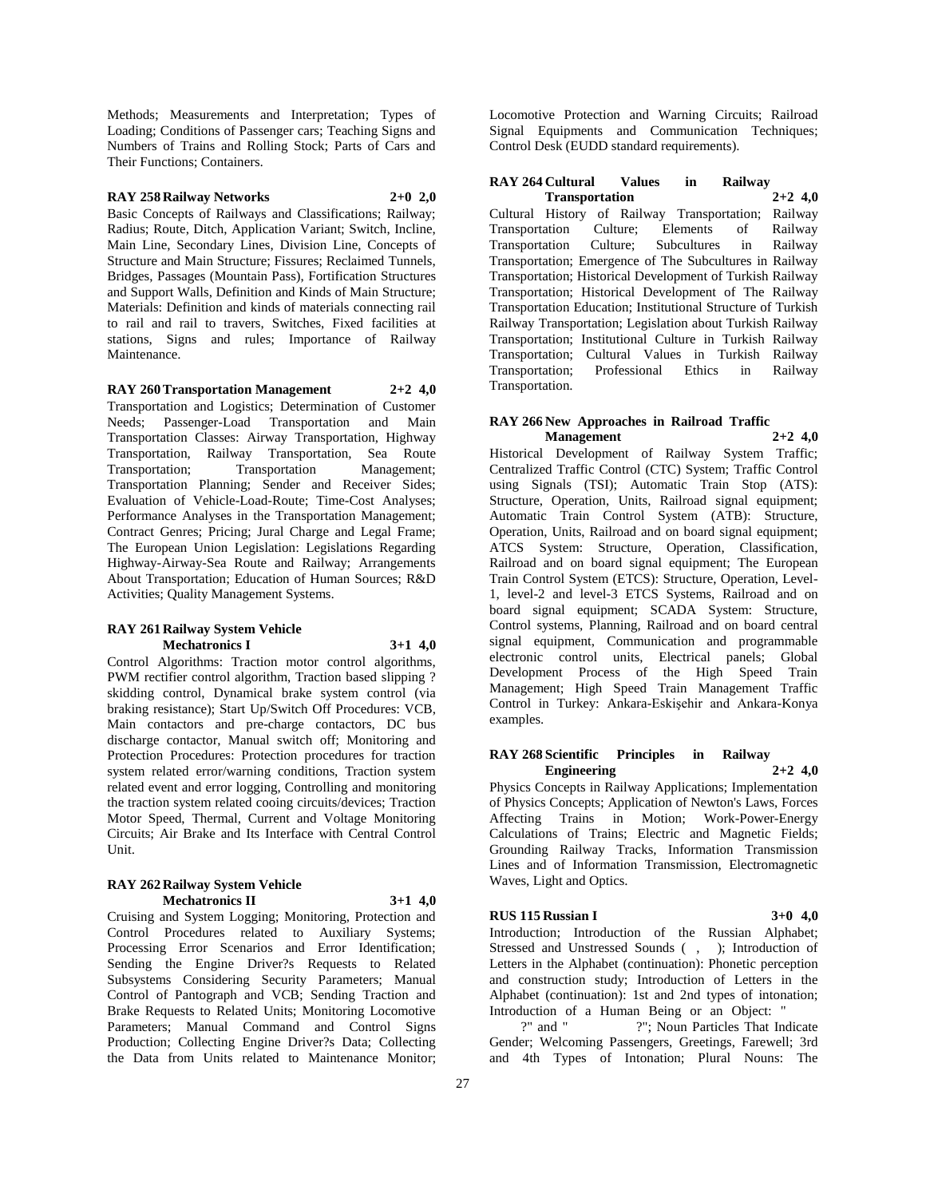Methods; Measurements and Interpretation; Types of Loading; Conditions of Passenger cars; Teaching Signs and Numbers of Trains and Rolling Stock; Parts of Cars and Their Functions; Containers.

**RAY 258 Railway Networks 2+0 2,0**

Basic Concepts of Railways and Classifications; Railway; Radius; Route, Ditch, Application Variant; Switch, Incline, Main Line, Secondary Lines, Division Line, Concepts of Structure and Main Structure; Fissures; Reclaimed Tunnels, Bridges, Passages (Mountain Pass), Fortification Structures and Support Walls, Definition and Kinds of Main Structure; Materials: Definition and kinds of materials connecting rail to rail and rail to travers, Switches, Fixed facilities at stations, Signs and rules; Importance of Railway Maintenance.

**RAY 260 Transportation Management 2+2 4,0**

Transportation and Logistics; Determination of Customer Needs; Passenger-Load Transportation and Main Transportation Classes: Airway Transportation, Highway Transportation, Railway Transportation, Sea Route Transportation; Transportation Management; Transportation Planning; Sender and Receiver Sides; Evaluation of Vehicle-Load-Route; Time-Cost Analyses; Performance Analyses in the Transportation Management; Contract Genres; Pricing; Jural Charge and Legal Frame; The European Union Legislation: Legislations Regarding Highway-Airway-Sea Route and Railway; Arrangements About Transportation; Education of Human Sources; R&D Activities; Quality Management Systems.

**RAY 261 Railway System Vehicle Mechatronics I 3+1 4,0**

Control Algorithms: Traction motor control algorithms, PWM rectifier control algorithm, Traction based slipping ? skidding control, Dynamical brake system control (via braking resistance); Start Up/Switch Off Procedures: VCB, Main contactors and pre-charge contactors, DC bus discharge contactor, Manual switch off; Monitoring and Protection Procedures: Protection procedures for traction system related error/warning conditions, Traction system related event and error logging, Controlling and monitoring the traction system related cooing circuits/devices; Traction Motor Speed, Thermal, Current and Voltage Monitoring Circuits; Air Brake and Its Interface with Central Control Unit.

**RAY 262 Railway System Vehicle Mechatronics II 3+1 4,0**

Cruising and System Logging; Monitoring, Protection and Control Procedures related to Auxiliary Systems; Processing Error Scenarios and Error Identification; Sending the Engine Driver?s Requests to Related Subsystems Considering Security Parameters; Manual Control of Pantograph and VCB; Sending Traction and Brake Requests to Related Units; Monitoring Locomotive Parameters; Manual Command and Control Signs Production; Collecting Engine Driver?s Data; Collecting the Data from Units related to Maintenance Monitor; Locomotive Protection and Warning Circuits; Railroad Signal Equipments and Communication Techniques; Control Desk (EUDD standard requirements).

**RAY 264 Cultural Values in Railway Transportation 2+2 4,0**

Cultural History of Railway Transportation; Railway Transportation Culture; Elements of Railway Transportation Culture; Subcultures in Railway Transportation; Emergence of The Subcultures in Railway Transportation; Historical Development of Turkish Railway Transportation; Historical Development of The Railway Transportation Education; Institutional Structure of Turkish Railway Transportation; Legislation about Turkish Railway Transportation; Institutional Culture in Turkish Railway Transportation; Cultural Values in Turkish Railway Transportation; Professional Ethics in Railway Transportation.

**RAY 266 New Approaches in Railroad Traffic Management 2+2 4,0**

Historical Development of Railway System Traffic; Centralized Traffic Control (CTC) System; Traffic Control using Signals (TSI); Automatic Train Stop (ATS): Structure, Operation, Units, Railroad signal equipment; Automatic Train Control System (ATB): Structure, Operation, Units, Railroad and on board signal equipment; ATCS System: Structure, Operation, Classification, Railroad and on board signal equipment; The European Train Control System (ETCS): Structure, Operation, Level-1, level-2 and level-3 ETCS Systems, Railroad and on board signal equipment; SCADA System: Structure, Control systems, Planning, Railroad and on board central signal equipment, Communication and programmable electronic control units, Electrical panels; Global Development Process of the High Speed Train Management; High Speed Train Management Traffic Control in Turkey: Ankara-Eskişehir and Ankara-Konya examples.

**RAY 268 Scientific Principles in Railway Engineering 2+2 4,0**

Physics Concepts in Railway Applications; Implementation of Physics Concepts; Application of Newton's Laws, Forces Affecting Trains in Motion; Work-Power-Energy Calculations of Trains; Electric and Magnetic Fields; Grounding Railway Tracks, Information Transmission Lines and of Information Transmission, Electromagnetic Waves, Light and Optics.

**RUS 115 Russian I 3+0 4,0**

Introduction; Introduction of the Russian Alphabet; Stressed and Unstressed Sounds ( , ); Introduction of Letters in the Alphabet (continuation): Phonetic perception and construction study; Introduction of Letters in the Alphabet (continuation): 1st and 2nd types of intonation; Introduction of a Human Being or an Object: " ?" and " ?"; Noun Particles That Indicate Gender; Welcoming Passengers, Greetings, Farewell; 3rd and 4th Types of Intonation; Plural Nouns: The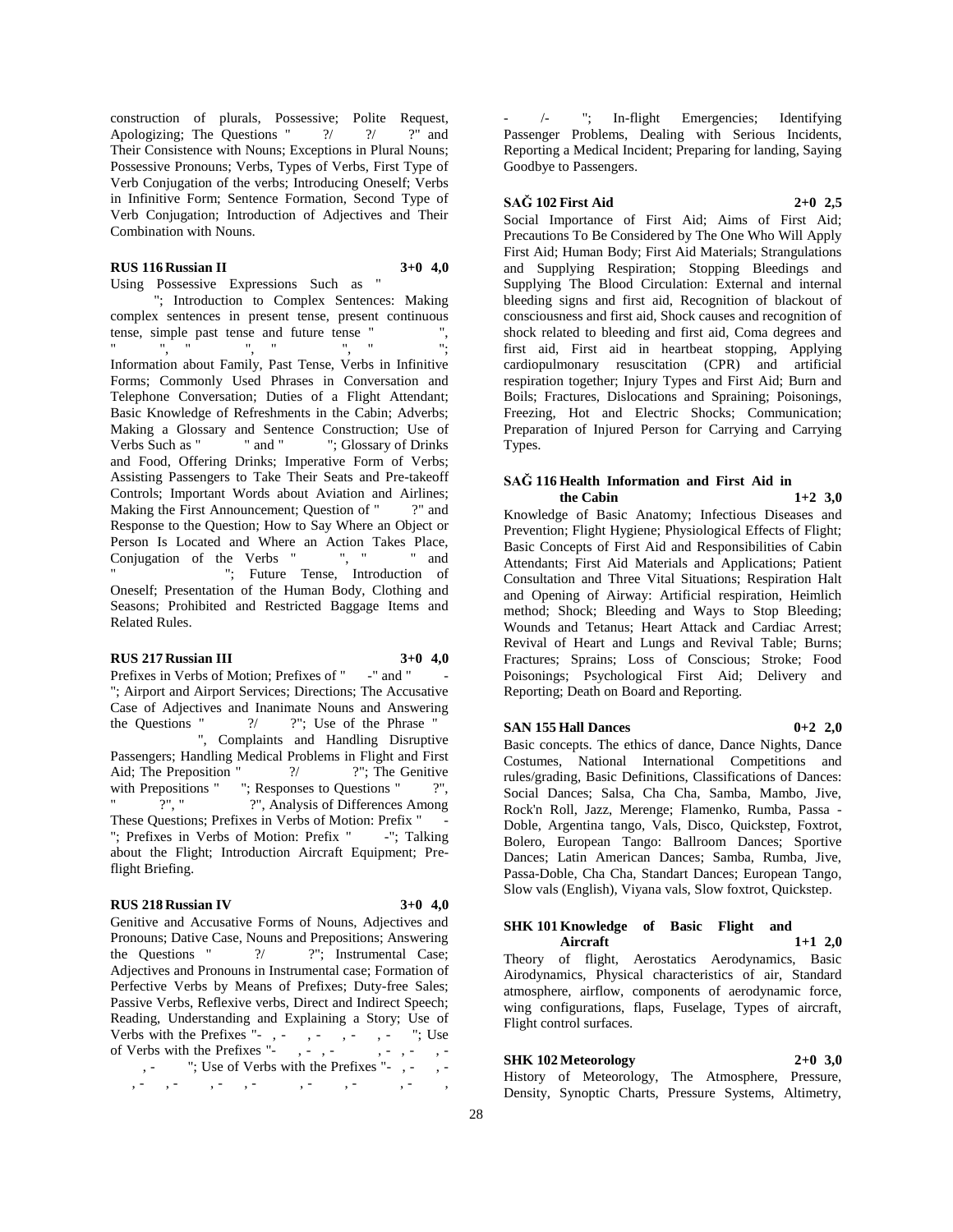construction of plurals, Possessive; Polite Request, Apologizing; The Questions " ?/ ?/ ?" and Their Consistence with Nouns; Exceptions in Plural Nouns; Possessive Pronouns; Verbs, Types of Verbs, First Type of Verb Conjugation of the verbs; Introducing Oneself; Verbs in Infinitive Form; Sentence Formation, Second Type of Verb Conjugation; Introduction of Adjectives and Their Combination with Nouns.

**RUS 116 Russian II 3+0 4,0**

Using Possessive Expressions Such as " "; Introduction to Complex Sentences: Making complex sentences in present tense, present continuous tense, simple past tense and future tense " ", " ", " ", " ", " "; Information about Family, Past Tense, Verbs in Infinitive Forms; Commonly Used Phrases in Conversation and Telephone Conversation; Duties of a Flight Attendant; Basic Knowledge of Refreshments in the Cabin; Adverbs; Making a Glossary and Sentence Construction; Use of Verbs Such as " " and " "; Glossary of Drinks and Food, Offering Drinks; Imperative Form of Verbs; Assisting Passengers to Take Their Seats and Pre-takeoff Controls; Important Words about Aviation and Airlines; Making the First Announcement; Question of " ?" and Response to the Question; How to Say Where an Object or Person Is Located and Where an Action Takes Place, Conjugation of the Verbs " ", " " and " "; Future Tense, Introduction of Oneself; Presentation of the Human Body, Clothing and Seasons; Prohibited and Restricted Baggage Items and Related Rules.

**RUS 217 Russian III 3+0 4,0**

Prefixes in Verbs of Motion; Prefixes of " -" and " -"; Airport and Airport Services; Directions; The Accusative Case of Adjectives and Inanimate Nouns and Answering the Questions " ?/ ?"; Use of the Phrase " ", Complaints and Handling Disruptive Passengers; Handling Medical Problems in Flight and First Aid; The Preposition " ?/ ?"; The Genitive with Prepositions " "; Responses to Questions " ?", " ?", " ?", Analysis of Differences Among These Questions; Prefixes in Verbs of Motion: Prefix " -"; Prefixes in Verbs of Motion: Prefix " -"; Talking about the Flight; Introduction Aircraft Equipment; Pre-flight Briefing.

**RUS 218 Russian IV 3+0 4,0**

Genitive and Accusative Forms of Nouns, Adjectives and Pronouns; Dative Case, Nouns and Prepositions; Answering the Questions " ?/ ?"; Instrumental Case; Adjectives and Pronouns in Instrumental case; Formation of Perfective Verbs by Means of Prefixes; Duty-free Sales; Passive Verbs, Reflexive verbs, Direct and Indirect Speech; Reading, Understanding and Explaining a Story; Use of Verbs with the Prefixes "- , - , - , - , - "; Use of Verbs with the Prefixes "- , - , - , - , - , - , - "; Use of Verbs with the Prefixes "- , - , - , - , - , - , - , - , - , - , - /- "; In-flight Emergencies; Identifying Passenger Problems, Dealing with Serious Incidents, Reporting a Medical Incident; Preparing for landing, Saying Goodbye to Passengers.

**SAĞ 102 First Aid 2+0 2,5**

Social Importance of First Aid; Aims of First Aid; Precautions To Be Considered by The One Who Will Apply First Aid; Human Body; First Aid Materials; Strangulations and Supplying Respiration; Stopping Bleedings and Supplying The Blood Circulation: External and internal bleeding signs and first aid, Recognition of blackout of consciousness and first aid, Shock causes and recognition of shock related to bleeding and first aid, Coma degrees and first aid, First aid in heartbeat stopping, Applying cardiopulmonary resuscitation (CPR) and artificial respiration together; Injury Types and First Aid; Burn and Boils; Fractures, Dislocations and Spraining; Poisonings, Freezing, Hot and Electric Shocks; Communication; Preparation of Injured Person for Carrying and Carrying Types.

**SAĞ 116 Health Information and First Aid in the Cabin 1+2 3,0**

Knowledge of Basic Anatomy; Infectious Diseases and Prevention; Flight Hygiene; Physiological Effects of Flight; Basic Concepts of First Aid and Responsibilities of Cabin Attendants; First Aid Materials and Applications; Patient Consultation and Three Vital Situations; Respiration Halt and Opening of Airway: Artificial respiration, Heimlich method; Shock; Bleeding and Ways to Stop Bleeding; Wounds and Tetanus; Heart Attack and Cardiac Arrest; Revival of Heart and Lungs and Revival Table; Burns; Fractures; Sprains; Loss of Conscious; Stroke; Food Poisonings; Psychological First Aid; Delivery and Reporting; Death on Board and Reporting.

**SAN 155 Hall Dances 0+2 2,0**

Basic concepts. The ethics of dance, Dance Nights, Dance Costumes, National International Competitions and rules/grading, Basic Definitions, Classifications of Dances: Social Dances; Salsa, Cha Cha, Samba, Mambo, Jive, Rock'n Roll, Jazz, Merenge; Flamenko, Rumba, Passa - Doble, Argentina tango, Vals, Disco, Quickstep, Foxtrot, Bolero, European Tango: Ballroom Dances; Sportive Dances; Latin American Dances; Samba, Rumba, Jive, Passa-Doble, Cha Cha, Standart Dances; European Tango, Slow vals (English), Viyana vals, Slow foxtrot, Quickstep.

**SHK 101 Knowledge of Basic Flight and Aircraft 1+1 2,0**

Theory of flight, Aerostatics Aerodynamics, Basic Airodynamics, Physical characteristics of air, Standard atmosphere, airflow, components of aerodynamic force, wing configurations, flaps, Fuselage, Types of aircraft, Flight control surfaces.

**SHK 102 Meteorology 2+0 3,0**

History of Meteorology, The Atmosphere, Pressure, Density, Synoptic Charts, Pressure Systems, Altimetry,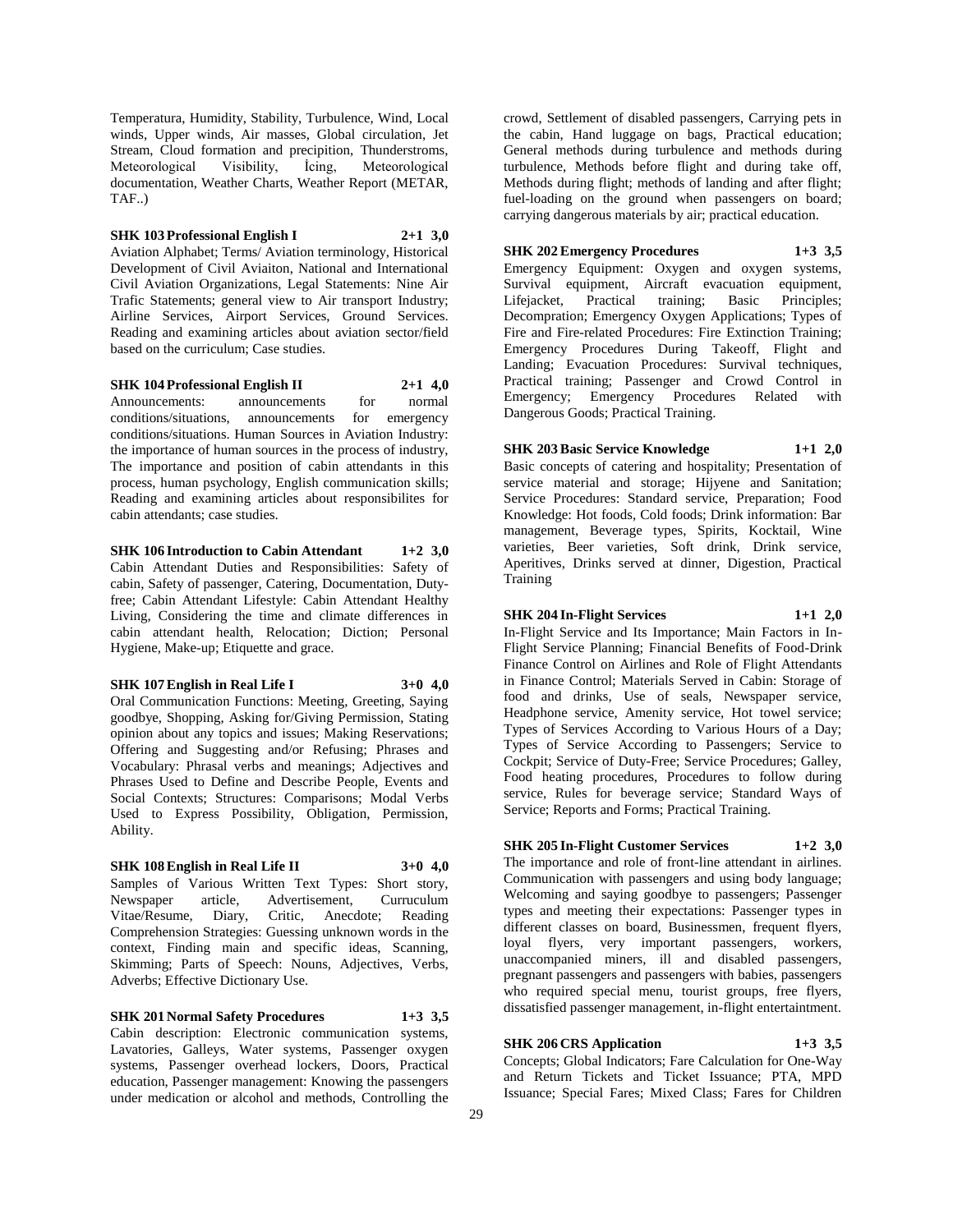Temperatura, Humidity, Stability, Turbulence, Wind, Local winds, Upper winds, Air masses, Global circulation, Jet Stream, Cloud formation and precipition, Thunderstroms, Meteorological Visibility, İcing, Meteorological documentation, Weather Charts, Weather Report (METAR, TAF..)

**SHK 103 Professional English I 2+1 3,0**

Aviation Alphabet; Terms/ Aviation terminology, Historical Development of Civil Aviaiton, National and International Civil Aviation Organizations, Legal Statements: Nine Air Trafic Statements; general view to Air transport Industry; Airline Services, Airport Services, Ground Services. Reading and examining articles about aviation sector/field based on the curriculum; Case studies.

**SHK 104 Professional English II 2+1 4,0**

Announcements: announcements for normal conditions/situations, announcements for emergency conditions/situations. Human Sources in Aviation Industry: the importance of human sources in the process of industry, The importance and position of cabin attendants in this process, human psychology, English communication skills; Reading and examining articles about responsibilites for cabin attendants; case studies.

**SHK 106 Introduction to Cabin Attendant 1+2 3,0**

Cabin Attendant Duties and Responsibilities: Safety of cabin, Safety of passenger, Catering, Documentation, Duty-free; Cabin Attendant Lifestyle: Cabin Attendant Healthy Living, Considering the time and climate differences in cabin attendant health, Relocation; Diction; Personal Hygiene, Make-up; Etiquette and grace.

**SHK 107 English in Real Life I 3+0 4,0**

Oral Communication Functions: Meeting, Greeting, Saying goodbye, Shopping, Asking for/Giving Permission, Stating opinion about any topics and issues; Making Reservations; Offering and Suggesting and/or Refusing; Phrases and Vocabulary: Phrasal verbs and meanings; Adjectives and Phrases Used to Define and Describe People, Events and Social Contexts; Structures: Comparisons; Modal Verbs Used to Express Possibility, Obligation, Permission, Ability.

**SHK 108 English in Real Life II 3+0 4,0**

Samples of Various Written Text Types: Short story, Newspaper article, Advertisement, Curruculum Vitae/Resume, Diary, Critic, Anecdote; Reading Comprehension Strategies: Guessing unknown words in the context, Finding main and specific ideas, Scanning, Skimming; Parts of Speech: Nouns, Adjectives, Verbs, Adverbs; Effective Dictionary Use.

**SHK 201 Normal Safety Procedures 1+3 3,5**

Cabin description: Electronic communication systems, Lavatories, Galleys, Water systems, Passenger oxygen systems, Passenger overhead lockers, Doors, Practical education, Passenger management: Knowing the passengers under medication or alcohol and methods, Controlling the crowd, Settlement of disabled passengers, Carrying pets in the cabin, Hand luggage on bags, Practical education; General methods during turbulence and methods during turbulence, Methods before flight and during take off, Methods during flight; methods of landing and after flight; fuel-loading on the ground when passengers on board; carrying dangerous materials by air; practical education.

**SHK 202 Emergency Procedures 1+3 3,5**

Emergency Equipment: Oxygen and oxygen systems, Survival equipment, Aircraft evacuation equipment, Lifejacket, Practical training; Basic Principles; Decompration; Emergency Oxygen Applications; Types of Fire and Fire-related Procedures: Fire Extinction Training; Emergency Procedures During Takeoff, Flight and Landing; Evacuation Procedures: Survival techniques, Practical training; Passenger and Crowd Control in Emergency; Emergency Procedures Related with Dangerous Goods; Practical Training.

**SHK 203 Basic Service Knowledge 1+1 2,0**

Basic concepts of catering and hospitality; Presentation of service material and storage; Hijyene and Sanitation; Service Procedures: Standard service, Preparation; Food Knowledge: Hot foods, Cold foods; Drink information: Bar management, Beverage types, Spirits, Kocktail, Wine varieties, Beer varieties, Soft drink, Drink service, Aperitives, Drinks served at dinner, Digestion, Practical Training

**SHK 204 In-Flight Services 1+1 2,0**

In-Flight Service and Its Importance; Main Factors in In-Flight Service Planning; Financial Benefits of Food-Drink Finance Control on Airlines and Role of Flight Attendants in Finance Control; Materials Served in Cabin: Storage of food and drinks, Use of seals, Newspaper service, Headphone service, Amenity service, Hot towel service; Types of Services According to Various Hours of a Day; Types of Service According to Passengers; Service to Cockpit; Service of Duty-Free; Service Procedures; Galley, Food heating procedures, Procedures to follow during service, Rules for beverage service; Standard Ways of Service; Reports and Forms; Practical Training.

**SHK 205 In-Flight Customer Services 1+2 3,0**

The importance and role of front-line attendant in airlines. Communication with passengers and using body language; Welcoming and saying goodbye to passengers; Passenger types and meeting their expectations: Passenger types in different classes on board, Businessmen, frequent flyers, loyal flyers, very important passengers, workers, unaccompanied miners, ill and disabled passengers, pregnant passengers and passengers with babies, passengers who required special menu, tourist groups, free flyers, dissatisfied passenger management, in-flight entertainment.

**SHK 206 CRS Application 1+3 3,5**

Concepts; Global Indicators; Fare Calculation for One-Way and Return Tickets and Ticket Issuance; PTA, MPD Issuance; Special Fares; Mixed Class; Fares for Children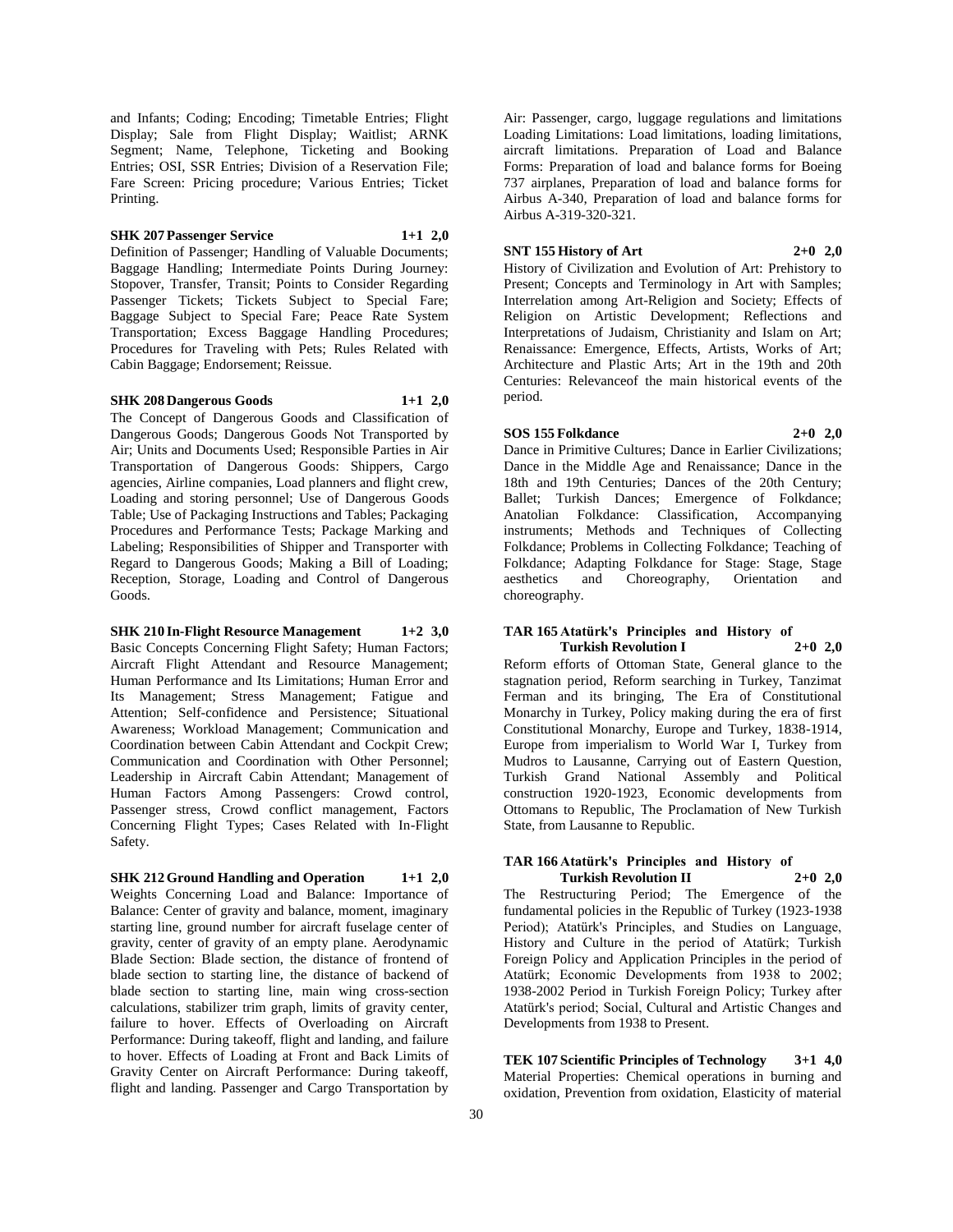and Infants; Coding; Encoding; Timetable Entries; Flight Display; Sale from Flight Display; Waitlist; ARNK Segment; Name, Telephone, Ticketing and Booking Entries; OSI, SSR Entries; Division of a Reservation File; Fare Screen: Pricing procedure; Various Entries; Ticket Printing.

**SHK 207 Passenger Service 1+1 2,0**

Definition of Passenger; Handling of Valuable Documents; Baggage Handling; Intermediate Points During Journey: Stopover, Transfer, Transit; Points to Consider Regarding Passenger Tickets; Tickets Subject to Special Fare; Baggage Subject to Special Fare; Peace Rate System Transportation; Excess Baggage Handling Procedures; Procedures for Traveling with Pets; Rules Related with Cabin Baggage; Endorsement; Reissue.

**SHK 208 Dangerous Goods 1+1 2,0**

The Concept of Dangerous Goods and Classification of Dangerous Goods; Dangerous Goods Not Transported by Air; Units and Documents Used; Responsible Parties in Air Transportation of Dangerous Goods: Shippers, Cargo agencies, Airline companies, Load planners and flight crew, Loading and storing personnel; Use of Dangerous Goods Table; Use of Packaging Instructions and Tables; Packaging Procedures and Performance Tests; Package Marking and Labeling; Responsibilities of Shipper and Transporter with Regard to Dangerous Goods; Making a Bill of Loading; Reception, Storage, Loading and Control of Dangerous Goods.

**SHK 210 In-Flight Resource Management 1+2 3,0**

Basic Concepts Concerning Flight Safety; Human Factors; Aircraft Flight Attendant and Resource Management; Human Performance and Its Limitations; Human Error and Its Management; Stress Management; Fatigue and Attention; Self-confidence and Persistence; Situational Awareness; Workload Management; Communication and Coordination between Cabin Attendant and Cockpit Crew; Communication and Coordination with Other Personnel; Leadership in Aircraft Cabin Attendant; Management of Human Factors Among Passengers: Crowd control, Passenger stress, Crowd conflict management, Factors Concerning Flight Types; Cases Related with In-Flight Safety.

**SHK 212 Ground Handling and Operation 1+1 2,0**

Weights Concerning Load and Balance: Importance of Balance: Center of gravity and balance, moment, imaginary starting line, ground number for aircraft fuselage center of gravity, center of gravity of an empty plane. Aerodynamic Blade Section: Blade section, the distance of frontend of blade section to starting line, the distance of backend of blade section to starting line, main wing cross-section calculations, stabilizer trim graph, limits of gravity center, failure to hover. Effects of Overloading on Aircraft Performance: During takeoff, flight and landing, and failure to hover. Effects of Loading at Front and Back Limits of Gravity Center on Aircraft Performance: During takeoff, flight and landing. Passenger and Cargo Transportation by Air: Passenger, cargo, luggage regulations and limitations Loading Limitations: Load limitations, loading limitations, aircraft limitations. Preparation of Load and Balance Forms: Preparation of load and balance forms for Boeing 737 airplanes, Preparation of load and balance forms for Airbus A-340, Preparation of load and balance forms for Airbus A-319-320-321.

**SNT 155 History of Art 2+0 2,0**

History of Civilization and Evolution of Art: Prehistory to Present; Concepts and Terminology in Art with Samples; Interrelation among Art-Religion and Society; Effects of Religion on Artistic Development; Reflections and Interpretations of Judaism, Christianity and Islam on Art; Renaissance: Emergence, Effects, Artists, Works of Art; Architecture and Plastic Arts; Art in the 19th and 20th Centuries: Relevanceof the main historical events of the period.

**SOS 155 Folkdance 2+0 2,0**

Dance in Primitive Cultures; Dance in Earlier Civilizations; Dance in the Middle Age and Renaissance; Dance in the 18th and 19th Centuries; Dances of the 20th Century; Ballet; Turkish Dances; Emergence of Folkdance; Anatolian Folkdance: Classification, Accompanying instruments; Methods and Techniques of Collecting Folkdance; Problems in Collecting Folkdance; Teaching of Folkdance; Adapting Folkdance for Stage: Stage, Stage aesthetics and Choreography, Orientation and choreography.

**TAR 165 Atatürk's Principles and History of Turkish Revolution I 2+0 2,0**

Reform efforts of Ottoman State, General glance to the stagnation period, Reform searching in Turkey, Tanzimat Ferman and its bringing, The Era of Constitutional Monarchy in Turkey, Policy making during the era of first Constitutional Monarchy, Europe and Turkey, 1838-1914, Europe from imperialism to World War I, Turkey from Mudros to Lausanne, Carrying out of Eastern Question, Turkish Grand National Assembly and Political construction 1920-1923, Economic developments from Ottomans to Republic, The Proclamation of New Turkish State, from Lausanne to Republic.

**TAR 166 Atatürk's Principles and History of Turkish Revolution II 2+0 2,0**

The Restructuring Period; The Emergence of the fundamental policies in the Republic of Turkey (1923-1938 Period); Atatürk's Principles, and Studies on Language, History and Culture in the period of Atatürk; Turkish Foreign Policy and Application Principles in the period of Atatürk; Economic Developments from 1938 to 2002; 1938-2002 Period in Turkish Foreign Policy; Turkey after Atatürk's period; Social, Cultural and Artistic Changes and Developments from 1938 to Present.

**TEK 107 Scientific Principles of Technology 3+1 4,0**

Material Properties: Chemical operations in burning and oxidation, Prevention from oxidation, Elasticity of material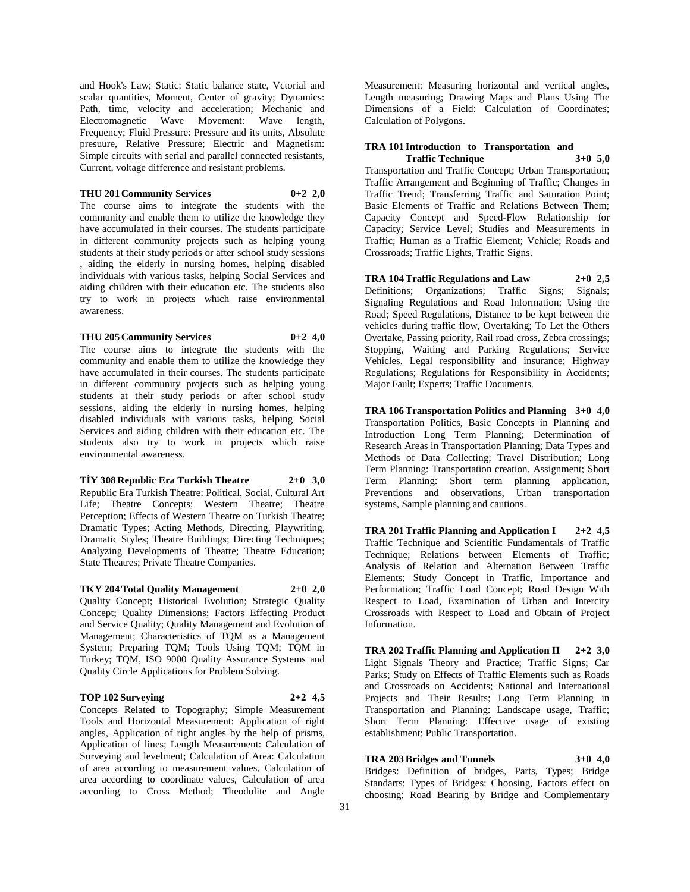and Hook's Law; Static: Static balance state, Vctorial and scalar quantities, Moment, Center of gravity; Dynamics: Path, time, velocity and acceleration; Mechanic and Electromagnetic Wave Movement: Wave length, Frequency; Fluid Pressure: Pressure and its units, Absolute presuure, Relative Pressure; Electric and Magnetism: Simple circuits with serial and parallel connected resistants, Current, voltage difference and resistant problems.

**THU 201 Community Services 0+2 2,0**

The course aims to integrate the students with the community and enable them to utilize the knowledge they have accumulated in their courses. The students participate in different community projects such as helping young students at their study periods or after school study sessions , aiding the elderly in nursing homes, helping disabled individuals with various tasks, helping Social Services and aiding children with their education etc. The students also try to work in projects which raise environmental awareness.

**THU 205 Community Services 0+2 4,0**

The course aims to integrate the students with the community and enable them to utilize the knowledge they have accumulated in their courses. The students participate in different community projects such as helping young students at their study periods or after school study sessions, aiding the elderly in nursing homes, helping disabled individuals with various tasks, helping Social Services and aiding children with their education etc. The students also try to work in projects which raise environmental awareness.

**TİY 308 Republic Era Turkish Theatre 2+0 3,0**

Republic Era Turkish Theatre: Political, Social, Cultural Art Life; Theatre Concepts; Western Theatre; Theatre Perception; Effects of Western Theatre on Turkish Theatre; Dramatic Types; Acting Methods, Directing, Playwriting, Dramatic Styles; Theatre Buildings; Directing Techniques; Analyzing Developments of Theatre; Theatre Education; State Theatres; Private Theatre Companies.

**TKY 204 Total Quality Management 2+0 2,0**

Quality Concept; Historical Evolution; Strategic Quality Concept; Quality Dimensions; Factors Effecting Product and Service Quality; Quality Management and Evolution of Management; Characteristics of TQM as a Management System; Preparing TQM; Tools Using TQM; TQM in Turkey; TQM, ISO 9000 Quality Assurance Systems and Quality Circle Applications for Problem Solving.

**TOP 102 Surveying 2+2 4,5**

Concepts Related to Topography; Simple Measurement Tools and Horizontal Measurement: Application of right angles, Application of right angles by the help of prisms, Application of lines; Length Measurement: Calculation of Surveying and levelment; Calculation of Area: Calculation of area according to measurement values, Calculation of area according to coordinate values, Calculation of area according to Cross Method; Theodolite and Angle Measurement: Measuring horizontal and vertical angles, Length measuring; Drawing Maps and Plans Using The Dimensions of a Field: Calculation of Coordinates; Calculation of Polygons.

**TRA 101 Introduction to Transportation and Traffic Technique 3+0 5,0**

Transportation and Traffic Concept; Urban Transportation; Traffic Arrangement and Beginning of Traffic; Changes in Traffic Trend; Transferring Traffic and Saturation Point; Basic Elements of Traffic and Relations Between Them; Capacity Concept and Speed-Flow Relationship for Capacity; Service Level; Studies and Measurements in Traffic; Human as a Traffic Element; Vehicle; Roads and Crossroads; Traffic Lights, Traffic Signs.

**TRA 104 Traffic Regulations and Law 2+0 2,5**

Definitions; Organizations; Traffic Signs; Signals; Signaling Regulations and Road Information; Using the Road; Speed Regulations, Distance to be kept between the vehicles during traffic flow, Overtaking; To Let the Others Overtake, Passing priority, Rail road cross, Zebra crossings; Stopping, Waiting and Parking Regulations; Service Vehicles, Legal responsibility and insurance; Highway Regulations; Regulations for Responsibility in Accidents; Major Fault; Experts; Traffic Documents.

**TRA 106 Transportation Politics and Planning 3+0 4,0**

Transportation Politics, Basic Concepts in Planning and Introduction Long Term Planning; Determination of Research Areas in Transportation Planning; Data Types and Methods of Data Collecting; Travel Distribution; Long Term Planning: Transportation creation, Assignment; Short Term Planning: Short term planning application, Preventions and observations, Urban transportation systems, Sample planning and cautions.

**TRA 201 Traffic Planning and Application I 2+2 4,5**

Traffic Technique and Scientific Fundamentals of Traffic Technique; Relations between Elements of Traffic; Analysis of Relation and Alternation Between Traffic Elements; Study Concept in Traffic, Importance and Performation; Traffic Load Concept; Road Design With Respect to Load, Examination of Urban and Intercity Crossroads with Respect to Load and Obtain of Project Information.

**TRA 202 Traffic Planning and Application II 2+2 3,0**

Light Signals Theory and Practice; Traffic Signs; Car Parks; Study on Effects of Traffic Elements such as Roads and Crossroads on Accidents; National and International Projects and Their Results; Long Term Planning in Transportation and Planning: Landscape usage, Traffic; Short Term Planning: Effective usage of existing establishment; Public Transportation.

**TRA 203 Bridges and Tunnels 3+0 4,0**

Bridges: Definition of bridges, Parts, Types; Bridge Standarts; Types of Bridges: Choosing, Factors effect on choosing; Road Bearing by Bridge and Complementary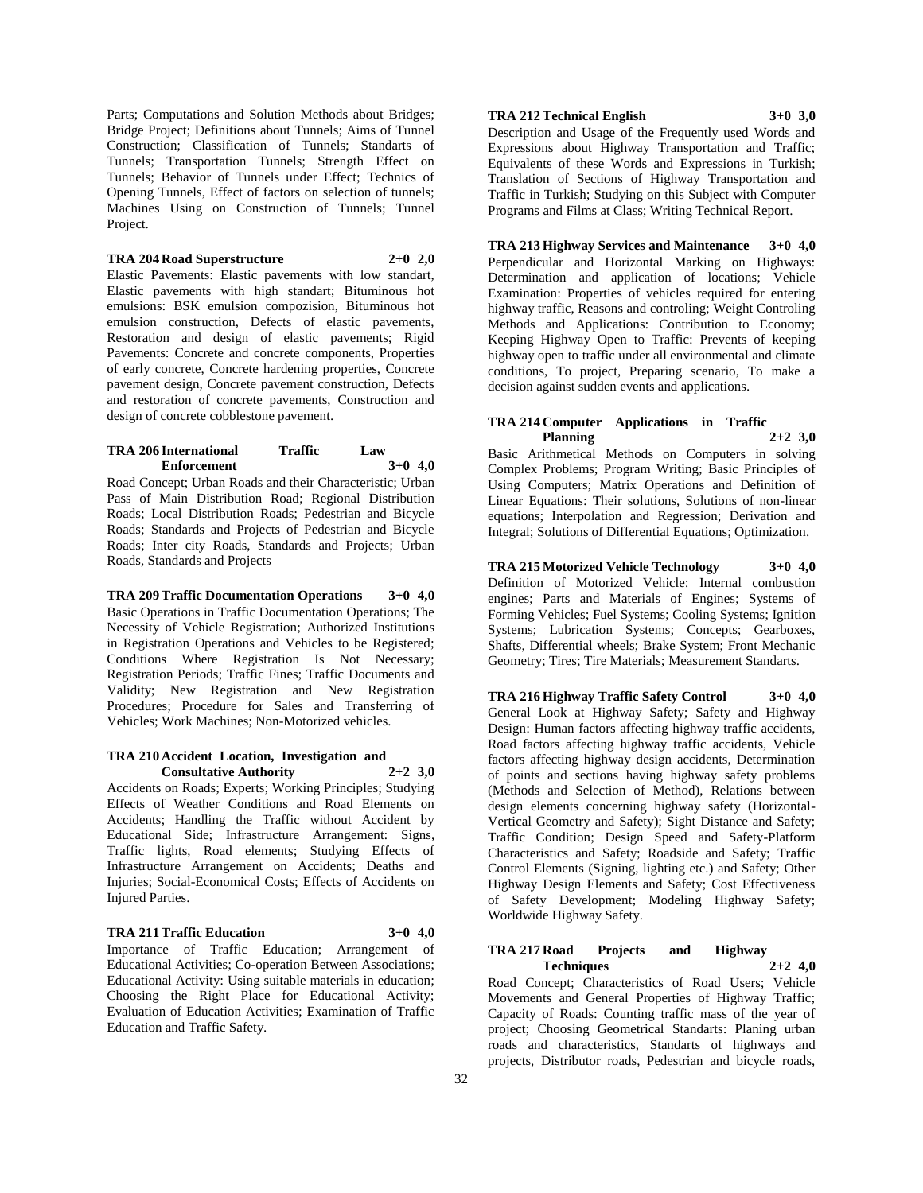Parts; Computations and Solution Methods about Bridges; Bridge Project; Definitions about Tunnels; Aims of Tunnel Construction; Classification of Tunnels; Standarts of Tunnels; Transportation Tunnels; Strength Effect on Tunnels; Behavior of Tunnels under Effect; Technics of Opening Tunnels, Effect of factors on selection of tunnels; Machines Using on Construction of Tunnels; Tunnel Project.

**TRA 204 Road Superstructure 2+0 2,0**

Elastic Pavements: Elastic pavements with low standart, Elastic pavements with high standart; Bituminous hot emulsions: BSK emulsion compozision, Bituminous hot emulsion construction, Defects of elastic pavements, Restoration and design of elastic pavements; Rigid Pavements: Concrete and concrete components, Properties of early concrete, Concrete hardening properties, Concrete pavement design, Concrete pavement construction, Defects and restoration of concrete pavements, Construction and design of concrete cobblestone pavement.

**TRA 206 International Traffic Law Enforcement 3+0 4,0**

Road Concept; Urban Roads and their Characteristic; Urban Pass of Main Distribution Road; Regional Distribution Roads; Local Distribution Roads; Pedestrian and Bicycle Roads; Standards and Projects of Pedestrian and Bicycle Roads; Inter city Roads, Standards and Projects; Urban Roads, Standards and Projects

**TRA 209 Traffic Documentation Operations 3+0 4,0**

Basic Operations in Traffic Documentation Operations; The Necessity of Vehicle Registration; Authorized Institutions in Registration Operations and Vehicles to be Registered; Conditions Where Registration Is Not Necessary; Registration Periods; Traffic Fines; Traffic Documents and Validity; New Registration and New Registration Procedures; Procedure for Sales and Transferring of Vehicles; Work Machines; Non-Motorized vehicles.

**TRA 210 Accident Location, Investigation and Consultative Authority 2+2 3,0**

Accidents on Roads; Experts; Working Principles; Studying Effects of Weather Conditions and Road Elements on Accidents; Handling the Traffic without Accident by Educational Side; Infrastructure Arrangement: Signs, Traffic lights, Road elements; Studying Effects of Infrastructure Arrangement on Accidents; Deaths and Injuries; Social-Economical Costs; Effects of Accidents on Injured Parties.

**TRA 211 Traffic Education 3+0 4,0**

Importance of Traffic Education; Arrangement of Educational Activities; Co-operation Between Associations; Educational Activity: Using suitable materials in education; Choosing the Right Place for Educational Activity; Evaluation of Education Activities; Examination of Traffic Education and Traffic Safety.

**TRA 212 Technical English 3+0 3,0**

Description and Usage of the Frequently used Words and Expressions about Highway Transportation and Traffic; Equivalents of these Words and Expressions in Turkish; Translation of Sections of Highway Transportation and Traffic in Turkish; Studying on this Subject with Computer Programs and Films at Class; Writing Technical Report.

**TRA 213 Highway Services and Maintenance 3+0 4,0**

Perpendicular and Horizontal Marking on Highways: Determination and application of locations; Vehicle Examination: Properties of vehicles required for entering highway traffic, Reasons and controling; Weight Controling Methods and Applications: Contribution to Economy; Keeping Highway Open to Traffic: Prevents of keeping highway open to traffic under all environmental and climate conditions, To project, Preparing scenario, To make a decision against sudden events and applications.

**TRA 214 Computer Applications in Traffic Planning 2+2 3,0**

Basic Arithmethical Methods on Computers in solving Complex Problems; Program Writing; Basic Principles of Using Computers; Matrix Operations and Definition of Linear Equations: Their solutions, Solutions of non-linear equations; Interpolation and Regression; Derivation and Integral; Solutions of Differential Equations; Optimization.

**TRA 215 Motorized Vehicle Technology 3+0 4,0**

Definition of Motorized Vehicle: Internal combustion engines; Parts and Materials of Engines; Systems of Forming Vehicles; Fuel Systems; Cooling Systems; Ignition Systems; Lubrication Systems; Concepts; Gearboxes, Shafts, Differential wheels; Brake System; Front Mechanic Geometry; Tires; Tire Materials; Measurement Standarts.

**TRA 216 Highway Traffic Safety Control 3+0 4,0**

General Look at Highway Safety; Safety and Highway Design: Human factors affecting highway traffic accidents, Road factors affecting highway traffic accidents, Vehicle factors affecting highway design accidents, Determination of points and sections having highway safety problems (Methods and Selection of Method), Relations between design elements concerning highway safety (Horizontal-Vertical Geometry and Safety); Sight Distance and Safety; Traffic Condition; Design Speed and Safety-Platform Characteristics and Safety; Roadside and Safety; Traffic Control Elements (Signing, lighting etc.) and Safety; Other Highway Design Elements and Safety; Cost Effectiveness of Safety Development; Modeling Highway Safety; Worldwide Highway Safety.

**TRA 217 Road Projects and Highway Techniques 2+2 4,0**

Road Concept; Characteristics of Road Users; Vehicle Movements and General Properties of Highway Traffic; Capacity of Roads: Counting traffic mass of the year of project; Choosing Geometrical Standarts: Planing urban roads and characteristics, Standarts of highways and projects, Distributor roads, Pedestrian and bicycle roads,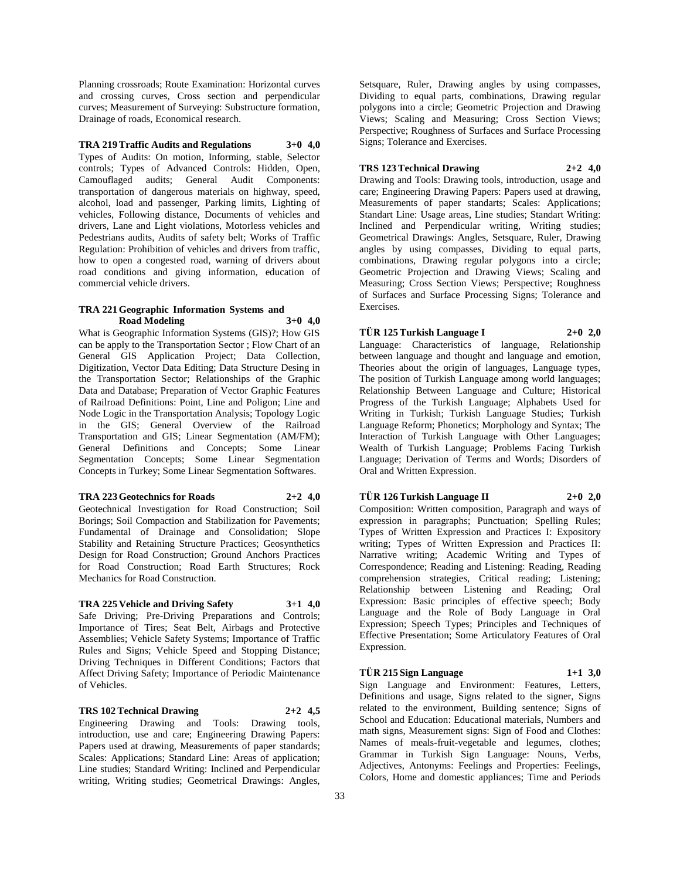Planning crossroads; Route Examination: Horizontal curves and crossing curves, Cross section and perpendicular curves; Measurement of Surveying: Substructure formation, Drainage of roads, Economical research.

**TRA 219 Traffic Audits and Regulations 3+0 4,0**

Types of Audits: On motion, Informing, stable, Selector controls; Types of Advanced Controls: Hidden, Open, Camouflaged audits; General Audit Components: transportation of dangerous materials on highway, speed, alcohol, load and passenger, Parking limits, Lighting of vehicles, Following distance, Documents of vehicles and drivers, Lane and Light violations, Motorless vehicles and Pedestrians audits, Audits of safety belt; Works of Traffic Regulation: Prohibition of vehicles and drivers from traffic, how to open a congested road, warning of drivers about road conditions and giving information, education of commercial vehicle drivers.

**TRA 221 Geographic Information Systems and Road Modeling 3+0 4,0**

What is Geographic Information Systems (GIS)?; How GIS can be apply to the Transportation Sector ; Flow Chart of an General GIS Application Project; Data Collection, Digitization, Vector Data Editing; Data Structure Desing in the Transportation Sector; Relationships of the Graphic Data and Database; Preparation of Vector Graphic Features of Railroad Definitions: Point, Line and Poligon; Line and Node Logic in the Transportation Analysis; Topology Logic in the GIS; General Overview of the Railroad Transportation and GIS; Linear Segmentation (AM/FM); General Definitions and Concepts; Some Linear Segmentation Concepts; Some Linear Segmentation Concepts in Turkey; Some Linear Segmentation Softwares.

**TRA 223 Geotechnics for Roads 2+2 4,0**

Geotechnical Investigation for Road Construction; Soil Borings; Soil Compaction and Stabilization for Pavements; Fundamental of Drainage and Consolidation; Slope Stability and Retaining Structure Practices; Geosynthetics Design for Road Construction; Ground Anchors Practices for Road Construction; Road Earth Structures; Rock Mechanics for Road Construction.

**TRA 225 Vehicle and Driving Safety 3+1 4,0**

Safe Driving; Pre-Driving Preparations and Controls; Importance of Tires; Seat Belt, Airbags and Protective Assemblies; Vehicle Safety Systems; Importance of Traffic Rules and Signs; Vehicle Speed and Stopping Distance; Driving Techniques in Different Conditions; Factors that Affect Driving Safety; Importance of Periodic Maintenance of Vehicles.

**TRS 102 Technical Drawing 2+2 4,5**

Engineering Drawing and Tools: Drawing tools, introduction, use and care; Engineering Drawing Papers: Papers used at drawing, Measurements of paper standards; Scales: Applications; Standard Line: Areas of application; Line studies; Standard Writing: Inclined and Perpendicular writing, Writing studies; Geometrical Drawings: Angles, Setsquare, Ruler, Drawing angles by using compasses, Dividing to equal parts, combinations, Drawing regular polygons into a circle; Geometric Projection and Drawing Views; Scaling and Measuring; Cross Section Views; Perspective; Roughness of Surfaces and Surface Processing Signs; Tolerance and Exercises.

**TRS 123 Technical Drawing 2+2 4,0**

Drawing and Tools: Drawing tools, introduction, usage and care; Engineering Drawing Papers: Papers used at drawing, Measurements of paper standarts; Scales: Applications; Standart Line: Usage areas, Line studies; Standart Writing: Inclined and Perpendicular writing, Writing studies; Geometrical Drawings: Angles, Setsquare, Ruler, Drawing angles by using compasses, Dividing to equal parts, combinations, Drawing regular polygons into a circle; Geometric Projection and Drawing Views; Scaling and Measuring; Cross Section Views; Perspective; Roughness of Surfaces and Surface Processing Signs; Tolerance and Exercises.

**TÜR 125 Turkish Language I 2+0 2,0**

Language: Characteristics of language, Relationship between language and thought and language and emotion, Theories about the origin of languages, Language types, The position of Turkish Language among world languages; Relationship Between Language and Culture; Historical Progress of the Turkish Language; Alphabets Used for Writing in Turkish; Turkish Language Studies; Turkish Language Reform; Phonetics; Morphology and Syntax; The Interaction of Turkish Language with Other Languages; Wealth of Turkish Language; Problems Facing Turkish Language; Derivation of Terms and Words; Disorders of Oral and Written Expression.

**TÜR 126 Turkish Language II 2+0 2,0**

Composition: Written composition, Paragraph and ways of expression in paragraphs; Punctuation; Spelling Rules; Types of Written Expression and Practices I: Expository writing; Types of Written Expression and Practices II: Narrative writing; Academic Writing and Types of Correspondence; Reading and Listening: Reading, Reading comprehension strategies, Critical reading; Listening; Relationship between Listening and Reading; Oral Expression: Basic principles of effective speech; Body Language and the Role of Body Language in Oral Expression; Speech Types; Principles and Techniques of Effective Presentation; Some Articulatory Features of Oral Expression.

**TÜR 215 Sign Language 1+1 3,0**

Sign Language and Environment: Features, Letters, Definitions and usage, Signs related to the signer, Signs related to the environment, Building sentence; Signs of School and Education: Educational materials, Numbers and math signs, Measurement signs: Sign of Food and Clothes: Names of meals-fruit-vegetable and legumes, clothes; Grammar in Turkish Sign Language: Nouns, Verbs, Adjectives, Antonyms: Feelings and Properties: Feelings, Colors, Home and domestic appliances; Time and Periods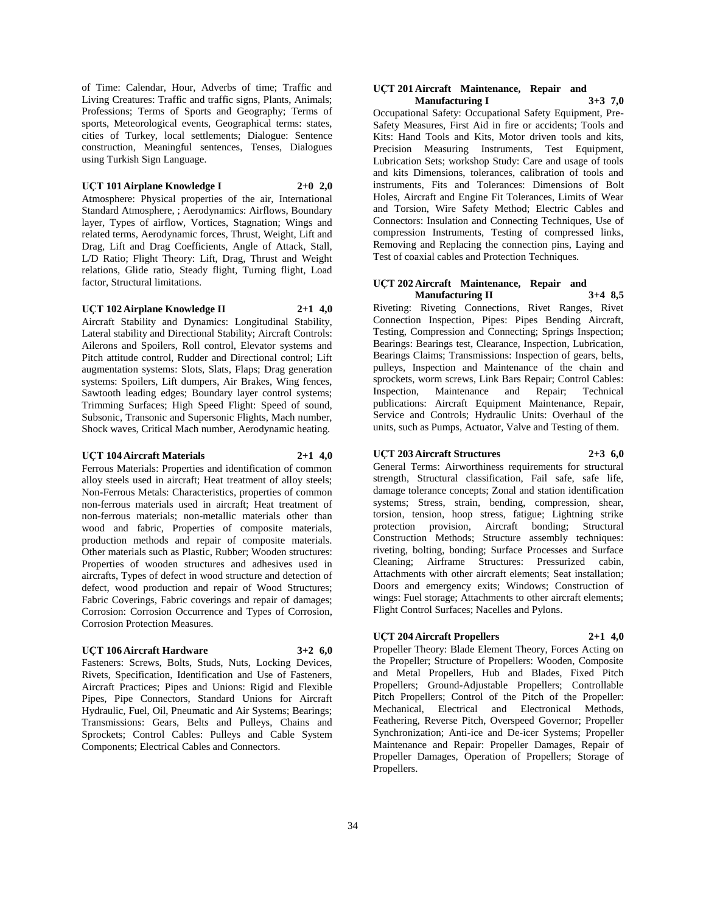of Time: Calendar, Hour, Adverbs of time; Traffic and Living Creatures: Traffic and traffic signs, Plants, Animals; Professions; Terms of Sports and Geography; Terms of sports, Meteorological events, Geographical terms: states, cities of Turkey, local settlements; Dialogue: Sentence construction, Meaningful sentences, Tenses, Dialogues using Turkish Sign Language.

**UÇT 101 Airplane Knowledge I 2+0 2,0**

Atmosphere: Physical properties of the air, International Standard Atmosphere, ; Aerodynamics: Airflows, Boundary layer, Types of airflow, Vortices, Stagnation; Wings and related terms, Aerodynamic forces, Thrust, Weight, Lift and Drag, Lift and Drag Coefficients, Angle of Attack, Stall, L/D Ratio; Flight Theory: Lift, Drag, Thrust and Weight relations, Glide ratio, Steady flight, Turning flight, Load factor, Structural limitations.

**UÇT 102 Airplane Knowledge II 2+1 4,0**

Aircraft Stability and Dynamics: Longitudinal Stability, Lateral stability and Directional Stability; Aircraft Controls: Ailerons and Spoilers, Roll control, Elevator systems and Pitch attitude control, Rudder and Directional control; Lift augmentation systems: Slots, Slats, Flaps; Drag generation systems: Spoilers, Lift dumpers, Air Brakes, Wing fences, Sawtooth leading edges; Boundary layer control systems; Trimming Surfaces; High Speed Flight: Speed of sound, Subsonic, Transonic and Supersonic Flights, Mach number, Shock waves, Critical Mach number, Aerodynamic heating.

**UÇT 104 Aircraft Materials 2+1 4,0**

Ferrous Materials: Properties and identification of common alloy steels used in aircraft; Heat treatment of alloy steels; Non-Ferrous Metals: Characteristics, properties of common non-ferrous materials used in aircraft; Heat treatment of non-ferrous materials; non-metallic materials other than wood and fabric, Properties of composite materials, production methods and repair of composite materials. Other materials such as Plastic, Rubber; Wooden structures: Properties of wooden structures and adhesives used in aircrafts, Types of defect in wood structure and detection of defect, wood production and repair of Wood Structures; Fabric Coverings, Fabric coverings and repair of damages; Corrosion: Corrosion Occurrence and Types of Corrosion, Corrosion Protection Measures.

**UÇT 106 Aircraft Hardware 3+2 6,0**

Fasteners: Screws, Bolts, Studs, Nuts, Locking Devices, Rivets, Specification, Identification and Use of Fasteners, Aircraft Practices; Pipes and Unions: Rigid and Flexible Pipes, Pipe Connectors, Standard Unions for Aircraft Hydraulic, Fuel, Oil, Pneumatic and Air Systems; Bearings; Transmissions: Gears, Belts and Pulleys, Chains and Sprockets; Control Cables: Pulleys and Cable System Components; Electrical Cables and Connectors.

**UÇT 201 Aircraft Maintenance, Repair and Manufacturing I 3+3 7,0**

Occupational Safety: Occupational Safety Equipment, Pre-Safety Measures, First Aid in fire or accidents; Tools and Kits: Hand Tools and Kits, Motor driven tools and kits, Precision Measuring Instruments, Test Equipment, Lubrication Sets; workshop Study: Care and usage of tools and kits Dimensions, tolerances, calibration of tools and instruments, Fits and Tolerances: Dimensions of Bolt Holes, Aircraft and Engine Fit Tolerances, Limits of Wear and Torsion, Wire Safety Method; Electric Cables and Connectors: Insulation and Connecting Techniques, Use of compression Instruments, Testing of compressed links, Removing and Replacing the connection pins, Laying and Test of coaxial cables and Protection Techniques.

**UÇT 202 Aircraft Maintenance, Repair and Manufacturing II 3+4 8,5**

Riveting: Riveting Connections, Rivet Ranges, Rivet Connection Inspection, Pipes: Pipes Bending Aircraft, Testing, Compression and Connecting; Springs Inspection; Bearings: Bearings test, Clearance, Inspection, Lubrication, Bearings Claims; Transmissions: Inspection of gears, belts, pulleys, Inspection and Maintenance of the chain and sprockets, worm screws, Link Bars Repair; Control Cables: Inspection, Maintenance and Repair; Technical publications: Aircraft Equipment Maintenance, Repair, Service and Controls; Hydraulic Units: Overhaul of the units, such as Pumps, Actuator, Valve and Testing of them.

**UÇT 203 Aircraft Structures 2+3 6,0**

General Terms: Airworthiness requirements for structural strength, Structural classification, Fail safe, safe life, damage tolerance concepts; Zonal and station identification systems; Stress, strain, bending, compression, shear, torsion, tension, hoop stress, fatigue; Lightning strike protection provision, Aircraft bonding; Structural Construction Methods; Structure assembly techniques: riveting, bolting, bonding; Surface Processes and Surface Cleaning; Airframe Structures: Pressurized cabin, Attachments with other aircraft elements; Seat installation; Doors and emergency exits; Windows; Construction of wings: Fuel storage; Attachments to other aircraft elements; Flight Control Surfaces; Nacelles and Pylons.

**UÇT 204 Aircraft Propellers 2+1 4,0**

Propeller Theory: Blade Element Theory, Forces Acting on the Propeller; Structure of Propellers: Wooden, Composite and Metal Propellers, Hub and Blades, Fixed Pitch Propellers; Ground-Adjustable Propellers; Controllable Pitch Propellers; Control of the Pitch of the Propeller: Mechanical, Electrical and Electronical Methods, Feathering, Reverse Pitch, Overspeed Governor; Propeller Synchronization; Anti-ice and De-icer Systems; Propeller Maintenance and Repair: Propeller Damages, Repair of Propeller Damages, Operation of Propellers; Storage of Propellers.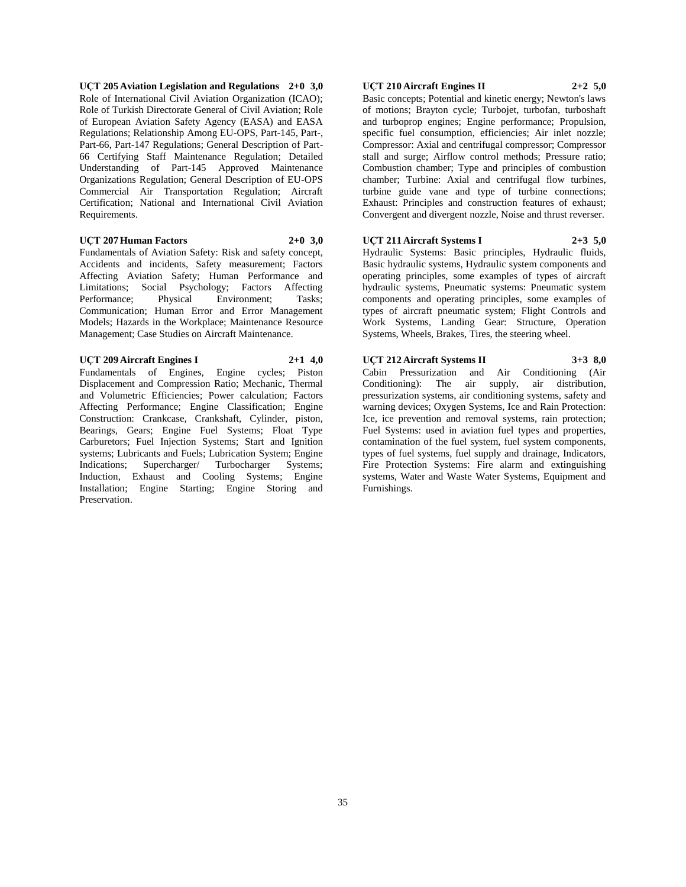**UÇT 205 Aviation Legislation and Regulations 2+0 3,0**
Role of International Civil Aviation Organization (ICAO); Role of Turkish Directorate General of Civil Aviation; Role of European Aviation Safety Agency (EASA) and EASA Regulations; Relationship Among EU-OPS, Part-145, Part-, Part-66, Part-147 Regulations; General Description of Part-66 Certifying Staff Maintenance Regulation; Detailed Understanding of Part-145 Approved Maintenance Organizations Regulation; General Description of EU-OPS Commercial Air Transportation Regulation; Aircraft Certification; National and International Civil Aviation Requirements.

**UÇT 207 Human Factors 2+0 3,0**
Fundamentals of Aviation Safety: Risk and safety concept, Accidents and incidents, Safety measurement; Factors Affecting Aviation Safety; Human Performance and Limitations; Social Psychology; Factors Affecting Performance; Physical Environment; Tasks; Communication; Human Error and Error Management Models; Hazards in the Workplace; Maintenance Resource Management; Case Studies on Aircraft Maintenance.

**UÇT 209 Aircraft Engines I 2+1 4,0**
Fundamentals of Engines, Engine cycles; Piston Displacement and Compression Ratio; Mechanic, Thermal and Volumetric Efficiencies; Power calculation; Factors Affecting Performance; Engine Classification; Engine Construction: Crankcase, Crankshaft, Cylinder, piston, Bearings, Gears; Engine Fuel Systems; Float Type Carburetors; Fuel Injection Systems; Start and Ignition systems; Lubricants and Fuels; Lubrication System; Engine Indications; Supercharger/ Turbocharger Systems; Induction, Exhaust and Cooling Systems; Engine Installation; Engine Starting; Engine Storing and Preservation.

**UÇT 210 Aircraft Engines II 2+2 5,0**
Basic concepts; Potential and kinetic energy; Newton's laws of motions; Brayton cycle; Turbojet, turbofan, turboshaft and turboprop engines; Engine performance; Propulsion, specific fuel consumption, efficiencies; Air inlet nozzle; Compressor: Axial and centrifugal compressor; Compressor stall and surge; Airflow control methods; Pressure ratio; Combustion chamber; Type and principles of combustion chamber; Turbine: Axial and centrifugal flow turbines, turbine guide vane and type of turbine connections; Exhaust: Principles and construction features of exhaust; Convergent and divergent nozzle, Noise and thrust reverser.

**UÇT 211 Aircraft Systems I 2+3 5,0**
Hydraulic Systems: Basic principles, Hydraulic fluids, Basic hydraulic systems, Hydraulic system components and operating principles, some examples of types of aircraft hydraulic systems, Pneumatic systems: Pneumatic system components and operating principles, some examples of types of aircraft pneumatic system; Flight Controls and Work Systems, Landing Gear: Structure, Operation Systems, Wheels, Brakes, Tires, the steering wheel.

**UÇT 212 Aircraft Systems II 3+3 8,0**
Cabin Pressurization and Air Conditioning (Air Conditioning): The air supply, air distribution, pressurization systems, air conditioning systems, safety and warning devices; Oxygen Systems, Ice and Rain Protection: Ice, ice prevention and removal systems, rain protection; Fuel Systems: used in aviation fuel types and properties, contamination of the fuel system, fuel system components, types of fuel systems, fuel supply and drainage, Indicators, Fire Protection Systems: Fire alarm and extinguishing systems, Water and Waste Water Systems, Equipment and Furnishings.